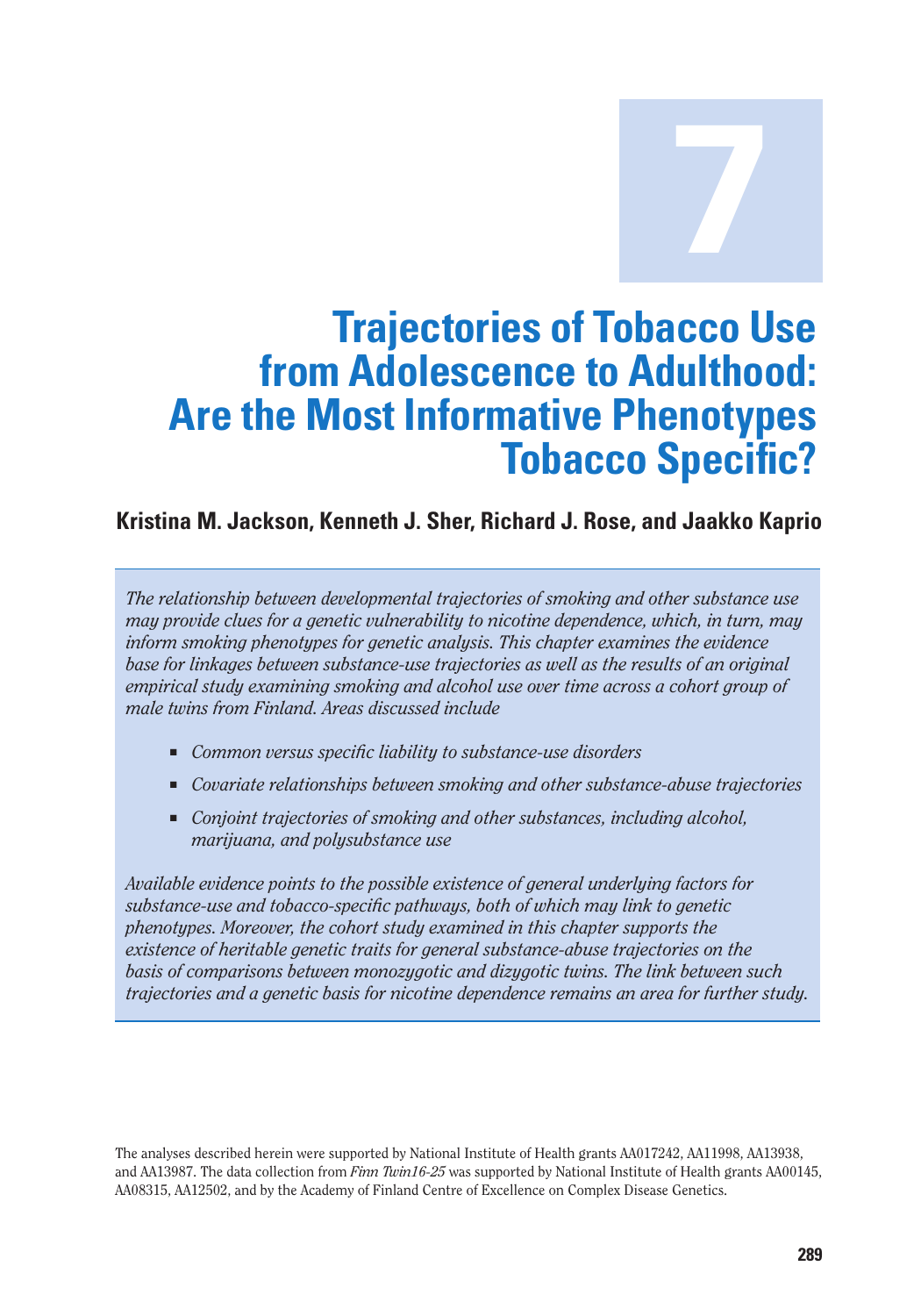# 7

# Trajectories of Tobacco Use from Adolescence to Adulthood: Are the Most Informative Phenotypes Tobacco Specific?

**Kristina M. Jackson, Kenneth J. Sher, Richard J. Rose, and Jaakko Kaprio**

*The relationship between developmental trajectories of smoking and other substance use may provide clues for a genetic vulnerability to nicotine dependence, which, in turn, may inform smoking phenotypes for genetic analysis. This chapter examines the evidence base for linkages between substance-use trajectories as well as the results of an original empirical study examining smoking and alcohol use over time across a cohort group of male twins from Finland. Areas discussed include*

- *Common versus specific liability to substance-use disorders*
- *Covariate relationships between smoking and other substance-abuse trajectories*
- *Conjoint trajectories of smoking and other substances, including alcohol, marijuana, and polysubstance use*

*Available evidence points to the possible existence of general underlying factors for substance-use and tobacco-specific pathways, both of which may link to genetic phenotypes. Moreover, the cohort study examined in this chapter supports the existence of heritable genetic traits for general substance-abuse trajectories on the basis of comparisons between monozygotic and dizygotic twins. The link between such trajectories and a genetic basis for nicotine dependence remains an area for further study.*

The analyses described herein were supported by National Institute of Health grants AA017242, AA11998, AA13938, and AA13987. The data collection from *Finn Twin16-25* was supported by National Institute of Health grants AA00145, AA08315, AA12502, and by the Academy of Finland Centre of Excellence on Complex Disease Genetics.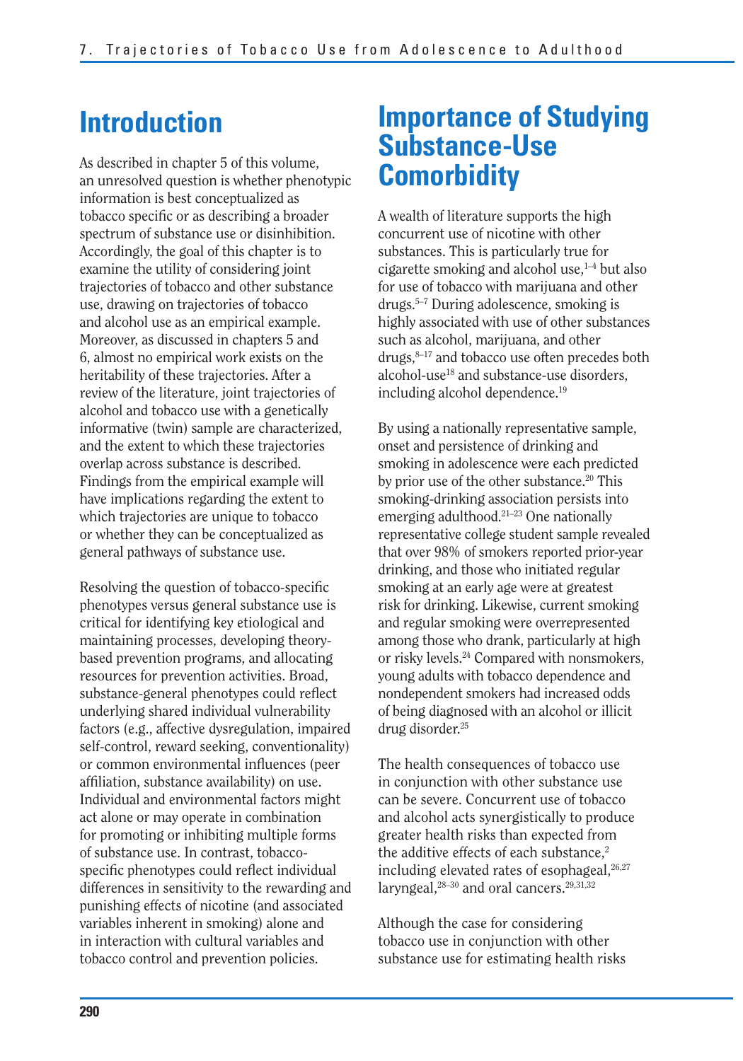# Introduction

As described in chapter 5 of this volume, an unresolved question is whether phenotypic information is best conceptualized as tobacco specific or as describing a broader spectrum of substance use or disinhibition. Accordingly, the goal of this chapter is to examine the utility of considering joint trajectories of tobacco and other substance use, drawing on trajectories of tobacco and alcohol use as an empirical example. Moreover, as discussed in chapters 5 and 6, almost no empirical work exists on the heritability of these trajectories. After a review of the literature, joint trajectories of alcohol and tobacco use with a genetically informative (twin) sample are characterized, and the extent to which these trajectories overlap across substance is described. Findings from the empirical example will have implications regarding the extent to which trajectories are unique to tobacco or whether they can be conceptualized as general pathways of substance use.

Resolving the question of tobacco-specific phenotypes versus general substance use is critical for identifying key etiological and maintaining processes, developing theory-based prevention programs, and allocating resources for prevention activities. Broad, substance-general phenotypes could reflect underlying shared individual vulnerability factors (e.g., affective dysregulation, impaired self-control, reward seeking, conventionality) or common environmental influences (peer affiliation, substance availability) on use. Individual and environmental factors might act alone or may operate in combination for promoting or inhibiting multiple forms of substance use. In contrast, tobacco-specific phenotypes could reflect individual differences in sensitivity to the rewarding and punishing effects of nicotine (and associated variables inherent in smoking) alone and in interaction with cultural variables and tobacco control and prevention policies.

# Importance of Studying Substance-Use Comorbidity

A wealth of literature supports the high concurrent use of nicotine with other substances. This is particularly true for cigarette smoking and alcohol use,[1–4] but also for use of tobacco with marijuana and other drugs.[5–7] During adolescence, smoking is highly associated with use of other substances such as alcohol, marijuana, and other drugs,[8–17] and tobacco use often precedes both alcohol-use[18] and substance-use disorders, including alcohol dependence.[19]

By using a nationally representative sample, onset and persistence of drinking and smoking in adolescence were each predicted by prior use of the other substance.[20] This smoking-drinking association persists into emerging adulthood.[21–23] One nationally representative college student sample revealed that over 98% of smokers reported prior-year drinking, and those who initiated regular smoking at an early age were at greatest risk for drinking. Likewise, current smoking and regular smoking were overrepresented among those who drank, particularly at high or risky levels.[24] Compared with nonsmokers, young adults with tobacco dependence and nondependent smokers had increased odds of being diagnosed with an alcohol or illicit drug disorder.[25]

The health consequences of tobacco use in conjunction with other substance use can be severe. Concurrent use of tobacco and alcohol acts synergistically to produce greater health risks than expected from the additive effects of each substance,[2] including elevated rates of esophageal,[26,27] laryngeal,[28–30] and oral cancers.[29,31,32]

Although the case for considering tobacco use in conjunction with other substance use for estimating health risks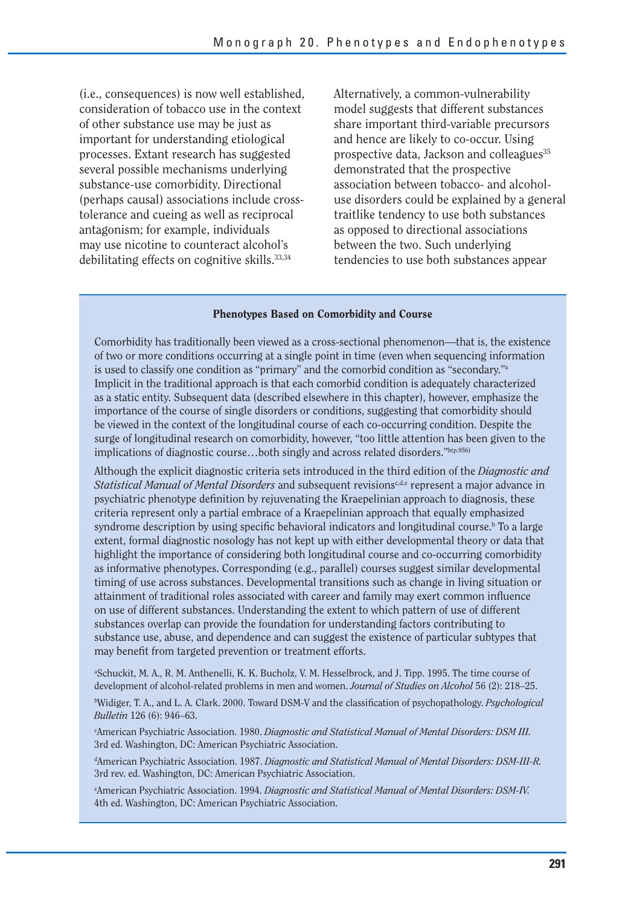(i.e., consequences) is now well established, consideration of tobacco use in the context of other substance use may be just as important for understanding etiological processes. Extant research has suggested several possible mechanisms underlying substance-use comorbidity. Directional (perhaps causal) associations include cross-tolerance and cueing as well as reciprocal antagonism; for example, individuals may use nicotine to counteract alcohol's debilitating effects on cognitive skills.[33,34]

Alternatively, a common-vulnerability model suggests that different substances share important third-variable precursors and hence are likely to co-occur. Using prospective data, Jackson and colleagues[35] demonstrated that the prospective association between tobacco- and alcohol-use disorders could be explained by a general traitlike tendency to use both substances as opposed to directional associations between the two. Such underlying tendencies to use both substances appear

**Phenotypes Based on Comorbidity and Course**

Comorbidity has traditionally been viewed as a cross-sectional phenomenon—that is, the existence of two or more conditions occurring at a single point in time (even when sequencing information is used to classify one condition as "primary" and the comorbid condition as "secondary."[a] Implicit in the traditional approach is that each comorbid condition is adequately characterized as a static entity. Subsequent data (described elsewhere in this chapter), however, emphasize the importance of the course of single disorders or conditions, suggesting that comorbidity should be viewed in the context of the longitudinal course of each co-occurring condition. Despite the surge of longitudinal research on comorbidity, however, "too little attention has been given to the implications of diagnostic course…both singly and across related disorders."[b(p.956)]

Although the explicit diagnostic criteria sets introduced in the third edition of the *Diagnostic and Statistical Manual of Mental Disorders* and subsequent revisions[c,d,e] represent a major advance in psychiatric phenotype definition by rejuvenating the Kraepelinian approach to diagnosis, these criteria represent only a partial embrace of a Kraepelinian approach that equally emphasized syndrome description by using specific behavioral indicators and longitudinal course.[b] To a large extent, formal diagnostic nosology has not kept up with either developmental theory or data that highlight the importance of considering both longitudinal course and co-occurring comorbidity as informative phenotypes. Corresponding (e.g., parallel) courses suggest similar developmental timing of use across substances. Developmental transitions such as change in living situation or attainment of traditional roles associated with career and family may exert common influence on use of different substances. Understanding the extent to which pattern of use of different substances overlap can provide the foundation for understanding factors contributing to substance use, abuse, and dependence and can suggest the existence of particular subtypes that may benefit from targeted prevention or treatment efforts.

[a]Schuckit, M. A., R. M. Anthenelli, K. K. Bucholz, V. M. Hesselbrock, and J. Tipp. 1995. The time course of development of alcohol-related problems in men and women. *Journal of Studies on Alcohol* 56 (2): 218–25.

[b]Widiger, T. A., and L. A. Clark. 2000. Toward DSM-V and the classification of psychopathology. *Psychological Bulletin* 126 (6): 946–63.

[c]American Psychiatric Association. 1980. *Diagnostic and Statistical Manual of Mental Disorders: DSM III*. 3rd ed. Washington, DC: American Psychiatric Association.

[d]American Psychiatric Association. 1987. *Diagnostic and Statistical Manual of Mental Disorders: DSM-III-R*. 3rd rev. ed. Washington, DC: American Psychiatric Association.

[e]American Psychiatric Association. 1994. *Diagnostic and Statistical Manual of Mental Disorders: DSM-IV*. 4th ed. Washington, DC: American Psychiatric Association.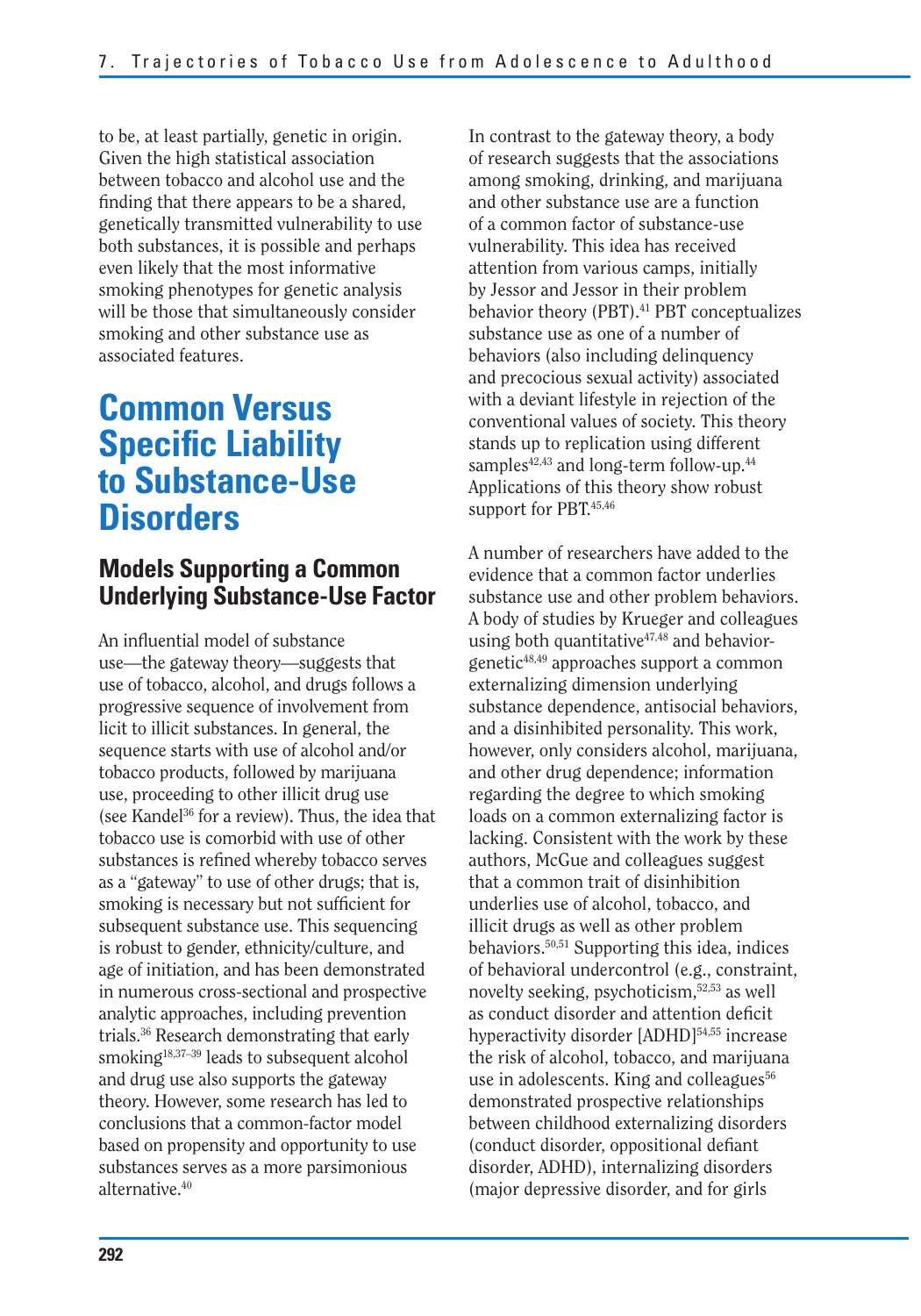to be, at least partially, genetic in origin. Given the high statistical association between tobacco and alcohol use and the finding that there appears to be a shared, genetically transmitted vulnerability to use both substances, it is possible and perhaps even likely that the most informative smoking phenotypes for genetic analysis will be those that simultaneously consider smoking and other substance use as associated features.

# Common Versus Specific Liability to Substance-Use Disorders

## Models Supporting a Common Underlying Substance-Use Factor

An influential model of substance use—the gateway theory—suggests that use of tobacco, alcohol, and drugs follows a progressive sequence of involvement from licit to illicit substances. In general, the sequence starts with use of alcohol and/or tobacco products, followed by marijuana use, proceeding to other illicit drug use (see Kandel[36] for a review). Thus, the idea that tobacco use is comorbid with use of other substances is refined whereby tobacco serves as a "gateway" to use of other drugs; that is, smoking is necessary but not sufficient for subsequent substance use. This sequencing is robust to gender, ethnicity/culture, and age of initiation, and has been demonstrated in numerous cross-sectional and prospective analytic approaches, including prevention trials.[36] Research demonstrating that early smoking[18,37–39] leads to subsequent alcohol and drug use also supports the gateway theory. However, some research has led to conclusions that a common-factor model based on propensity and opportunity to use substances serves as a more parsimonious alternative.[40]

In contrast to the gateway theory, a body of research suggests that the associations among smoking, drinking, and marijuana and other substance use are a function of a common factor of substance-use vulnerability. This idea has received attention from various camps, initially by Jessor and Jessor in their problem behavior theory (PBT).[41] PBT conceptualizes substance use as one of a number of behaviors (also including delinquency and precocious sexual activity) associated with a deviant lifestyle in rejection of the conventional values of society. This theory stands up to replication using different samples[42,43] and long-term follow-up.[44] Applications of this theory show robust support for PBT.[45,46]

A number of researchers have added to the evidence that a common factor underlies substance use and other problem behaviors. A body of studies by Krueger and colleagues using both quantitative[47,48] and behavior-genetic[48,49] approaches support a common externalizing dimension underlying substance dependence, antisocial behaviors, and a disinhibited personality. This work, however, only considers alcohol, marijuana, and other drug dependence; information regarding the degree to which smoking loads on a common externalizing factor is lacking. Consistent with the work by these authors, McGue and colleagues suggest that a common trait of disinhibition underlies use of alcohol, tobacco, and illicit drugs as well as other problem behaviors.[50,51] Supporting this idea, indices of behavioral undercontrol (e.g., constraint, novelty seeking, psychoticism,[52,53] as well as conduct disorder and attention deficit hyperactivity disorder [ADHD][54,55] increase the risk of alcohol, tobacco, and marijuana use in adolescents. King and colleagues[56] demonstrated prospective relationships between childhood externalizing disorders (conduct disorder, oppositional defiant disorder, ADHD), internalizing disorders (major depressive disorder, and for girls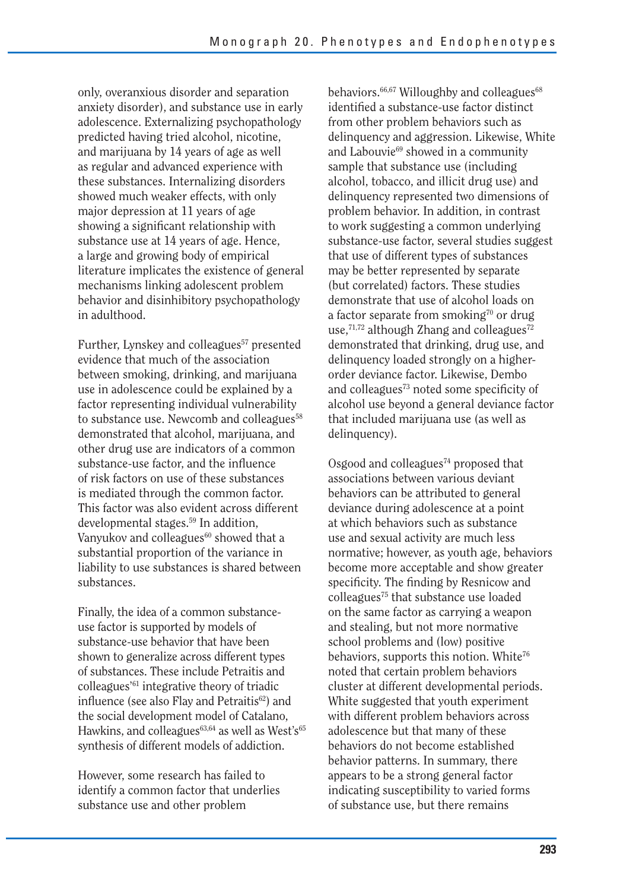only, overanxious disorder and separation anxiety disorder), and substance use in early adolescence. Externalizing psychopathology predicted having tried alcohol, nicotine, and marijuana by 14 years of age as well as regular and advanced experience with these substances. Internalizing disorders showed much weaker effects, with only major depression at 11 years of age showing a significant relationship with substance use at 14 years of age. Hence, a large and growing body of empirical literature implicates the existence of general mechanisms linking adolescent problem behavior and disinhibitory psychopathology in adulthood.

Further, Lynskey and colleagues[57] presented evidence that much of the association between smoking, drinking, and marijuana use in adolescence could be explained by a factor representing individual vulnerability to substance use. Newcomb and colleagues[58] demonstrated that alcohol, marijuana, and other drug use are indicators of a common substance-use factor, and the influence of risk factors on use of these substances is mediated through the common factor. This factor was also evident across different developmental stages.[59] In addition, Vanyukov and colleagues[60] showed that a substantial proportion of the variance in liability to use substances is shared between substances.

Finally, the idea of a common substance-use factor is supported by models of substance-use behavior that have been shown to generalize across different types of substances. These include Petraitis and colleagues'[61] integrative theory of triadic influence (see also Flay and Petraitis[62]) and the social development model of Catalano, Hawkins, and colleagues[63,64] as well as West's[65] synthesis of different models of addiction.

However, some research has failed to identify a common factor that underlies substance use and other problem behaviors.[66,67] Willoughby and colleagues[68] identified a substance-use factor distinct from other problem behaviors such as delinquency and aggression. Likewise, White and Labouvie[69] showed in a community sample that substance use (including alcohol, tobacco, and illicit drug use) and delinquency represented two dimensions of problem behavior. In addition, in contrast to work suggesting a common underlying substance-use factor, several studies suggest that use of different types of substances may be better represented by separate (but correlated) factors. These studies demonstrate that use of alcohol loads on a factor separate from smoking[70] or drug use,[71,72] although Zhang and colleagues[72] demonstrated that drinking, drug use, and delinquency loaded strongly on a higher-order deviance factor. Likewise, Dembo and colleagues[73] noted some specificity of alcohol use beyond a general deviance factor that included marijuana use (as well as delinquency).

Osgood and colleagues[74] proposed that associations between various deviant behaviors can be attributed to general deviance during adolescence at a point at which behaviors such as substance use and sexual activity are much less normative; however, as youth age, behaviors become more acceptable and show greater specificity. The finding by Resnicow and colleagues[75] that substance use loaded on the same factor as carrying a weapon and stealing, but not more normative school problems and (low) positive behaviors, supports this notion. White[76] noted that certain problem behaviors cluster at different developmental periods. White suggested that youth experiment with different problem behaviors across adolescence but that many of these behaviors do not become established behavior patterns. In summary, there appears to be a strong general factor indicating susceptibility to varied forms of substance use, but there remains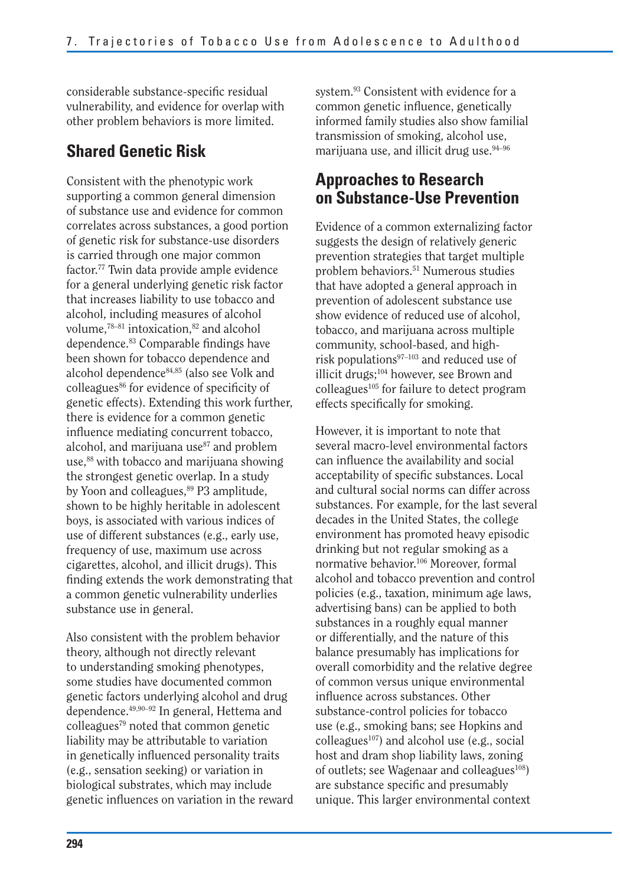considerable substance-specific residual vulnerability, and evidence for overlap with other problem behaviors is more limited.

## Shared Genetic Risk

Consistent with the phenotypic work supporting a common general dimension of substance use and evidence for common correlates across substances, a good portion of genetic risk for substance-use disorders is carried through one major common factor.[77] Twin data provide ample evidence for a general underlying genetic risk factor that increases liability to use tobacco and alcohol, including measures of alcohol volume,[78–81] intoxication,[82] and alcohol dependence.[83] Comparable findings have been shown for tobacco dependence and alcohol dependence[84,85] (also see Volk and colleagues[86] for evidence of specificity of genetic effects). Extending this work further, there is evidence for a common genetic influence mediating concurrent tobacco, alcohol, and marijuana use[87] and problem use,[88] with tobacco and marijuana showing the strongest genetic overlap. In a study by Yoon and colleagues,[89] P3 amplitude, shown to be highly heritable in adolescent boys, is associated with various indices of use of different substances (e.g., early use, frequency of use, maximum use across cigarettes, alcohol, and illicit drugs). This finding extends the work demonstrating that a common genetic vulnerability underlies substance use in general.

Also consistent with the problem behavior theory, although not directly relevant to understanding smoking phenotypes, some studies have documented common genetic factors underlying alcohol and drug dependence.[49,90–92] In general, Hettema and colleagues[79] noted that common genetic liability may be attributable to variation in genetically influenced personality traits (e.g., sensation seeking) or variation in biological substrates, which may include genetic influences on variation in the reward system.[93] Consistent with evidence for a common genetic influence, genetically informed family studies also show familial transmission of smoking, alcohol use, marijuana use, and illicit drug use.[94–96]

## Approaches to Research on Substance-Use Prevention

Evidence of a common externalizing factor suggests the design of relatively generic prevention strategies that target multiple problem behaviors.[51] Numerous studies that have adopted a general approach in prevention of adolescent substance use show evidence of reduced use of alcohol, tobacco, and marijuana across multiple community, school-based, and high-risk populations[97–103] and reduced use of illicit drugs;[104] however, see Brown and colleagues[105] for failure to detect program effects specifically for smoking.

However, it is important to note that several macro-level environmental factors can influence the availability and social acceptability of specific substances. Local and cultural social norms can differ across substances. For example, for the last several decades in the United States, the college environment has promoted heavy episodic drinking but not regular smoking as a normative behavior.[106] Moreover, formal alcohol and tobacco prevention and control policies (e.g., taxation, minimum age laws, advertising bans) can be applied to both substances in a roughly equal manner or differentially, and the nature of this balance presumably has implications for overall comorbidity and the relative degree of common versus unique environmental influence across substances. Other substance-control policies for tobacco use (e.g., smoking bans; see Hopkins and colleagues[107]) and alcohol use (e.g., social host and dram shop liability laws, zoning of outlets; see Wagenaar and colleagues[108]) are substance specific and presumably unique. This larger environmental context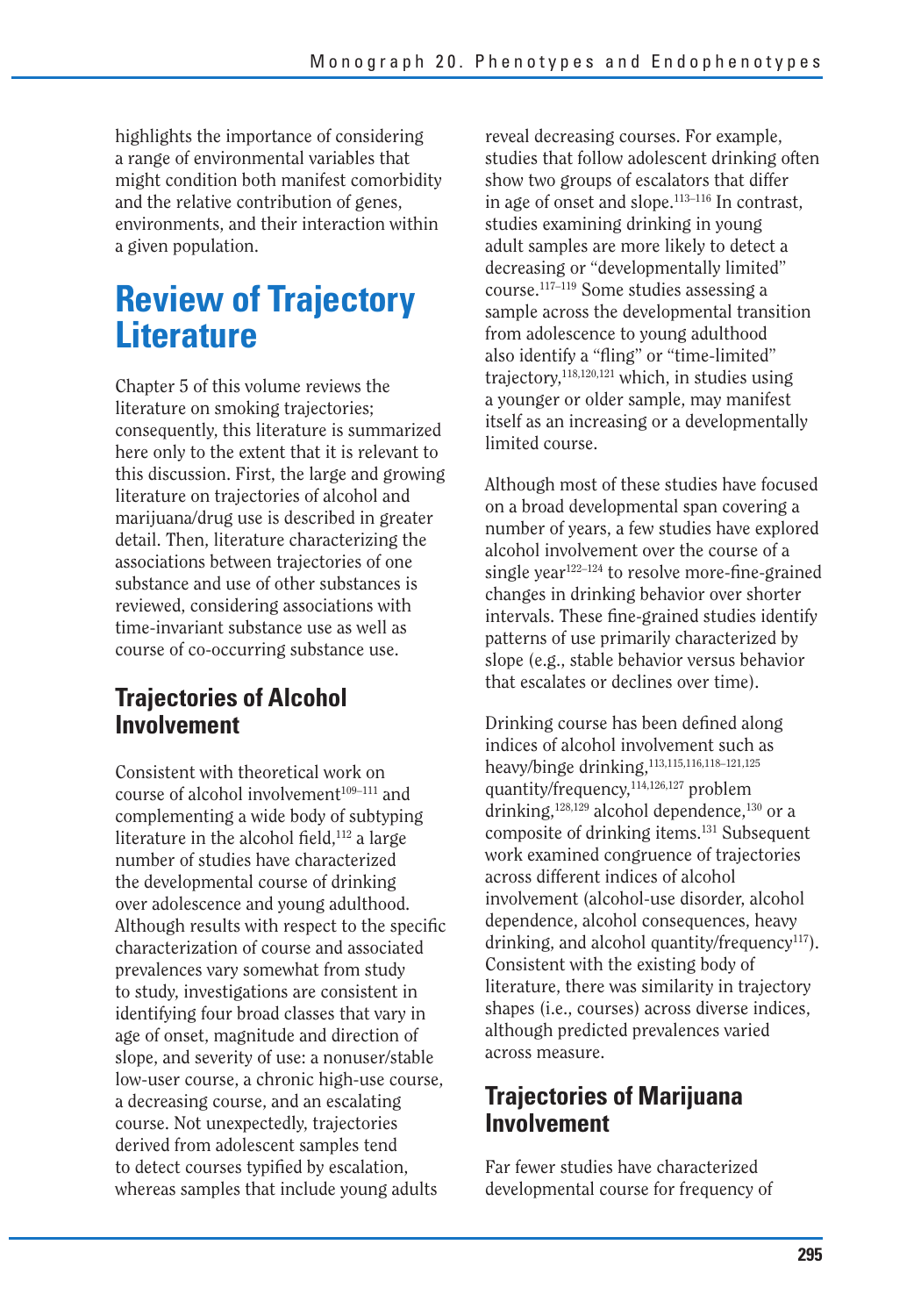highlights the importance of considering a range of environmental variables that might condition both manifest comorbidity and the relative contribution of genes, environments, and their interaction within a given population.

# Review of Trajectory Literature

Chapter 5 of this volume reviews the literature on smoking trajectories; consequently, this literature is summarized here only to the extent that it is relevant to this discussion. First, the large and growing literature on trajectories of alcohol and marijuana/drug use is described in greater detail. Then, literature characterizing the associations between trajectories of one substance and use of other substances is reviewed, considering associations with time-invariant substance use as well as course of co-occurring substance use.

## Trajectories of Alcohol Involvement

Consistent with theoretical work on course of alcohol involvement[109–111] and complementing a wide body of subtyping literature in the alcohol field,[112] a large number of studies have characterized the developmental course of drinking over adolescence and young adulthood. Although results with respect to the specific characterization of course and associated prevalences vary somewhat from study to study, investigations are consistent in identifying four broad classes that vary in age of onset, magnitude and direction of slope, and severity of use: a nonuser/stable low-user course, a chronic high-use course, a decreasing course, and an escalating course. Not unexpectedly, trajectories derived from adolescent samples tend to detect courses typified by escalation, whereas samples that include young adults reveal decreasing courses. For example, studies that follow adolescent drinking often show two groups of escalators that differ in age of onset and slope.[113–116] In contrast, studies examining drinking in young adult samples are more likely to detect a decreasing or "developmentally limited" course.[117–119] Some studies assessing a sample across the developmental transition from adolescence to young adulthood also identify a "fling" or "time-limited" trajectory,[118,120,121] which, in studies using a younger or older sample, may manifest itself as an increasing or a developmentally limited course.

Although most of these studies have focused on a broad developmental span covering a number of years, a few studies have explored alcohol involvement over the course of a single year[122–124] to resolve more-fine-grained changes in drinking behavior over shorter intervals. These fine-grained studies identify patterns of use primarily characterized by slope (e.g., stable behavior versus behavior that escalates or declines over time).

Drinking course has been defined along indices of alcohol involvement such as heavy/binge drinking,[113,115,116,118–121,125] quantity/frequency,[114,126,127] problem drinking,[128,129] alcohol dependence,[130] or a composite of drinking items.[131] Subsequent work examined congruence of trajectories across different indices of alcohol involvement (alcohol-use disorder, alcohol dependence, alcohol consequences, heavy drinking, and alcohol quantity/frequency[117]). Consistent with the existing body of literature, there was similarity in trajectory shapes (i.e., courses) across diverse indices, although predicted prevalences varied across measure.

## Trajectories of Marijuana Involvement

Far fewer studies have characterized developmental course for frequency of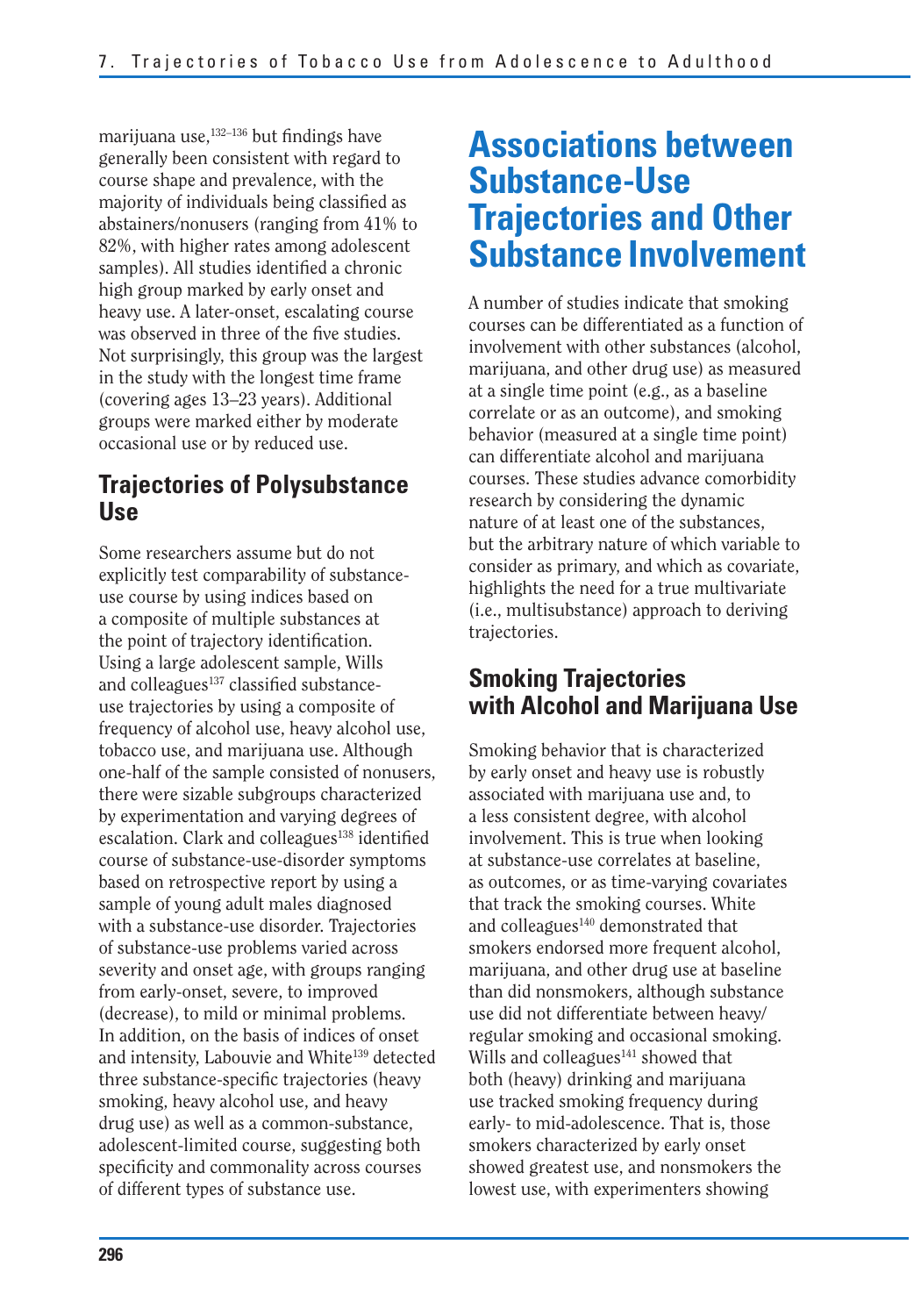marijuana use,[132–136] but findings have generally been consistent with regard to course shape and prevalence, with the majority of individuals being classified as abstainers/nonusers (ranging from 41% to 82%, with higher rates among adolescent samples). All studies identified a chronic high group marked by early onset and heavy use. A later-onset, escalating course was observed in three of the five studies. Not surprisingly, this group was the largest in the study with the longest time frame (covering ages 13–23 years). Additional groups were marked either by moderate occasional use or by reduced use.

### Trajectories of Polysubstance Use

Some researchers assume but do not explicitly test comparability of substance-use course by using indices based on a composite of multiple substances at the point of trajectory identification. Using a large adolescent sample, Wills and colleagues[137] classified substance-use trajectories by using a composite of frequency of alcohol use, heavy alcohol use, tobacco use, and marijuana use. Although one-half of the sample consisted of nonusers, there were sizable subgroups characterized by experimentation and varying degrees of escalation. Clark and colleagues[138] identified course of substance-use-disorder symptoms based on retrospective report by using a sample of young adult males diagnosed with a substance-use disorder. Trajectories of substance-use problems varied across severity and onset age, with groups ranging from early-onset, severe, to improved (decrease), to mild or minimal problems. In addition, on the basis of indices of onset and intensity, Labouvie and White[139] detected three substance-specific trajectories (heavy smoking, heavy alcohol use, and heavy drug use) as well as a common-substance, adolescent-limited course, suggesting both specificity and commonality across courses of different types of substance use.

## Associations between Substance-Use Trajectories and Other Substance Involvement

A number of studies indicate that smoking courses can be differentiated as a function of involvement with other substances (alcohol, marijuana, and other drug use) as measured at a single time point (e.g., as a baseline correlate or as an outcome), and smoking behavior (measured at a single time point) can differentiate alcohol and marijuana courses. These studies advance comorbidity research by considering the dynamic nature of at least one of the substances, but the arbitrary nature of which variable to consider as primary, and which as covariate, highlights the need for a true multivariate (i.e., multisubstance) approach to deriving trajectories.

### Smoking Trajectories with Alcohol and Marijuana Use

Smoking behavior that is characterized by early onset and heavy use is robustly associated with marijuana use and, to a less consistent degree, with alcohol involvement. This is true when looking at substance-use correlates at baseline, as outcomes, or as time-varying covariates that track the smoking courses. White and colleagues[140] demonstrated that smokers endorsed more frequent alcohol, marijuana, and other drug use at baseline than did nonsmokers, although substance use did not differentiate between heavy/regular smoking and occasional smoking. Wills and colleagues[141] showed that both (heavy) drinking and marijuana use tracked smoking frequency during early- to mid-adolescence. That is, those smokers characterized by early onset showed greatest use, and nonsmokers the lowest use, with experimenters showing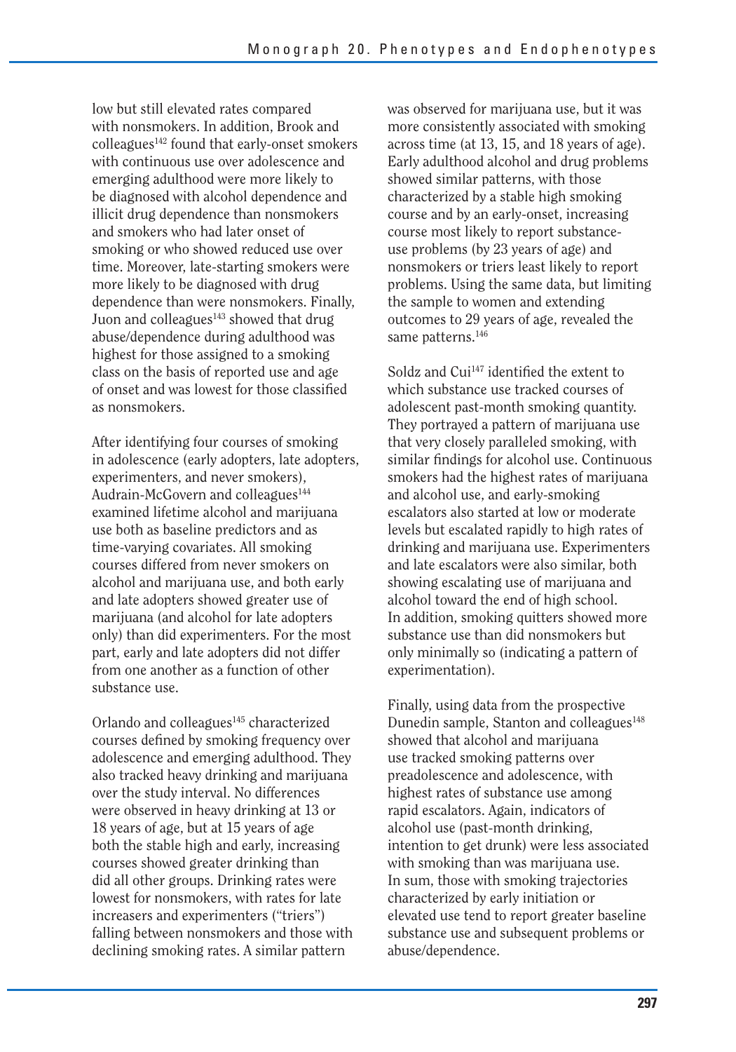low but still elevated rates compared with nonsmokers. In addition, Brook and colleagues[142] found that early-onset smokers with continuous use over adolescence and emerging adulthood were more likely to be diagnosed with alcohol dependence and illicit drug dependence than nonsmokers and smokers who had later onset of smoking or who showed reduced use over time. Moreover, late-starting smokers were more likely to be diagnosed with drug dependence than were nonsmokers. Finally, Juon and colleagues[143] showed that drug abuse/dependence during adulthood was highest for those assigned to a smoking class on the basis of reported use and age of onset and was lowest for those classified as nonsmokers.

After identifying four courses of smoking in adolescence (early adopters, late adopters, experimenters, and never smokers), Audrain-McGovern and colleagues[144] examined lifetime alcohol and marijuana use both as baseline predictors and as time-varying covariates. All smoking courses differed from never smokers on alcohol and marijuana use, and both early and late adopters showed greater use of marijuana (and alcohol for late adopters only) than did experimenters. For the most part, early and late adopters did not differ from one another as a function of other substance use.

Orlando and colleagues[145] characterized courses defined by smoking frequency over adolescence and emerging adulthood. They also tracked heavy drinking and marijuana over the study interval. No differences were observed in heavy drinking at 13 or 18 years of age, but at 15 years of age both the stable high and early, increasing courses showed greater drinking than did all other groups. Drinking rates were lowest for nonsmokers, with rates for late increasers and experimenters ("triers") falling between nonsmokers and those with declining smoking rates. A similar pattern was observed for marijuana use, but it was more consistently associated with smoking across time (at 13, 15, and 18 years of age). Early adulthood alcohol and drug problems showed similar patterns, with those characterized by a stable high smoking course and by an early-onset, increasing course most likely to report substance-use problems (by 23 years of age) and nonsmokers or triers least likely to report problems. Using the same data, but limiting the sample to women and extending outcomes to 29 years of age, revealed the same patterns.[146]

Soldz and Cui[147] identified the extent to which substance use tracked courses of adolescent past-month smoking quantity. They portrayed a pattern of marijuana use that very closely paralleled smoking, with similar findings for alcohol use. Continuous smokers had the highest rates of marijuana and alcohol use, and early-smoking escalators also started at low or moderate levels but escalated rapidly to high rates of drinking and marijuana use. Experimenters and late escalators were also similar, both showing escalating use of marijuana and alcohol toward the end of high school. In addition, smoking quitters showed more substance use than did nonsmokers but only minimally so (indicating a pattern of experimentation).

Finally, using data from the prospective Dunedin sample, Stanton and colleagues[148] showed that alcohol and marijuana use tracked smoking patterns over preadolescence and adolescence, with highest rates of substance use among rapid escalators. Again, indicators of alcohol use (past-month drinking, intention to get drunk) were less associated with smoking than was marijuana use. In sum, those with smoking trajectories characterized by early initiation or elevated use tend to report greater baseline substance use and subsequent problems or abuse/dependence.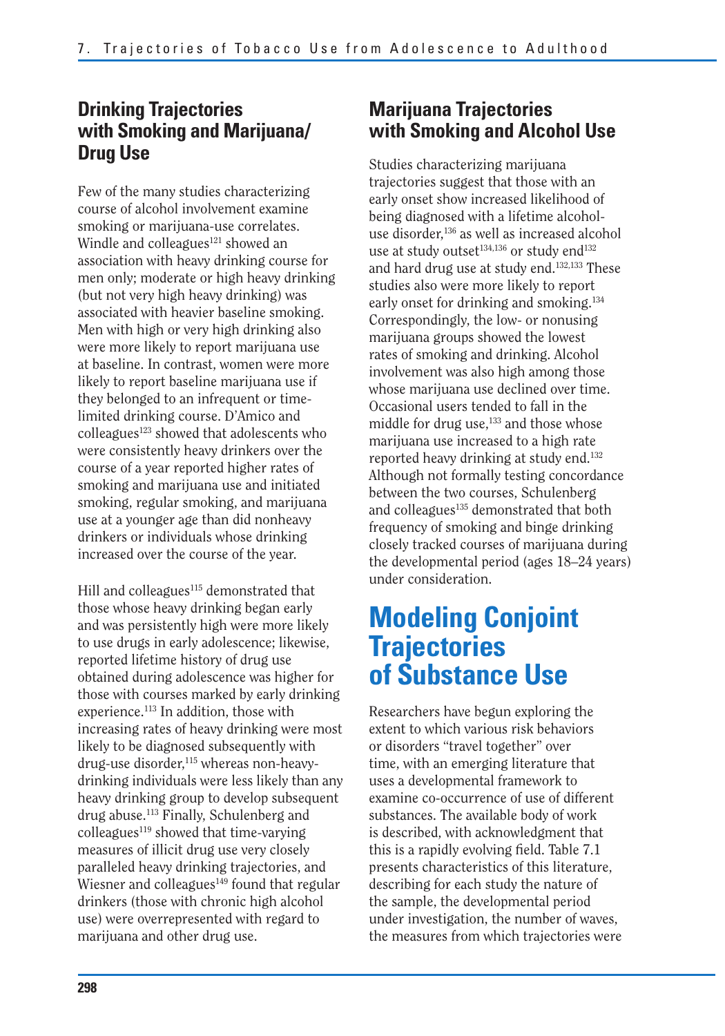## Drinking Trajectories with Smoking and Marijuana/Drug Use

Few of the many studies characterizing course of alcohol involvement examine smoking or marijuana-use correlates. Windle and colleagues[121] showed an association with heavy drinking course for men only; moderate or high heavy drinking (but not very high heavy drinking) was associated with heavier baseline smoking. Men with high or very high drinking also were more likely to report marijuana use at baseline. In contrast, women were more likely to report baseline marijuana use if they belonged to an infrequent or time-limited drinking course. D'Amico and colleagues[123] showed that adolescents who were consistently heavy drinkers over the course of a year reported higher rates of smoking and marijuana use and initiated smoking, regular smoking, and marijuana use at a younger age than did nonheavy drinkers or individuals whose drinking increased over the course of the year.

Hill and colleagues[115] demonstrated that those whose heavy drinking began early and was persistently high were more likely to use drugs in early adolescence; likewise, reported lifetime history of drug use obtained during adolescence was higher for those with courses marked by early drinking experience.[113] In addition, those with increasing rates of heavy drinking were most likely to be diagnosed subsequently with drug-use disorder,[115] whereas non-heavy-drinking individuals were less likely than any heavy drinking group to develop subsequent drug abuse.[113] Finally, Schulenberg and colleagues[119] showed that time-varying measures of illicit drug use very closely paralleled heavy drinking trajectories, and Wiesner and colleagues[149] found that regular drinkers (those with chronic high alcohol use) were overrepresented with regard to marijuana and other drug use.

## Marijuana Trajectories with Smoking and Alcohol Use

Studies characterizing marijuana trajectories suggest that those with an early onset show increased likelihood of being diagnosed with a lifetime alcohol-use disorder,[136] as well as increased alcohol use at study outset[134,136] or study end[132] and hard drug use at study end.[132,133] These studies also were more likely to report early onset for drinking and smoking.[134] Correspondingly, the low- or nonusing marijuana groups showed the lowest rates of smoking and drinking. Alcohol involvement was also high among those whose marijuana use declined over time. Occasional users tended to fall in the middle for drug use,[133] and those whose marijuana use increased to a high rate reported heavy drinking at study end.[132] Although not formally testing concordance between the two courses, Schulenberg and colleagues[135] demonstrated that both frequency of smoking and binge drinking closely tracked courses of marijuana during the developmental period (ages 18–24 years) under consideration.

# Modeling Conjoint Trajectories of Substance Use

Researchers have begun exploring the extent to which various risk behaviors or disorders "travel together" over time, with an emerging literature that uses a developmental framework to examine co-occurrence of use of different substances. The available body of work is described, with acknowledgment that this is a rapidly evolving field. Table 7.1 presents characteristics of this literature, describing for each study the nature of the sample, the developmental period under investigation, the number of waves, the measures from which trajectories were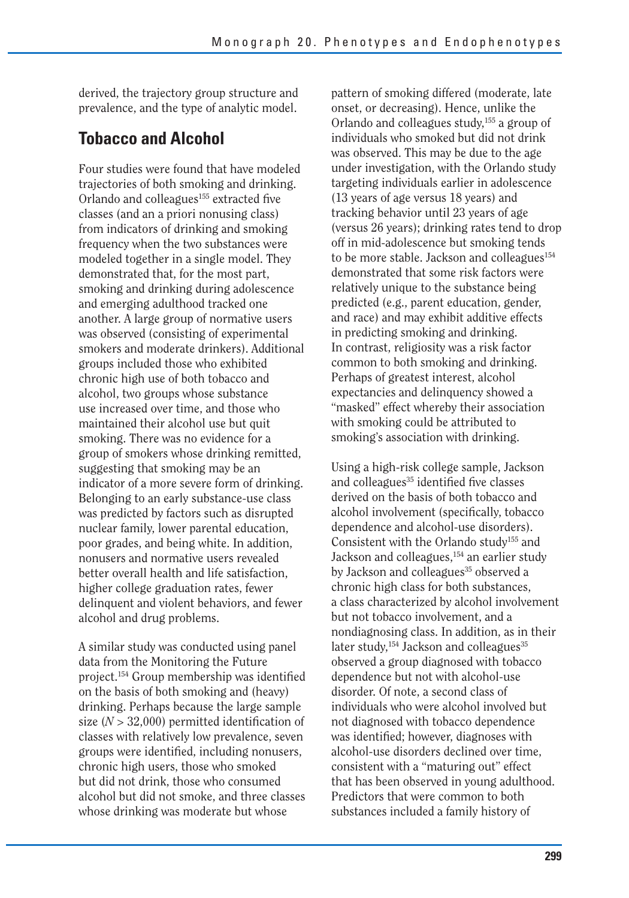derived, the trajectory group structure and prevalence, and the type of analytic model.

## Tobacco and Alcohol

Four studies were found that have modeled trajectories of both smoking and drinking. Orlando and colleagues[155] extracted five classes (and an a priori nonusing class) from indicators of drinking and smoking frequency when the two substances were modeled together in a single model. They demonstrated that, for the most part, smoking and drinking during adolescence and emerging adulthood tracked one another. A large group of normative users was observed (consisting of experimental smokers and moderate drinkers). Additional groups included those who exhibited chronic high use of both tobacco and alcohol, two groups whose substance use increased over time, and those who maintained their alcohol use but quit smoking. There was no evidence for a group of smokers whose drinking remitted, suggesting that smoking may be an indicator of a more severe form of drinking. Belonging to an early substance-use class was predicted by factors such as disrupted nuclear family, lower parental education, poor grades, and being white. In addition, nonusers and normative users revealed better overall health and life satisfaction, higher college graduation rates, fewer delinquent and violent behaviors, and fewer alcohol and drug problems.

A similar study was conducted using panel data from the Monitoring the Future project.[154] Group membership was identified on the basis of both smoking and (heavy) drinking. Perhaps because the large sample size ($N > 32{,}000$) permitted identification of classes with relatively low prevalence, seven groups were identified, including nonusers, chronic high users, those who smoked but did not drink, those who consumed alcohol but did not smoke, and three classes whose drinking was moderate but whose pattern of smoking differed (moderate, late onset, or decreasing). Hence, unlike the Orlando and colleagues study,[155] a group of individuals who smoked but did not drink was observed. This may be due to the age under investigation, with the Orlando study targeting individuals earlier in adolescence (13 years of age versus 18 years) and tracking behavior until 23 years of age (versus 26 years); drinking rates tend to drop off in mid-adolescence but smoking tends to be more stable. Jackson and colleagues[154] demonstrated that some risk factors were relatively unique to the substance being predicted (e.g., parent education, gender, and race) and may exhibit additive effects in predicting smoking and drinking. In contrast, religiosity was a risk factor common to both smoking and drinking. Perhaps of greatest interest, alcohol expectancies and delinquency showed a "masked" effect whereby their association with smoking could be attributed to smoking's association with drinking.

Using a high-risk college sample, Jackson and colleagues[35] identified five classes derived on the basis of both tobacco and alcohol involvement (specifically, tobacco dependence and alcohol-use disorders). Consistent with the Orlando study[155] and Jackson and colleagues,[154] an earlier study by Jackson and colleagues[35] observed a chronic high class for both substances, a class characterized by alcohol involvement but not tobacco involvement, and a nondiagnosing class. In addition, as in their later study,[154] Jackson and colleagues[35] observed a group diagnosed with tobacco dependence but not with alcohol-use disorder. Of note, a second class of individuals who were alcohol involved but not diagnosed with tobacco dependence was identified; however, diagnoses with alcohol-use disorders declined over time, consistent with a "maturing out" effect that has been observed in young adulthood. Predictors that were common to both substances included a family history of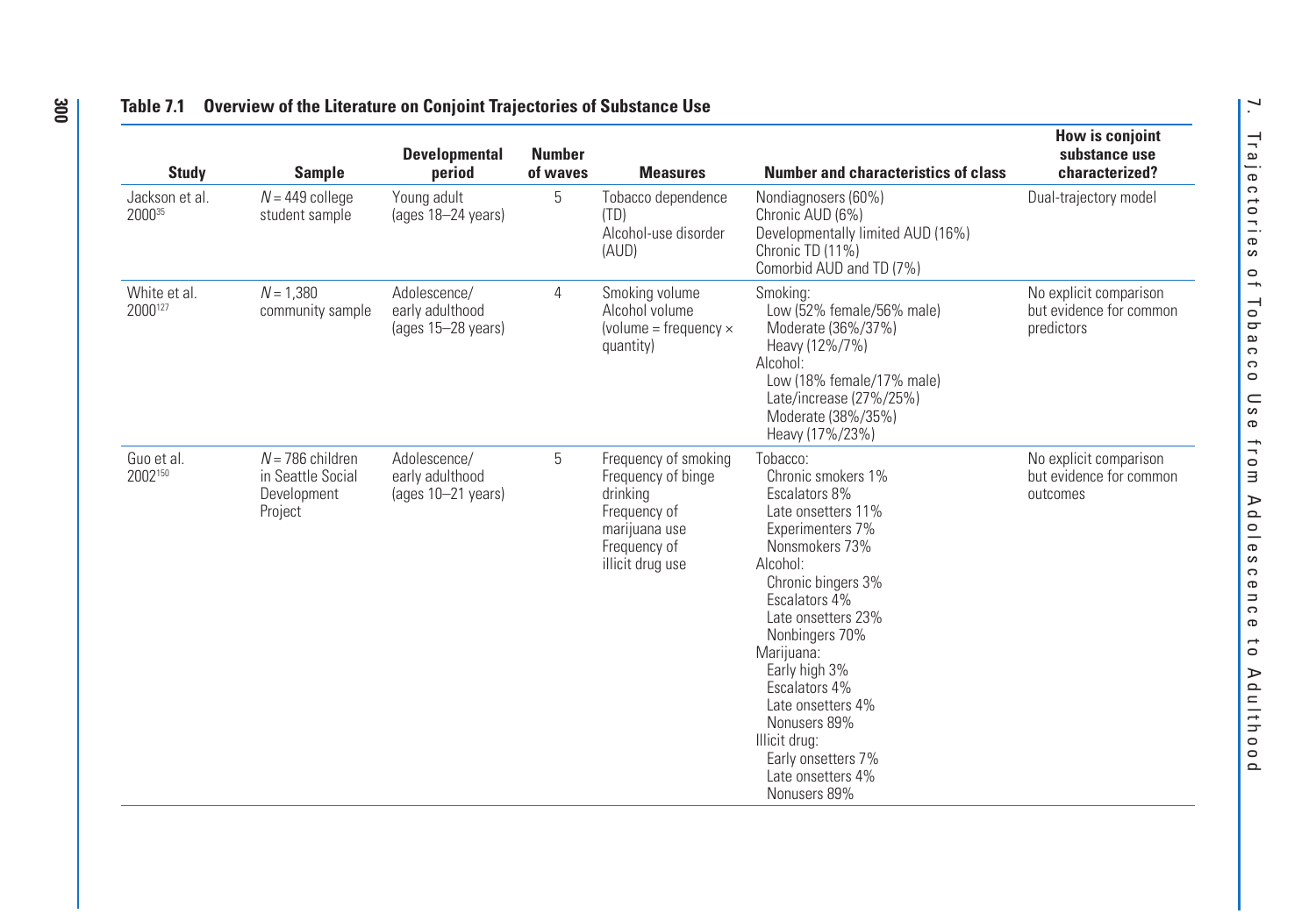**Table 7.1 Overview of the Literature on Conjoint Trajectories of Substance Use**

| Study | Sample | Developmental period | Number of waves | Measures | Number and characteristics of class | How is conjoint substance use characterized? |
|---|---|---|---|---|---|---|
| Jackson et al. 2000[35] | $N$ = 449 college student sample | Young adult (ages 18–24 years) | 5 | Tobacco dependence (TD)<br>Alcohol-use disorder (AUD) | Nondiagnosers (60%)<br>Chronic AUD (6%)<br>Developmentally limited AUD (16%)<br>Chronic TD (11%)<br>Comorbid AUD and TD (7%) | Dual-trajectory model |
| White et al. 2000[127] | $N$ = 1,380 community sample | Adolescence/ early adulthood (ages 15–28 years) | 4 | Smoking volume<br>Alcohol volume (volume = frequency × quantity) | Smoking:<br>Low (52% female/56% male)<br>Moderate (36%/37%)<br>Heavy (12%/7%)<br>Alcohol:<br>Low (18% female/17% male)<br>Late/increase (27%/25%)<br>Moderate (38%/35%)<br>Heavy (17%/23%) | No explicit comparison but evidence for common predictors |
| Guo et al. 2002[150] | $N$ = 786 children in Seattle Social Development Project | Adolescence/ early adulthood (ages 10–21 years) | 5 | Frequency of smoking<br>Frequency of binge drinking<br>Frequency of marijuana use<br>Frequency of illicit drug use | Tobacco:<br>Chronic smokers 1%<br>Escalators 8%<br>Late onsetters 11%<br>Experimenters 7%<br>Nonsmokers 73%<br>Alcohol:<br>Chronic bingers 3%<br>Escalators 4%<br>Late onsetters 23%<br>Nonbingers 70%<br>Marijuana:<br>Early high 3%<br>Escalators 4%<br>Late onsetters 4%<br>Nonusers 89%<br>Illicit drug:<br>Early onsetters 7%<br>Late onsetters 4%<br>Nonusers 89% | No explicit comparison but evidence for common outcomes |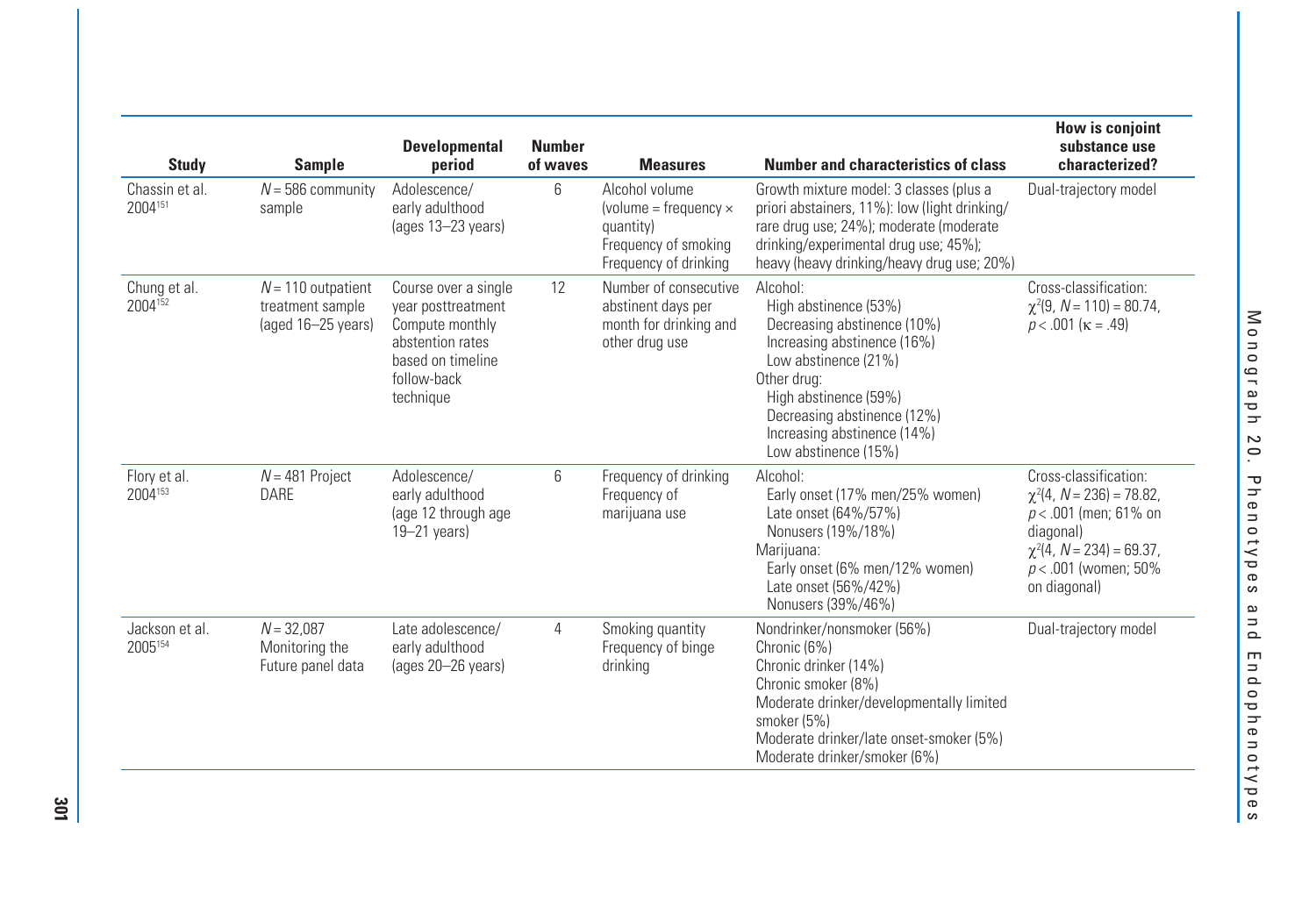| Study | Sample | Developmental period | Number of waves | Measures | Number and characteristics of class | How is conjoint substance use characterized? |
|---|---|---|---|---|---|---|
| Chassin et al. 2004[151] | $N = 586$ community sample | Adolescence/ early adulthood (ages 13–23 years) | 6 | Alcohol volume (volume = frequency × quantity) Frequency of smoking Frequency of drinking | Growth mixture model: 3 classes (plus a priori abstainers, 11%): low (light drinking/ rare drug use; 24%); moderate (moderate drinking/experimental drug use; 45%); heavy (heavy drinking/heavy drug use; 20%) | Dual-trajectory model |
| Chung et al. 2004[152] | $N = 110$ outpatient treatment sample (aged 16–25 years) | Course over a single year posttreatment Compute monthly abstention rates based on timeline follow-back technique | 12 | Number of consecutive abstinent days per month for drinking and other drug use | Alcohol: High abstinence (53%) Decreasing abstinence (10%) Increasing abstinence (16%) Low abstinence (21%) Other drug: High abstinence (59%) Decreasing abstinence (12%) Increasing abstinence (14%) Low abstinence (15%) | Cross-classification: $\chi^2(9, N = 110) = 80.74$, $p < .001$ ($\kappa = .49$) |
| Flory et al. 2004[153] | $N = 481$ Project DARE | Adolescence/ early adulthood (age 12 through age 19–21 years) | 6 | Frequency of drinking Frequency of marijuana use | Alcohol: Early onset (17% men/25% women) Late onset (64%/57%) Nonusers (19%/18%) Marijuana: Early onset (6% men/12% women) Late onset (56%/42%) Nonusers (39%/46%) | Cross-classification: $\chi^2(4, N = 236) = 78.82$, $p < .001$ (men; 61% on diagonal) $\chi^2(4, N = 234) = 69.37$, $p < .001$ (women; 50% on diagonal) |
| Jackson et al. 2005[154] | $N = 32{,}087$ Monitoring the Future panel data | Late adolescence/ early adulthood (ages 20–26 years) | 4 | Smoking quantity Frequency of binge drinking | Nondrinker/nonsmoker (56%) Chronic (6%) Chronic drinker (14%) Chronic smoker (8%) Moderate drinker/developmentally limited smoker (5%) Moderate drinker/late onset-smoker (5%) Moderate drinker/smoker (6%) | Dual-trajectory model |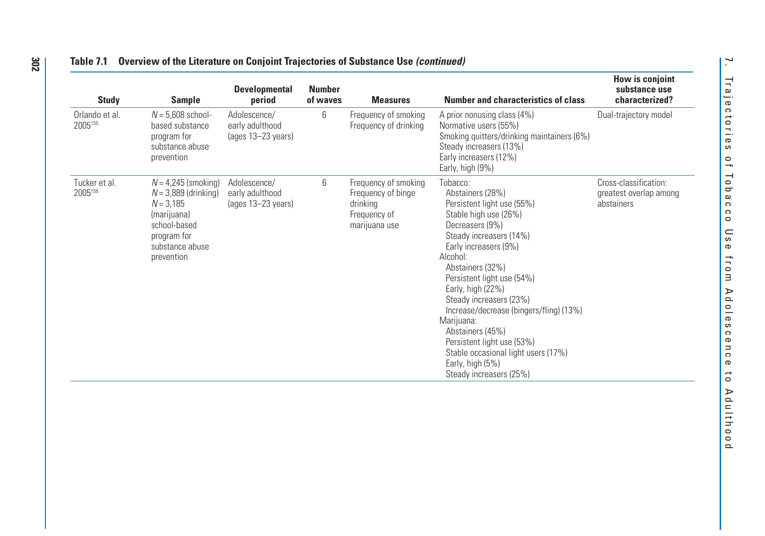**Table 7.1 Overview of the Literature on Conjoint Trajectories of Substance Use *(continued)***

| Study | Sample | Developmental period | Number of waves | Measures | Number and characteristics of class | How is conjoint substance use characterized? |
|---|---|---|---|---|---|---|
| Orlando et al. 2005[155] | *N* = 5,608 school-based substance program for substance abuse prevention | Adolescence/ early adulthood (ages 13–23 years) | 6 | Frequency of smoking<br>Frequency of drinking | A prior nonusing class (4%)<br>Normative users (55%)<br>Smoking quitters/drinking maintainers (6%)<br>Steady increasers (13%)<br>Early increasers (12%)<br>Early, high (9%) | Dual-trajectory model |
| Tucker et al. 2005[156] | *N* = 4,245 (smoking)<br>*N* = 3,889 (drinking)<br>*N* = 3,185 (marijuana) school-based program for substance abuse prevention | Adolescence/ early adulthood (ages 13–23 years) | 6 | Frequency of smoking<br>Frequency of binge drinking<br>Frequency of marijuana use | Tobacco:<br>Abstainers (28%)<br>Persistent light use (55%)<br>Stable high use (26%)<br>Decreasers (9%)<br>Steady increasers (14%)<br>Early increasers (9%)<br>Alcohol:<br>Abstainers (32%)<br>Persistent light use (54%)<br>Early, high (22%)<br>Steady increasers (23%)<br>Increase/decrease (bingers/fling) (13%)<br>Marijuana:<br>Abstainers (45%)<br>Persistent light use (53%)<br>Stable occasional light users (17%)<br>Early, high (5%)<br>Steady increasers (25%) | Cross-classification: greatest overlap among abstainers |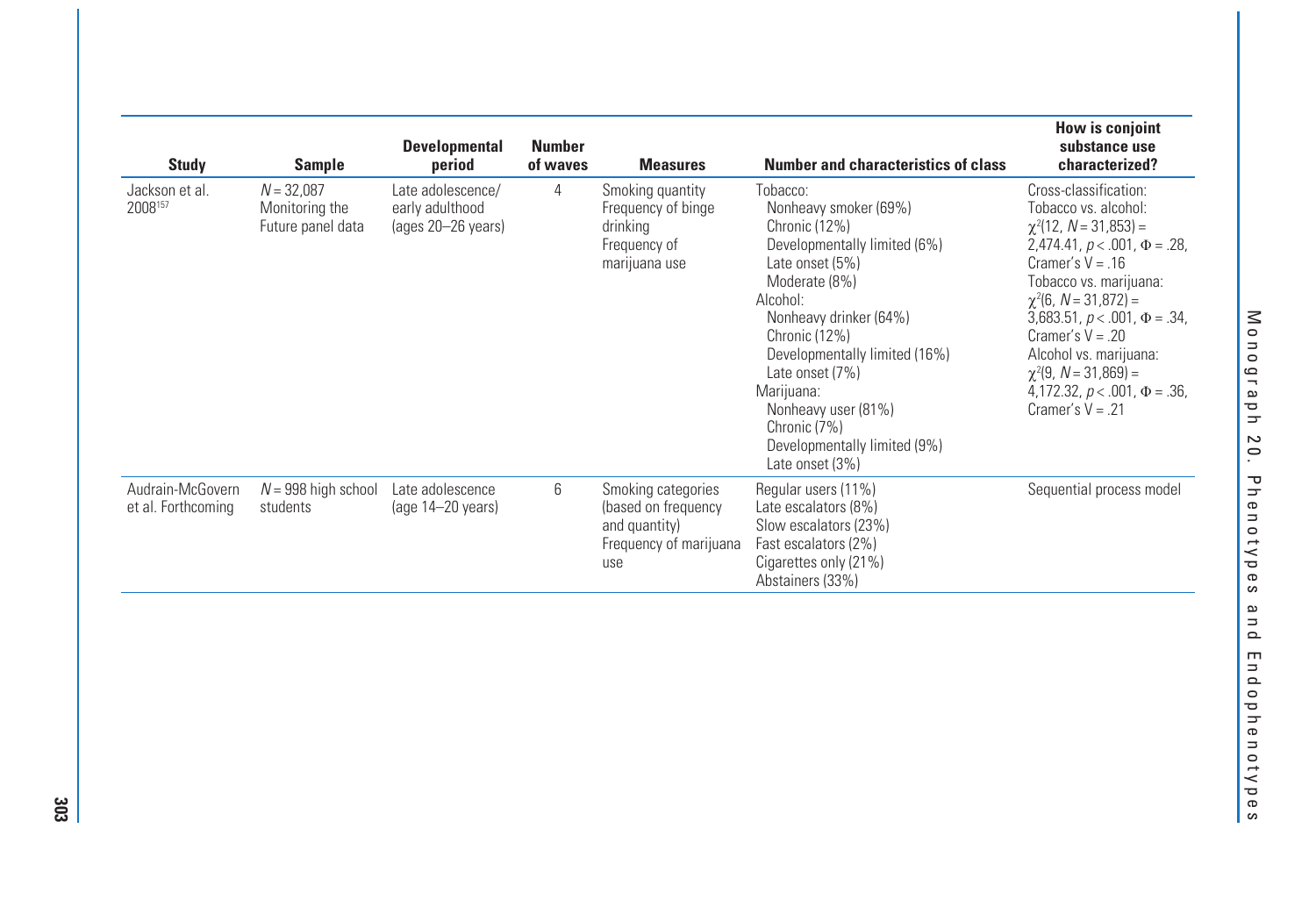| Study | Sample | Developmental period | Number of waves | Measures | Number and characteristics of class | How is conjoint substance use characterized? |
|---|---|---|---|---|---|---|
| Jackson et al. 2008[157] | $N = 32{,}087$ Monitoring the Future panel data | Late adolescence/ early adulthood (ages 20–26 years) | 4 | Smoking quantity<br>Frequency of binge drinking<br>Frequency of marijuana use | Tobacco:<br>Nonheavy smoker (69%)<br>Chronic (12%)<br>Developmentally limited (6%)<br>Late onset (5%)<br>Moderate (8%)<br>Alcohol:<br>Nonheavy drinker (64%)<br>Chronic (12%)<br>Developmentally limited (16%)<br>Late onset (7%)<br>Marijuana:<br>Nonheavy user (81%)<br>Chronic (7%)<br>Developmentally limited (9%)<br>Late onset (3%) | Cross-classification:<br>Tobacco vs. alcohol: $\chi^2(12, N = 31{,}853) = 2{,}474.41$, $p < .001$, $\Phi = .28$, Cramer's V = .16<br>Tobacco vs. marijuana: $\chi^2(6, N = 31{,}872) = 3{,}683.51$, $p < .001$, $\Phi = .34$, Cramer's V = .20<br>Alcohol vs. marijuana: $\chi^2(9, N = 31{,}869) = 4{,}172.32$, $p < .001$, $\Phi = .36$, Cramer's V = .21 |
| Audrain-McGovern et al. Forthcoming | $N = 998$ high school students | Late adolescence (age 14–20 years) | 6 | Smoking categories (based on frequency and quantity)<br>Frequency of marijuana use | Regular users (11%)<br>Late escalators (8%)<br>Slow escalators (23%)<br>Fast escalators (2%)<br>Cigarettes only (21%)<br>Abstainers (33%) | Sequential process model |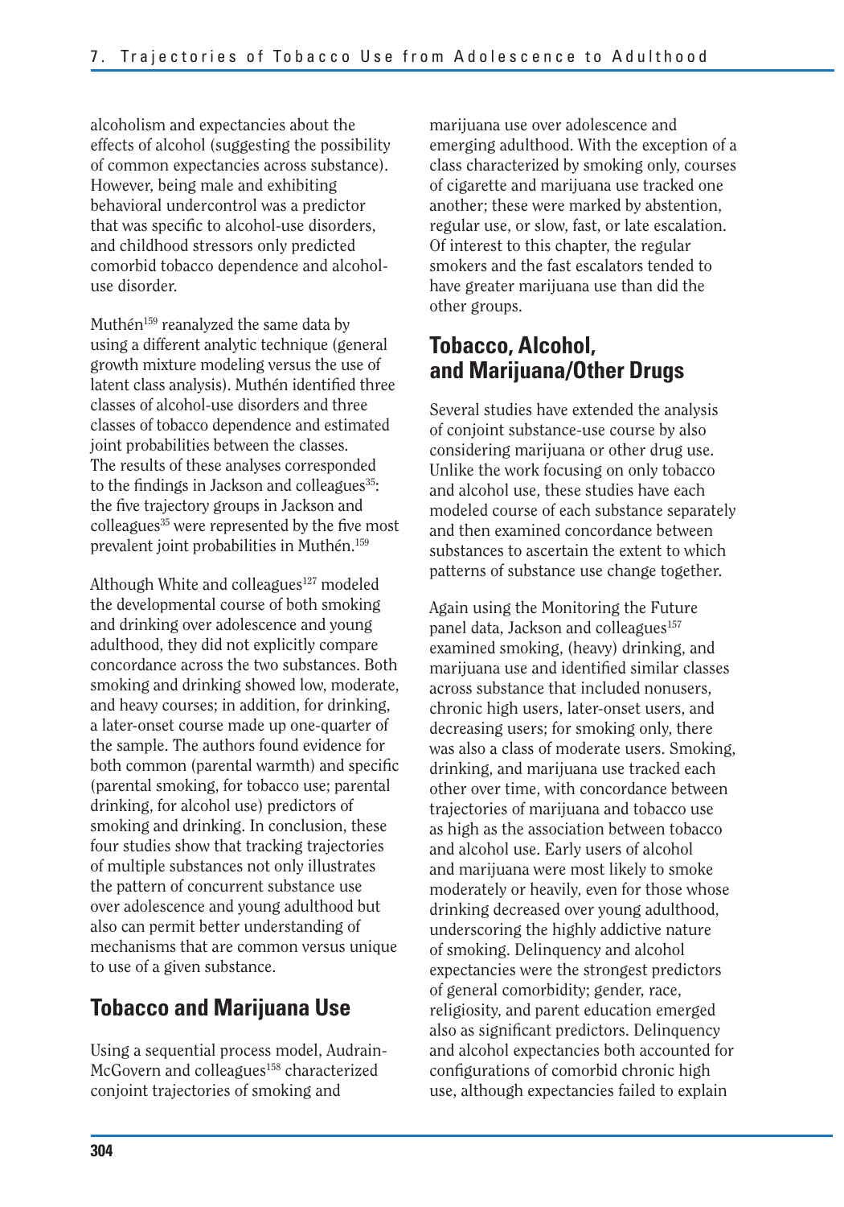alcoholism and expectancies about the effects of alcohol (suggesting the possibility of common expectancies across substance). However, being male and exhibiting behavioral undercontrol was a predictor that was specific to alcohol-use disorders, and childhood stressors only predicted comorbid tobacco dependence and alcohol-use disorder.

Muthén[159] reanalyzed the same data by using a different analytic technique (general growth mixture modeling versus the use of latent class analysis). Muthén identified three classes of alcohol-use disorders and three classes of tobacco dependence and estimated joint probabilities between the classes. The results of these analyses corresponded to the findings in Jackson and colleagues[35]: the five trajectory groups in Jackson and colleagues[35] were represented by the five most prevalent joint probabilities in Muthén.[159]

Although White and colleagues[127] modeled the developmental course of both smoking and drinking over adolescence and young adulthood, they did not explicitly compare concordance across the two substances. Both smoking and drinking showed low, moderate, and heavy courses; in addition, for drinking, a later-onset course made up one-quarter of the sample. The authors found evidence for both common (parental warmth) and specific (parental smoking, for tobacco use; parental drinking, for alcohol use) predictors of smoking and drinking. In conclusion, these four studies show that tracking trajectories of multiple substances not only illustrates the pattern of concurrent substance use over adolescence and young adulthood but also can permit better understanding of mechanisms that are common versus unique to use of a given substance.

## Tobacco and Marijuana Use

Using a sequential process model, Audrain-McGovern and colleagues[158] characterized conjoint trajectories of smoking and marijuana use over adolescence and emerging adulthood. With the exception of a class characterized by smoking only, courses of cigarette and marijuana use tracked one another; these were marked by abstention, regular use, or slow, fast, or late escalation. Of interest to this chapter, the regular smokers and the fast escalators tended to have greater marijuana use than did the other groups.

## Tobacco, Alcohol, and Marijuana/Other Drugs

Several studies have extended the analysis of conjoint substance-use course by also considering marijuana or other drug use. Unlike the work focusing on only tobacco and alcohol use, these studies have each modeled course of each substance separately and then examined concordance between substances to ascertain the extent to which patterns of substance use change together.

Again using the Monitoring the Future panel data, Jackson and colleagues[157] examined smoking, (heavy) drinking, and marijuana use and identified similar classes across substance that included nonusers, chronic high users, later-onset users, and decreasing users; for smoking only, there was also a class of moderate users. Smoking, drinking, and marijuana use tracked each other over time, with concordance between trajectories of marijuana and tobacco use as high as the association between tobacco and alcohol use. Early users of alcohol and marijuana were most likely to smoke moderately or heavily, even for those whose drinking decreased over young adulthood, underscoring the highly addictive nature of smoking. Delinquency and alcohol expectancies were the strongest predictors of general comorbidity; gender, race, religiosity, and parent education emerged also as significant predictors. Delinquency and alcohol expectancies both accounted for configurations of comorbid chronic high use, although expectancies failed to explain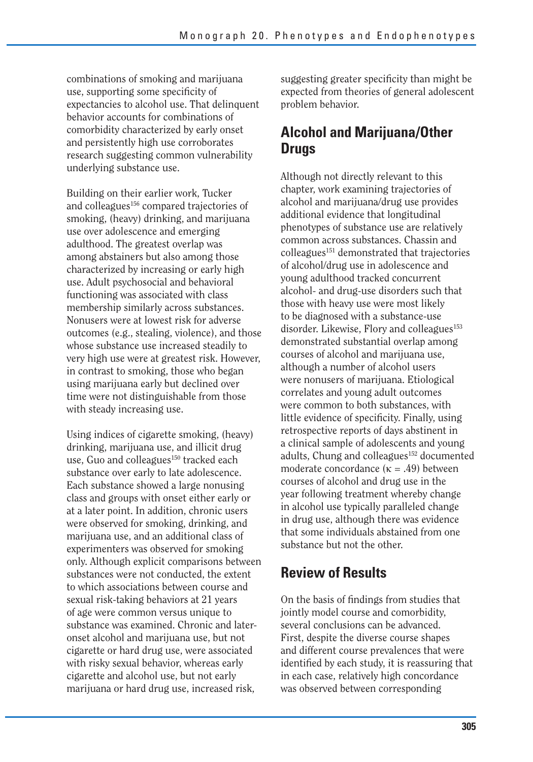combinations of smoking and marijuana use, supporting some specificity of expectancies to alcohol use. That delinquent behavior accounts for combinations of comorbidity characterized by early onset and persistently high use corroborates research suggesting common vulnerability underlying substance use.

Building on their earlier work, Tucker and colleagues[156] compared trajectories of smoking, (heavy) drinking, and marijuana use over adolescence and emerging adulthood. The greatest overlap was among abstainers but also among those characterized by increasing or early high use. Adult psychosocial and behavioral functioning was associated with class membership similarly across substances. Nonusers were at lowest risk for adverse outcomes (e.g., stealing, violence), and those whose substance use increased steadily to very high use were at greatest risk. However, in contrast to smoking, those who began using marijuana early but declined over time were not distinguishable from those with steady increasing use.

Using indices of cigarette smoking, (heavy) drinking, marijuana use, and illicit drug use, Guo and colleagues[150] tracked each substance over early to late adolescence. Each substance showed a large nonusing class and groups with onset either early or at a later point. In addition, chronic users were observed for smoking, drinking, and marijuana use, and an additional class of experimenters was observed for smoking only. Although explicit comparisons between substances were not conducted, the extent to which associations between course and sexual risk-taking behaviors at 21 years of age were common versus unique to substance was examined. Chronic and later-onset alcohol and marijuana use, but not cigarette or hard drug use, were associated with risky sexual behavior, whereas early cigarette and alcohol use, but not early marijuana or hard drug use, increased risk, suggesting greater specificity than might be expected from theories of general adolescent problem behavior.

## Alcohol and Marijuana/Other Drugs

Although not directly relevant to this chapter, work examining trajectories of alcohol and marijuana/drug use provides additional evidence that longitudinal phenotypes of substance use are relatively common across substances. Chassin and colleagues[151] demonstrated that trajectories of alcohol/drug use in adolescence and young adulthood tracked concurrent alcohol- and drug-use disorders such that those with heavy use were most likely to be diagnosed with a substance-use disorder. Likewise, Flory and colleagues[153] demonstrated substantial overlap among courses of alcohol and marijuana use, although a number of alcohol users were nonusers of marijuana. Etiological correlates and young adult outcomes were common to both substances, with little evidence of specificity. Finally, using retrospective reports of days abstinent in a clinical sample of adolescents and young adults, Chung and colleagues[152] documented moderate concordance ($\kappa = .49$) between courses of alcohol and drug use in the year following treatment whereby change in alcohol use typically paralleled change in drug use, although there was evidence that some individuals abstained from one substance but not the other.

## Review of Results

On the basis of findings from studies that jointly model course and comorbidity, several conclusions can be advanced. First, despite the diverse course shapes and different course prevalences that were identified by each study, it is reassuring that in each case, relatively high concordance was observed between corresponding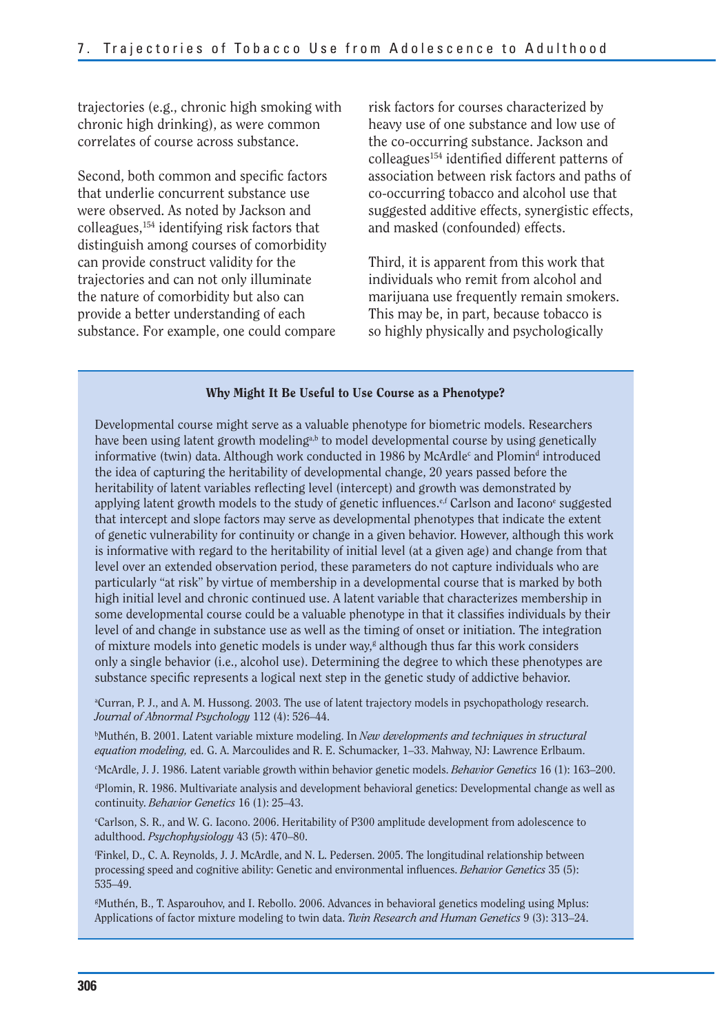trajectories (e.g., chronic high smoking with chronic high drinking), as were common correlates of course across substance.

Second, both common and specific factors that underlie concurrent substance use were observed. As noted by Jackson and colleagues,[154] identifying risk factors that distinguish among courses of comorbidity can provide construct validity for the trajectories and can not only illuminate the nature of comorbidity but also can provide a better understanding of each substance. For example, one could compare risk factors for courses characterized by heavy use of one substance and low use of the co-occurring substance. Jackson and colleagues[154] identified different patterns of association between risk factors and paths of co-occurring tobacco and alcohol use that suggested additive effects, synergistic effects, and masked (confounded) effects.

Third, it is apparent from this work that individuals who remit from alcohol and marijuana use frequently remain smokers. This may be, in part, because tobacco is so highly physically and psychologically

**Why Might It Be Useful to Use Course as a Phenotype?**

Developmental course might serve as a valuable phenotype for biometric models. Researchers have been using latent growth modeling[a,b] to model developmental course by using genetically informative (twin) data. Although work conducted in 1986 by McArdle[c] and Plomin[d] introduced the idea of capturing the heritability of developmental change, 20 years passed before the heritability of latent variables reflecting level (intercept) and growth was demonstrated by applying latent growth models to the study of genetic influences.[e,f] Carlson and Iacono[e] suggested that intercept and slope factors may serve as developmental phenotypes that indicate the extent of genetic vulnerability for continuity or change in a given behavior. However, although this work is informative with regard to the heritability of initial level (at a given age) and change from that level over an extended observation period, these parameters do not capture individuals who are particularly "at risk" by virtue of membership in a developmental course that is marked by both high initial level and chronic continued use. A latent variable that characterizes membership in some developmental course could be a valuable phenotype in that it classifies individuals by their level of and change in substance use as well as the timing of onset or initiation. The integration of mixture models into genetic models is under way,[g] although thus far this work considers only a single behavior (i.e., alcohol use). Determining the degree to which these phenotypes are substance specific represents a logical next step in the genetic study of addictive behavior.

[a]Curran, P. J., and A. M. Hussong. 2003. The use of latent trajectory models in psychopathology research. *Journal of Abnormal Psychology* 112 (4): 526–44.

[b]Muthén, B. 2001. Latent variable mixture modeling. In *New developments and techniques in structural equation modeling,* ed. G. A. Marcoulides and R. E. Schumacker, 1–33. Mahway, NJ: Lawrence Erlbaum.

[c]McArdle, J. J. 1986. Latent variable growth within behavior genetic models. *Behavior Genetics* 16 (1): 163–200.

[d]Plomin, R. 1986. Multivariate analysis and development behavioral genetics: Developmental change as well as continuity. *Behavior Genetics* 16 (1): 25–43.

[e]Carlson, S. R., and W. G. Iacono. 2006. Heritability of P300 amplitude development from adolescence to adulthood. *Psychophysiology* 43 (5): 470–80.

[f]Finkel, D., C. A. Reynolds, J. J. McArdle, and N. L. Pedersen. 2005. The longitudinal relationship between processing speed and cognitive ability: Genetic and environmental influences. *Behavior Genetics* 35 (5): 535–49.

[g]Muthén, B., T. Asparouhov, and I. Rebollo. 2006. Advances in behavioral genetics modeling using Mplus: Applications of factor mixture modeling to twin data. *Twin Research and Human Genetics* 9 (3): 313–24.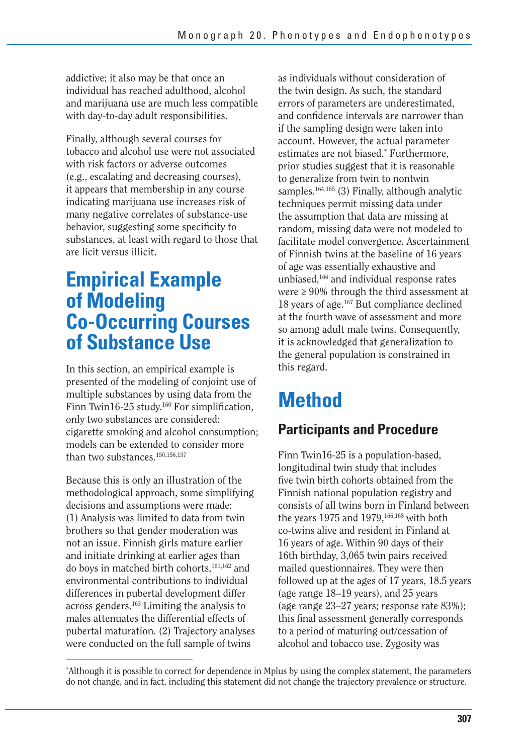addictive; it also may be that once an individual has reached adulthood, alcohol and marijuana use are much less compatible with day-to-day adult responsibilities.

Finally, although several courses for tobacco and alcohol use were not associated with risk factors or adverse outcomes (e.g., escalating and decreasing courses), it appears that membership in any course indicating marijuana use increases risk of many negative correlates of substance-use behavior, suggesting some specificity to substances, at least with regard to those that are licit versus illicit.

# Empirical Example of Modeling Co-Occurring Courses of Substance Use

In this section, an empirical example is presented of the modeling of conjoint use of multiple substances by using data from the Finn Twin16-25 study.[160] For simplification, only two substances are considered: cigarette smoking and alcohol consumption; models can be extended to consider more than two substances.[150,156,157]

Because this is only an illustration of the methodological approach, some simplifying decisions and assumptions were made: (1) Analysis was limited to data from twin brothers so that gender moderation was not an issue. Finnish girls mature earlier and initiate drinking at earlier ages than do boys in matched birth cohorts,[161,162] and environmental contributions to individual differences in pubertal development differ across genders.[163] Limiting the analysis to males attenuates the differential effects of pubertal maturation. (2) Trajectory analyses were conducted on the full sample of twins as individuals without consideration of the twin design. As such, the standard errors of parameters are underestimated, and confidence intervals are narrower than if the sampling design were taken into account. However, the actual parameter estimates are not biased.* Furthermore, prior studies suggest that it is reasonable to generalize from twin to nontwin samples.[164,165] (3) Finally, although analytic techniques permit missing data under the assumption that data are missing at random, missing data were not modeled to facilitate model convergence. Ascertainment of Finnish twins at the baseline of 16 years of age was essentially exhaustive and unbiased,[166] and individual response rates were ≥ 90% through the third assessment at 18 years of age.[167] But compliance declined at the fourth wave of assessment and more so among adult male twins. Consequently, it is acknowledged that generalization to the general population is constrained in this regard.

# Method

## Participants and Procedure

Finn Twin16-25 is a population-based, longitudinal twin study that includes five twin birth cohorts obtained from the Finnish national population registry and consists of all twins born in Finland between the years 1975 and 1979,[166,168] with both co-twins alive and resident in Finland at 16 years of age. Within 90 days of their 16th birthday, 3,065 twin pairs received mailed questionnaires. They were then followed up at the ages of 17 years, 18.5 years (age range 18–19 years), and 25 years (age range 23–27 years; response rate 83%); this final assessment generally corresponds to a period of maturing out/cessation of alcohol and tobacco use. Zygosity was

*Although it is possible to correct for dependence in Mplus by using the complex statement, the parameters do not change, and in fact, including this statement did not change the trajectory prevalence or structure.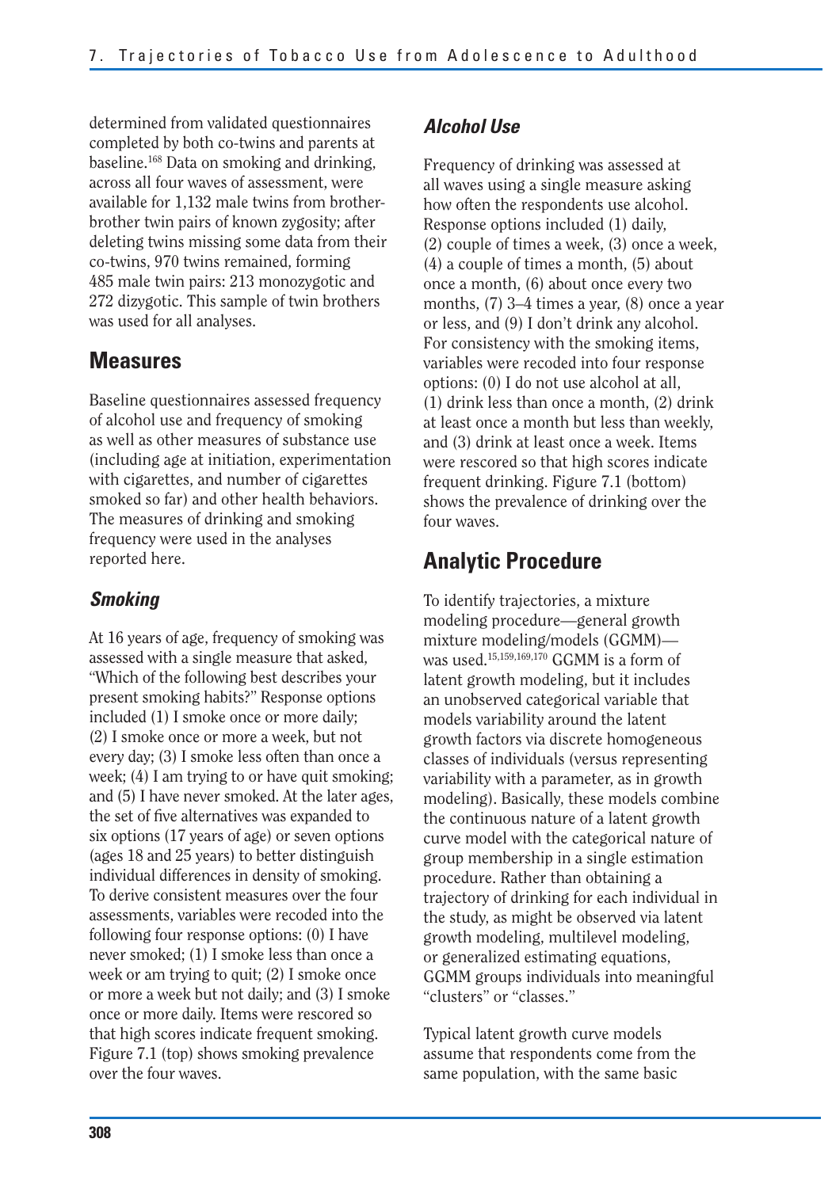determined from validated questionnaires completed by both co-twins and parents at baseline.[168] Data on smoking and drinking, across all four waves of assessment, were available for 1,132 male twins from brother-brother twin pairs of known zygosity; after deleting twins missing some data from their co-twins, 970 twins remained, forming 485 male twin pairs: 213 monozygotic and 272 dizygotic. This sample of twin brothers was used for all analyses.

## Measures

Baseline questionnaires assessed frequency of alcohol use and frequency of smoking as well as other measures of substance use (including age at initiation, experimentation with cigarettes, and number of cigarettes smoked so far) and other health behaviors. The measures of drinking and smoking frequency were used in the analyses reported here.

### *Smoking*

At 16 years of age, frequency of smoking was assessed with a single measure that asked, "Which of the following best describes your present smoking habits?" Response options included (1) I smoke once or more daily; (2) I smoke once or more a week, but not every day; (3) I smoke less often than once a week; (4) I am trying to or have quit smoking; and (5) I have never smoked. At the later ages, the set of five alternatives was expanded to six options (17 years of age) or seven options (ages 18 and 25 years) to better distinguish individual differences in density of smoking. To derive consistent measures over the four assessments, variables were recoded into the following four response options: (0) I have never smoked; (1) I smoke less than once a week or am trying to quit; (2) I smoke once or more a week but not daily; and (3) I smoke once or more daily. Items were rescored so that high scores indicate frequent smoking. Figure 7.1 (top) shows smoking prevalence over the four waves.

### *Alcohol Use*

Frequency of drinking was assessed at all waves using a single measure asking how often the respondents use alcohol. Response options included (1) daily, (2) couple of times a week, (3) once a week, (4) a couple of times a month, (5) about once a month, (6) about once every two months, (7) 3–4 times a year, (8) once a year or less, and (9) I don't drink any alcohol. For consistency with the smoking items, variables were recoded into four response options: (0) I do not use alcohol at all, (1) drink less than once a month, (2) drink at least once a month but less than weekly, and (3) drink at least once a week. Items were rescored so that high scores indicate frequent drinking. Figure 7.1 (bottom) shows the prevalence of drinking over the four waves.

## Analytic Procedure

To identify trajectories, a mixture modeling procedure—general growth mixture modeling/models (GGMM)—was used.[15,159,169,170] GGMM is a form of latent growth modeling, but it includes an unobserved categorical variable that models variability around the latent growth factors via discrete homogeneous classes of individuals (versus representing variability with a parameter, as in growth modeling). Basically, these models combine the continuous nature of a latent growth curve model with the categorical nature of group membership in a single estimation procedure. Rather than obtaining a trajectory of drinking for each individual in the study, as might be observed via latent growth modeling, multilevel modeling, or generalized estimating equations, GGMM groups individuals into meaningful "clusters" or "classes."

Typical latent growth curve models assume that respondents come from the same population, with the same basic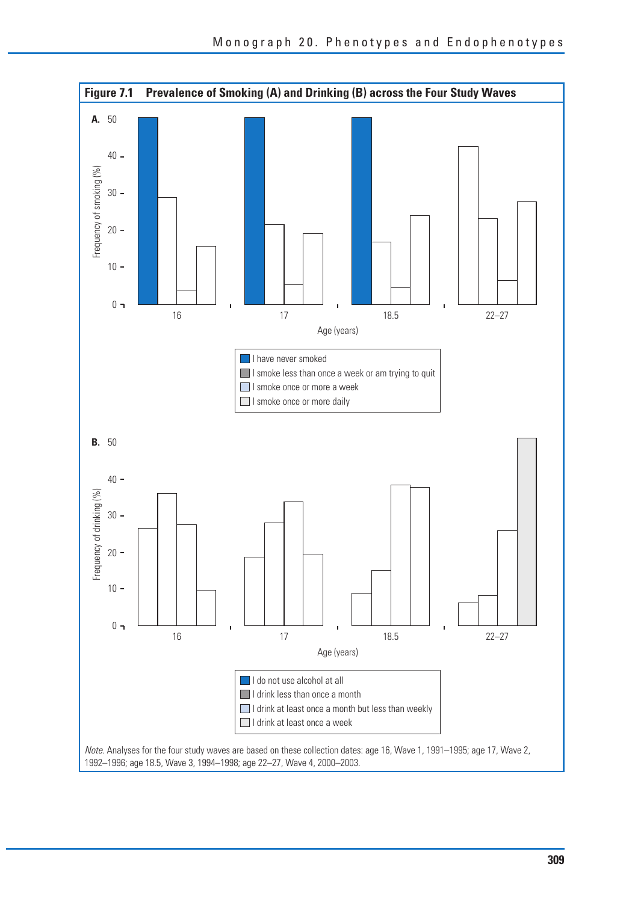**Figure 7.1 Prevalence of Smoking (A) and Drinking (B) across the Four Study Waves**

**A.**

Frequency of smoking (%)

Age (years): 16, 17, 18.5, 22–27

- I have never smoked
- I smoke less than once a week or am trying to quit
- I smoke once or more a week
- I smoke once or more daily

**B.**

Frequency of drinking (%)

Age (years): 16, 17, 18.5, 22–27

- I do not use alcohol at all
- I drink less than once a month
- I drink at least once a month but less than weekly
- I drink at least once a week

*Note.* Analyses for the four study waves are based on these collection dates: age 16, Wave 1, 1991–1995; age 17, Wave 2, 1992–1996; age 18.5, Wave 3, 1994–1998; age 22–27, Wave 4, 2000–2003.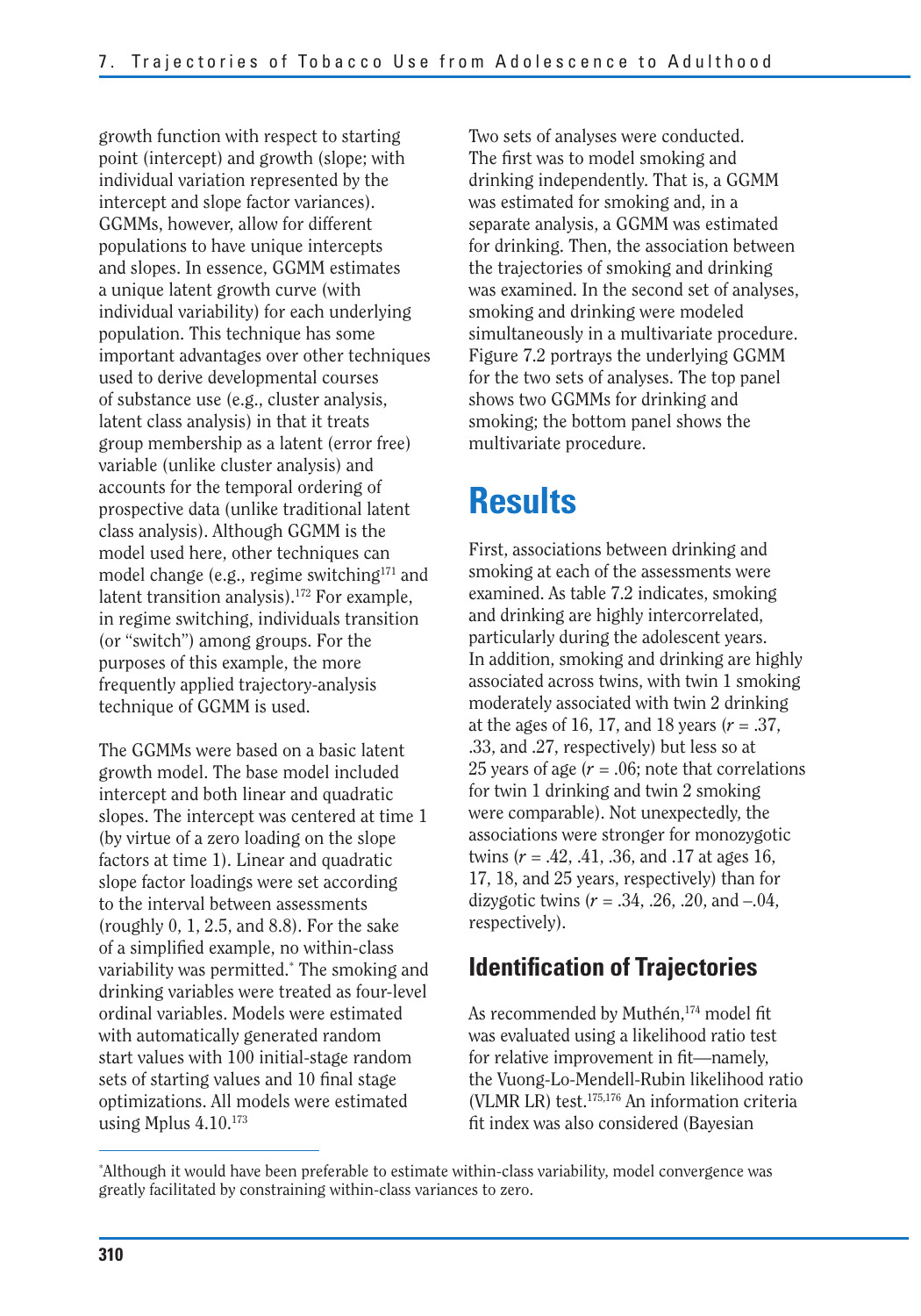growth function with respect to starting point (intercept) and growth (slope; with individual variation represented by the intercept and slope factor variances). GGMMs, however, allow for different populations to have unique intercepts and slopes. In essence, GGMM estimates a unique latent growth curve (with individual variability) for each underlying population. This technique has some important advantages over other techniques used to derive developmental courses of substance use (e.g., cluster analysis, latent class analysis) in that it treats group membership as a latent (error free) variable (unlike cluster analysis) and accounts for the temporal ordering of prospective data (unlike traditional latent class analysis). Although GGMM is the model used here, other techniques can model change (e.g., regime switching[171] and latent transition analysis).[172] For example, in regime switching, individuals transition (or "switch") among groups. For the purposes of this example, the more frequently applied trajectory-analysis technique of GGMM is used.

The GGMMs were based on a basic latent growth model. The base model included intercept and both linear and quadratic slopes. The intercept was centered at time 1 (by virtue of a zero loading on the slope factors at time 1). Linear and quadratic slope factor loadings were set according to the interval between assessments (roughly 0, 1, 2.5, and 8.8). For the sake of a simplified example, no within-class variability was permitted.* The smoking and drinking variables were treated as four-level ordinal variables. Models were estimated with automatically generated random start values with 100 initial-stage random sets of starting values and 10 final stage optimizations. All models were estimated using Mplus 4.10.[173]

Two sets of analyses were conducted. The first was to model smoking and drinking independently. That is, a GGMM was estimated for smoking and, in a separate analysis, a GGMM was estimated for drinking. Then, the association between the trajectories of smoking and drinking was examined. In the second set of analyses, smoking and drinking were modeled simultaneously in a multivariate procedure. Figure 7.2 portrays the underlying GGMM for the two sets of analyses. The top panel shows two GGMMs for drinking and smoking; the bottom panel shows the multivariate procedure.

# Results

First, associations between drinking and smoking at each of the assessments were examined. As table 7.2 indicates, smoking and drinking are highly intercorrelated, particularly during the adolescent years. In addition, smoking and drinking are highly associated across twins, with twin 1 smoking moderately associated with twin 2 drinking at the ages of 16, 17, and 18 years ($r$ = .37, .33, and .27, respectively) but less so at 25 years of age ($r$ = .06; note that correlations for twin 1 drinking and twin 2 smoking were comparable). Not unexpectedly, the associations were stronger for monozygotic twins ($r$ = .42, .41, .36, and .17 at ages 16, 17, 18, and 25 years, respectively) than for dizygotic twins ($r$ = .34, .26, .20, and –.04, respectively).

## Identification of Trajectories

As recommended by Muthén,[174] model fit was evaluated using a likelihood ratio test for relative improvement in fit—namely, the Vuong-Lo-Mendell-Rubin likelihood ratio (VLMR LR) test.[175,176] An information criteria fit index was also considered (Bayesian

*Although it would have been preferable to estimate within-class variability, model convergence was greatly facilitated by constraining within-class variances to zero.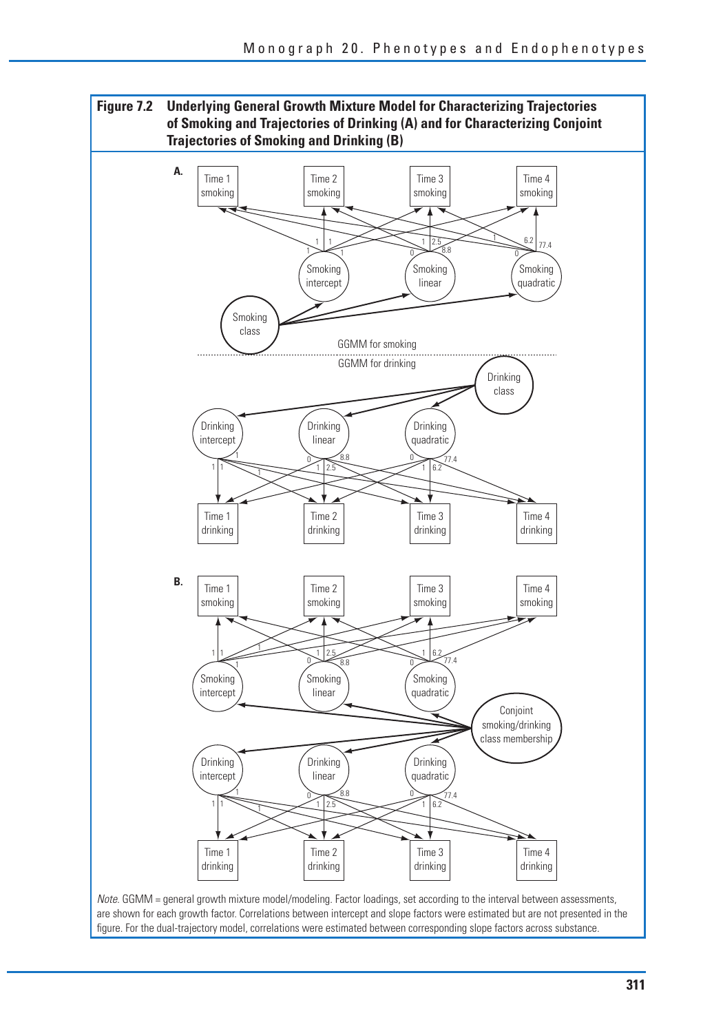**Figure 7.2 Underlying General Growth Mixture Model for Characterizing Trajectories of Smoking and Trajectories of Drinking (A) and for Characterizing Conjoint Trajectories of Smoking and Drinking (B)**

*Note.* GGMM = general growth mixture model/modeling. Factor loadings, set according to the interval between assessments, are shown for each growth factor. Correlations between intercept and slope factors were estimated but are not presented in the figure. For the dual-trajectory model, correlations were estimated between corresponding slope factors across substance.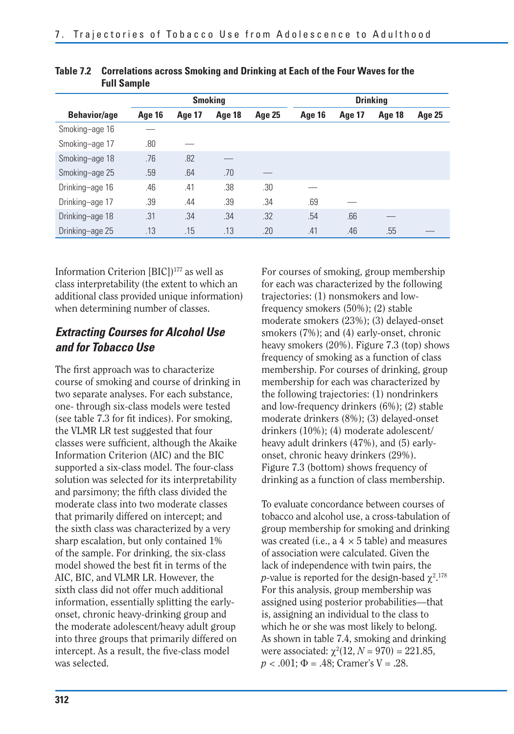**Table 7.2 Correlations across Smoking and Drinking at Each of the Four Waves for the Full Sample**

| | Smoking | | | | Drinking | | | |
|---|---|---|---|---|---|---|---|---|
| **Behavior/age** | **Age 16** | **Age 17** | **Age 18** | **Age 25** | **Age 16** | **Age 17** | **Age 18** | **Age 25** |
| Smoking–age 16 | — | | | | | | | |
| Smoking–age 17 | .80 | — | | | | | | |
| Smoking–age 18 | .76 | .82 | — | | | | | |
| Smoking–age 25 | .59 | .64 | .70 | — | | | | |
| Drinking–age 16 | .46 | .41 | .38 | .30 | — | | | |
| Drinking–age 17 | .39 | .44 | .39 | .34 | .69 | — | | |
| Drinking–age 18 | .31 | .34 | .34 | .32 | .54 | .66 | — | |
| Drinking–age 25 | .13 | .15 | .13 | .20 | .41 | .46 | .55 | — |

Information Criterion [BIC])[177] as well as class interpretability (the extent to which an additional class provided unique information) when determining number of classes.

### *Extracting Courses for Alcohol Use and for Tobacco Use*

The first approach was to characterize course of smoking and course of drinking in two separate analyses. For each substance, one- through six-class models were tested (see table 7.3 for fit indices). For smoking, the VLMR LR test suggested that four classes were sufficient, although the Akaike Information Criterion (AIC) and the BIC supported a six-class model. The four-class solution was selected for its interpretability and parsimony; the fifth class divided the moderate class into two moderate classes that primarily differed on intercept; and the sixth class was characterized by a very sharp escalation, but only contained 1% of the sample. For drinking, the six-class model showed the best fit in terms of the AIC, BIC, and VLMR LR. However, the sixth class did not offer much additional information, essentially splitting the early-onset, chronic heavy-drinking group and the moderate adolescent/heavy adult group into three groups that primarily differed on intercept. As a result, the five-class model was selected.

For courses of smoking, group membership for each was characterized by the following trajectories: (1) nonsmokers and low-frequency smokers (50%); (2) stable moderate smokers (23%); (3) delayed-onset smokers (7%); and (4) early-onset, chronic heavy smokers (20%). Figure 7.3 (top) shows frequency of smoking as a function of class membership. For courses of drinking, group membership for each was characterized by the following trajectories: (1) nondrinkers and low-frequency drinkers (6%); (2) stable moderate drinkers (8%); (3) delayed-onset drinkers (10%); (4) moderate adolescent/heavy adult drinkers (47%), and (5) early-onset, chronic heavy drinkers (29%). Figure 7.3 (bottom) shows frequency of drinking as a function of class membership.

To evaluate concordance between courses of tobacco and alcohol use, a cross-tabulation of group membership for smoking and drinking was created (i.e., a $4 \times 5$ table) and measures of association were calculated. Given the lack of independence with twin pairs, the $p$-value is reported for the design-based $\chi^2$.[178] For this analysis, group membership was assigned using posterior probabilities—that is, assigning an individual to the class to which he or she was most likely to belong. As shown in table 7.4, smoking and drinking were associated: $\chi^2(12, N = 970) = 221.85$, $p < .001$; $\Phi = .48$; Cramer's V = .28.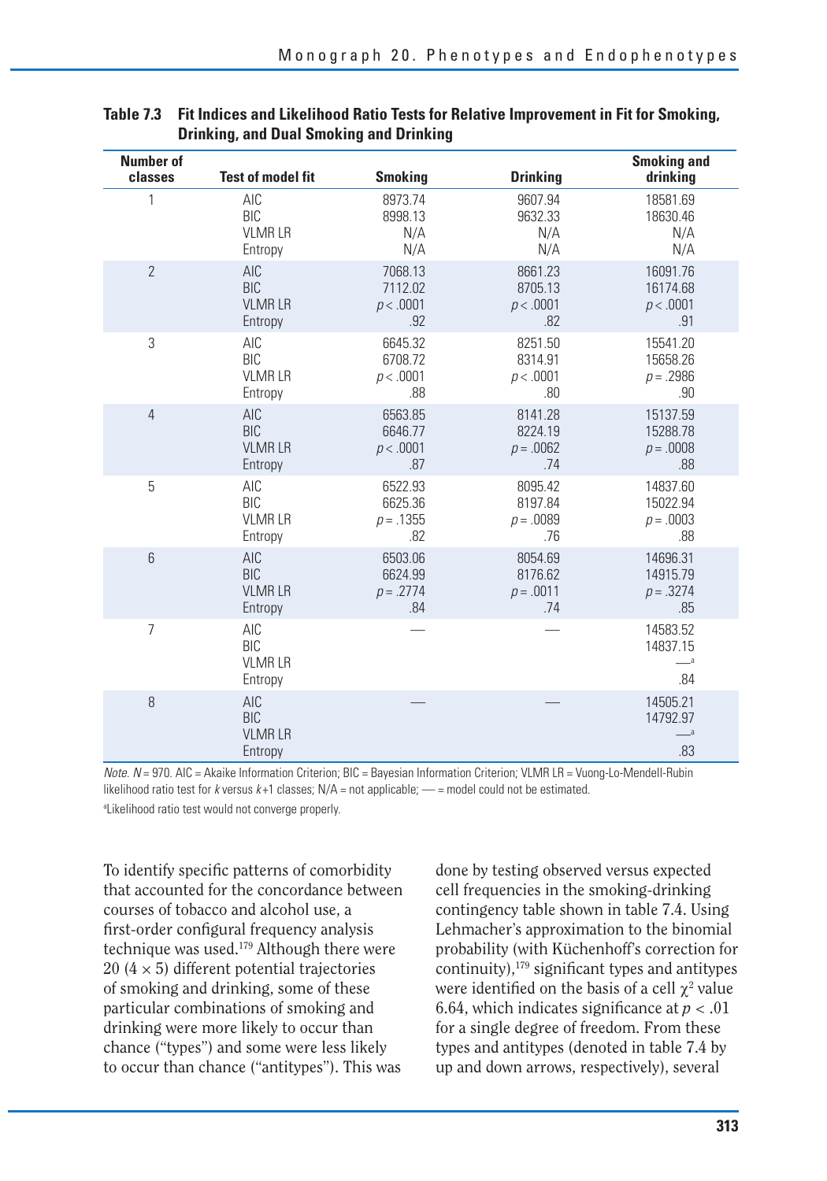**Table 7.3 Fit Indices and Likelihood Ratio Tests for Relative Improvement in Fit for Smoking, Drinking, and Dual Smoking and Drinking**

| Number of classes | Test of model fit | Smoking | Drinking | Smoking and drinking |
|---|---|---|---|---|
| 1 | AIC | 8973.74 | 9607.94 | 18581.69 |
| | BIC | 8998.13 | 9632.33 | 18630.46 |
| | VLMR LR | N/A | N/A | N/A |
| | Entropy | N/A | N/A | N/A |
| 2 | AIC | 7068.13 | 8661.23 | 16091.76 |
| | BIC | 7112.02 | 8705.13 | 16174.68 |
| | VLMR LR | $p < .0001$ | $p < .0001$ | $p < .0001$ |
| | Entropy | .92 | .82 | .91 |
| 3 | AIC | 6645.32 | 8251.50 | 15541.20 |
| | BIC | 6708.72 | 8314.91 | 15658.26 |
| | VLMR LR | $p < .0001$ | $p < .0001$ | $p = .2986$ |
| | Entropy | .88 | .80 | .90 |
| 4 | AIC | 6563.85 | 8141.28 | 15137.59 |
| | BIC | 6646.77 | 8224.19 | 15288.78 |
| | VLMR LR | $p < .0001$ | $p = .0062$ | $p = .0008$ |
| | Entropy | .87 | .74 | .88 |
| 5 | AIC | 6522.93 | 8095.42 | 14837.60 |
| | BIC | 6625.36 | 8197.84 | 15022.94 |
| | VLMR LR | $p = .1355$ | $p = .0089$ | $p = .0003$ |
| | Entropy | .82 | .76 | .88 |
| 6 | AIC | 6503.06 | 8054.69 | 14696.31 |
| | BIC | 6624.99 | 8176.62 | 14915.79 |
| | VLMR LR | $p = .2774$ | $p = .0011$ | $p = .3274$ |
| | Entropy | .84 | .74 | .85 |
| 7 | AIC | — | — | 14583.52 |
| | BIC | | | 14837.15 |
| | VLMR LR | | | —[a] |
| | Entropy | | | .84 |
| 8 | AIC | — | — | 14505.21 |
| | BIC | | | 14792.97 |
| | VLMR LR | | | —[a] |
| | Entropy | | | .83 |

*Note.* $N = 970$. AIC = Akaike Information Criterion; BIC = Bayesian Information Criterion; VLMR LR = Vuong-Lo-Mendell-Rubin likelihood ratio test for $k$ versus $k$+1 classes; N/A = not applicable; — = model could not be estimated.

[a]Likelihood ratio test would not converge properly.

To identify specific patterns of comorbidity that accounted for the concordance between courses of tobacco and alcohol use, a first-order configural frequency analysis technique was used.[179] Although there were 20 ($4 \times 5$) different potential trajectories of smoking and drinking, some of these particular combinations of smoking and drinking were more likely to occur than chance ("types") and some were less likely to occur than chance ("antitypes"). This was done by testing observed versus expected cell frequencies in the smoking-drinking contingency table shown in table 7.4. Using Lehmacher's approximation to the binomial probability (with Küchenhoff's correction for continuity),[179] significant types and antitypes were identified on the basis of a cell $\chi^2$ value 6.64, which indicates significance at $p < .01$ for a single degree of freedom. From these types and antitypes (denoted in table 7.4 by up and down arrows, respectively), several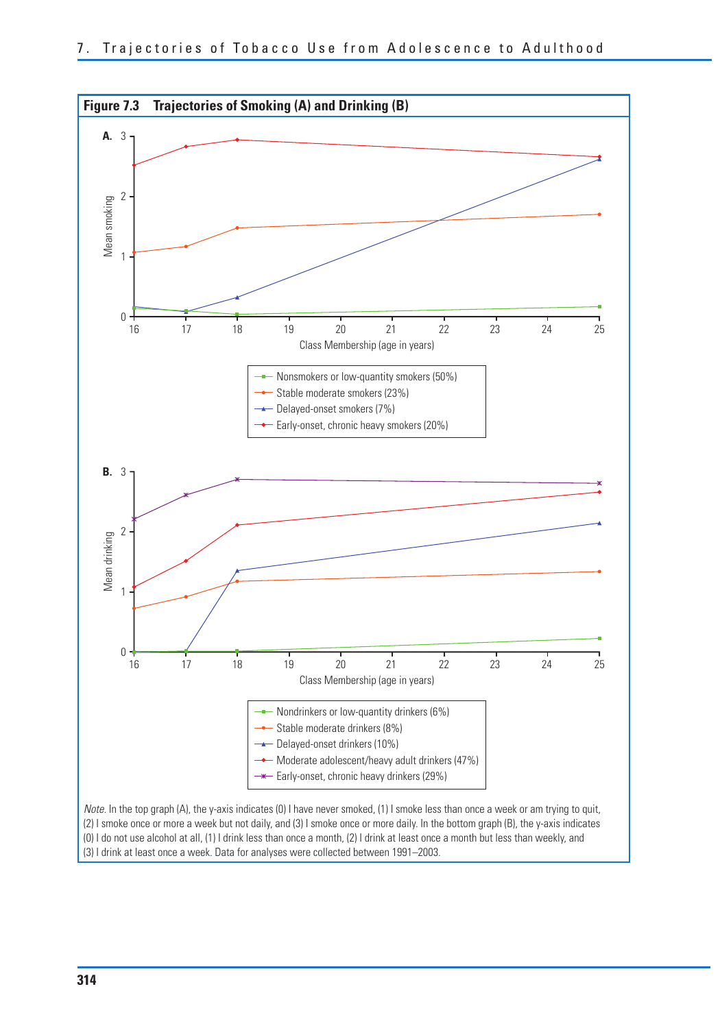**Figure 7.3 Trajectories of Smoking (A) and Drinking (B)**

**A.** Mean smoking (y-axis, 0–3) by Class Membership (age in years, 16–25)

- Nonsmokers or low-quantity smokers (50%)
- Stable moderate smokers (23%)
- Delayed-onset smokers (7%)
- Early-onset, chronic heavy smokers (20%)

**B.** Mean drinking (y-axis, 0–3) by Class Membership (age in years, 16–25)

- Nondrinkers or low-quantity drinkers (6%)
- Stable moderate drinkers (8%)
- Delayed-onset drinkers (10%)
- Moderate adolescent/heavy adult drinkers (47%)
- Early-onset, chronic heavy drinkers (29%)

*Note.* In the top graph (A), the y-axis indicates (0) I have never smoked, (1) I smoke less than once a week or am trying to quit, (2) I smoke once or more a week but not daily, and (3) I smoke once or more daily. In the bottom graph (B), the y-axis indicates (0) I do not use alcohol at all, (1) I drink less than once a month, (2) I drink at least once a month but less than weekly, and (3) I drink at least once a week. Data for analyses were collected between 1991–2003.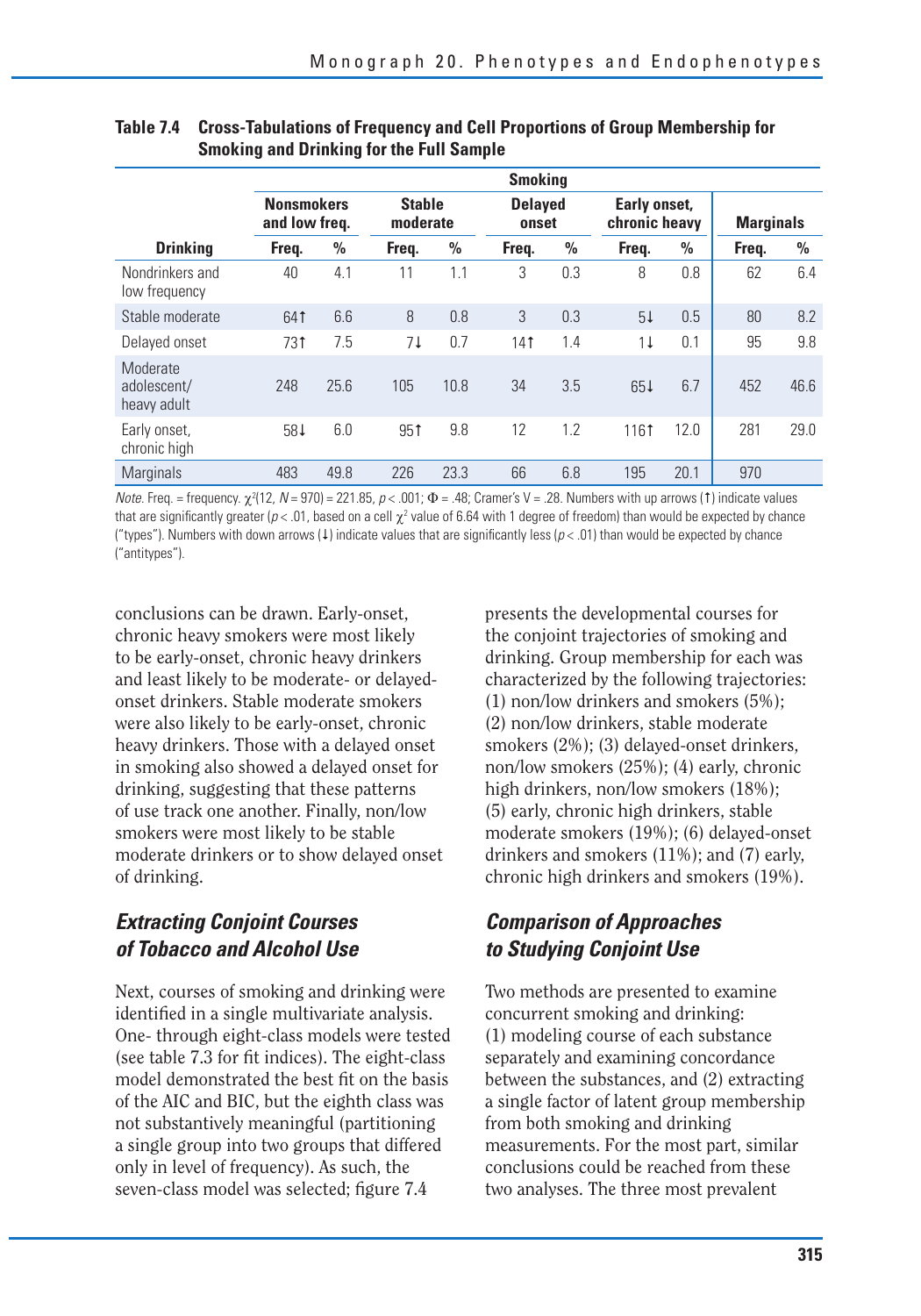**Table 7.4 Cross-Tabulations of Frequency and Cell Proportions of Group Membership for Smoking and Drinking for the Full Sample**

| | Smoking | | | | | | | | | |
|---|---|---|---|---|---|---|---|---|---|---|
| | Nonsmokers and low freq. | | Stable moderate | | Delayed onset | | Early onset, chronic heavy | | Marginals | |
| **Drinking** | **Freq.** | **%** | **Freq.** | **%** | **Freq.** | **%** | **Freq.** | **%** | **Freq.** | **%** |
| Nondrinkers and low frequency | 40 | 4.1 | 11 | 1.1 | 3 | 0.3 | 8 | 0.8 | 62 | 6.4 |
| Stable moderate | 64↑ | 6.6 | 8 | 0.8 | 3 | 0.3 | 5↓ | 0.5 | 80 | 8.2 |
| Delayed onset | 73↑ | 7.5 | 7↓ | 0.7 | 14↑ | 1.4 | 1↓ | 0.1 | 95 | 9.8 |
| Moderate adolescent/ heavy adult | 248 | 25.6 | 105 | 10.8 | 34 | 3.5 | 65↓ | 6.7 | 452 | 46.6 |
| Early onset, chronic high | 58↓ | 6.0 | 95↑ | 9.8 | 12 | 1.2 | 116↑ | 12.0 | 281 | 29.0 |
| Marginals | 483 | 49.8 | 226 | 23.3 | 66 | 6.8 | 195 | 20.1 | 970 | |

*Note.* Freq. = frequency. $\chi^2(12, N = 970) = 221.85$, $p < .001$; $\Phi = .48$; Cramer's V = .28. Numbers with up arrows (↑) indicate values that are significantly greater ($p < .01$, based on a cell $\chi^2$ value of 6.64 with 1 degree of freedom) than would be expected by chance ("types"). Numbers with down arrows (↓) indicate values that are significantly less ($p < .01$) than would be expected by chance ("antitypes").

conclusions can be drawn. Early-onset, chronic heavy smokers were most likely to be early-onset, chronic heavy drinkers and least likely to be moderate- or delayed-onset drinkers. Stable moderate smokers were also likely to be early-onset, chronic heavy drinkers. Those with a delayed onset in smoking also showed a delayed onset for drinking, suggesting that these patterns of use track one another. Finally, non/low smokers were most likely to be stable moderate drinkers or to show delayed onset of drinking.

## *Extracting Conjoint Courses of Tobacco and Alcohol Use*

Next, courses of smoking and drinking were identified in a single multivariate analysis. One- through eight-class models were tested (see table 7.3 for fit indices). The eight-class model demonstrated the best fit on the basis of the AIC and BIC, but the eighth class was not substantively meaningful (partitioning a single group into two groups that differed only in level of frequency). As such, the seven-class model was selected; figure 7.4 presents the developmental courses for the conjoint trajectories of smoking and drinking. Group membership for each was characterized by the following trajectories: (1) non/low drinkers and smokers (5%); (2) non/low drinkers, stable moderate smokers (2%); (3) delayed-onset drinkers, non/low smokers (25%); (4) early, chronic high drinkers, non/low smokers (18%); (5) early, chronic high drinkers, stable moderate smokers (19%); (6) delayed-onset drinkers and smokers (11%); and (7) early, chronic high drinkers and smokers (19%).

## *Comparison of Approaches to Studying Conjoint Use*

Two methods are presented to examine concurrent smoking and drinking: (1) modeling course of each substance separately and examining concordance between the substances, and (2) extracting a single factor of latent group membership from both smoking and drinking measurements. For the most part, similar conclusions could be reached from these two analyses. The three most prevalent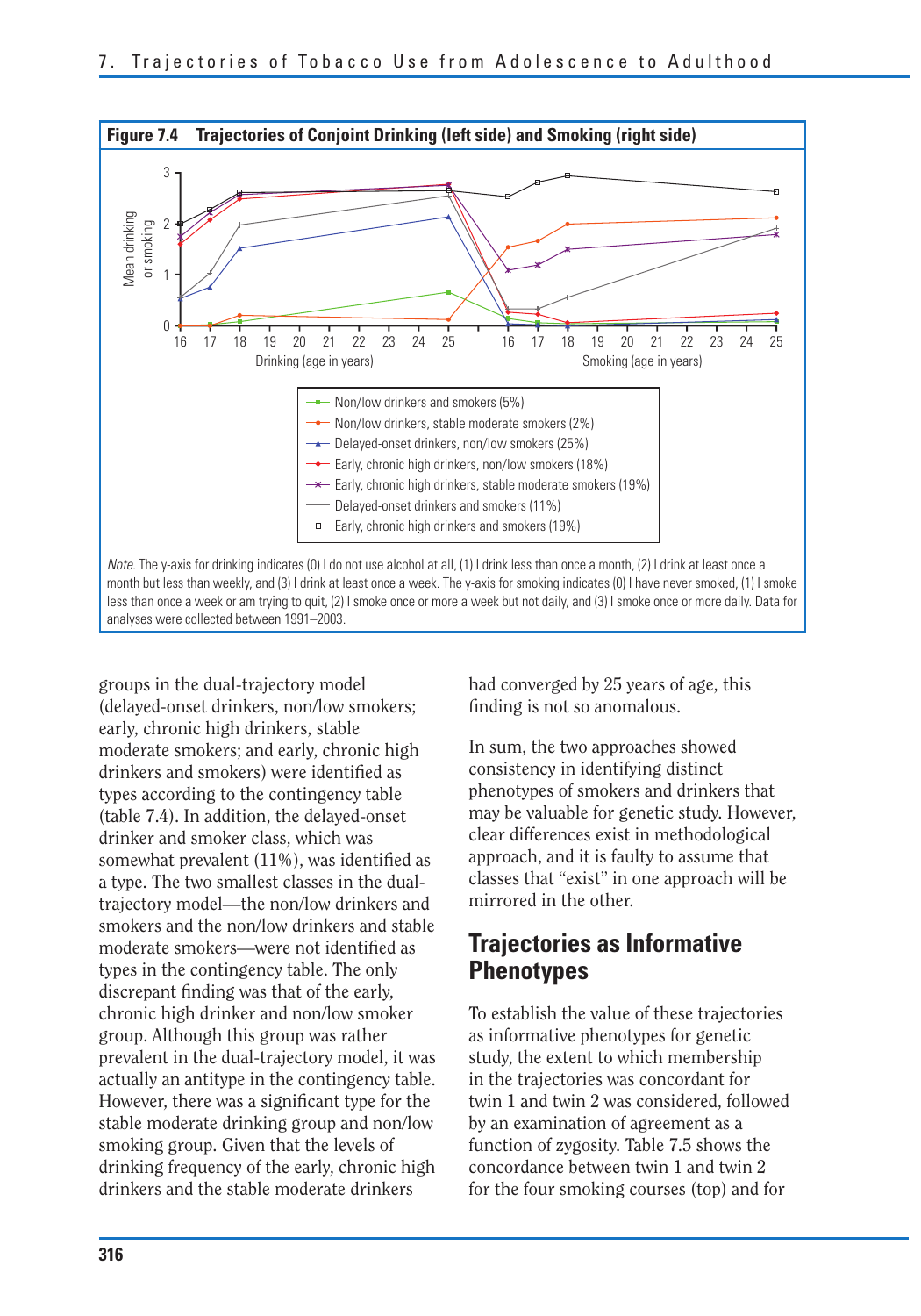**Figure 7.4 Trajectories of Conjoint Drinking (left side) and Smoking (right side)**

- Non/low drinkers and smokers (5%)
- Non/low drinkers, stable moderate smokers (2%)
- Delayed-onset drinkers, non/low smokers (25%)
- Early, chronic high drinkers, non/low smokers (18%)
- Early, chronic high drinkers, stable moderate smokers (19%)
- Delayed-onset drinkers and smokers (11%)
- Early, chronic high drinkers and smokers (19%)

*Note.* The y-axis for drinking indicates (0) I do not use alcohol at all, (1) I drink less than once a month, (2) I drink at least once a month but less than weekly, and (3) I drink at least once a week. The y-axis for smoking indicates (0) I have never smoked, (1) I smoke less than once a week or am trying to quit, (2) I smoke once or more a week but not daily, and (3) I smoke once or more daily. Data for analyses were collected between 1991–2003.

groups in the dual-trajectory model (delayed-onset drinkers, non/low smokers; early, chronic high drinkers, stable moderate smokers; and early, chronic high drinkers and smokers) were identified as types according to the contingency table (table 7.4). In addition, the delayed-onset drinker and smoker class, which was somewhat prevalent (11%), was identified as a type. The two smallest classes in the dual-trajectory model—the non/low drinkers and smokers and the non/low drinkers and stable moderate smokers—were not identified as types in the contingency table. The only discrepant finding was that of the early, chronic high drinker and non/low smoker group. Although this group was rather prevalent in the dual-trajectory model, it was actually an antitype in the contingency table. However, there was a significant type for the stable moderate drinking group and non/low smoking group. Given that the levels of drinking frequency of the early, chronic high drinkers and the stable moderate drinkers had converged by 25 years of age, this finding is not so anomalous.

In sum, the two approaches showed consistency in identifying distinct phenotypes of smokers and drinkers that may be valuable for genetic study. However, clear differences exist in methodological approach, and it is faulty to assume that classes that "exist" in one approach will be mirrored in the other.

## Trajectories as Informative Phenotypes

To establish the value of these trajectories as informative phenotypes for genetic study, the extent to which membership in the trajectories was concordant for twin 1 and twin 2 was considered, followed by an examination of agreement as a function of zygosity. Table 7.5 shows the concordance between twin 1 and twin 2 for the four smoking courses (top) and for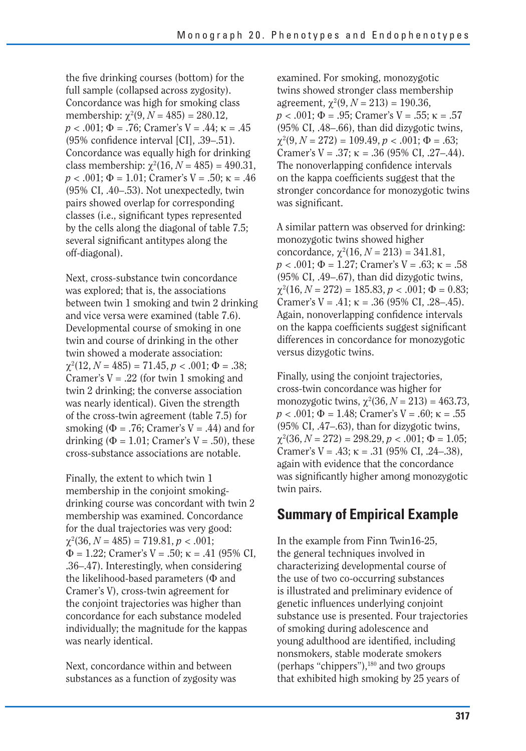the five drinking courses (bottom) for the full sample (collapsed across zygosity). Concordance was high for smoking class membership: $\chi^2(9, N = 485) = 280.12$, $p < .001$; $\Phi = .76$; Cramer's V = .44; $\kappa = .45$ (95% confidence interval [CI], .39–.51). Concordance was equally high for drinking class membership: $\chi^2(16, N = 485) = 490.31$, $p < .001$; $\Phi = 1.01$; Cramer's V = .50; $\kappa = .46$ (95% CI, .40–.53). Not unexpectedly, twin pairs showed overlap for corresponding classes (i.e., significant types represented by the cells along the diagonal of table 7.5; several significant antitypes along the off-diagonal).

Next, cross-substance twin concordance was explored; that is, the associations between twin 1 smoking and twin 2 drinking and vice versa were examined (table 7.6). Developmental course of smoking in one twin and course of drinking in the other twin showed a moderate association: $\chi^2(12, N = 485) = 71.45$, $p < .001$; $\Phi = .38$; Cramer's V = .22 (for twin 1 smoking and twin 2 drinking; the converse association was nearly identical). Given the strength of the cross-twin agreement (table 7.5) for smoking ($\Phi = .76$; Cramer's V = .44) and for drinking ($\Phi = 1.01$; Cramer's V = .50), these cross-substance associations are notable.

Finally, the extent to which twin 1 membership in the conjoint smoking-drinking course was concordant with twin 2 membership was examined. Concordance for the dual trajectories was very good: $\chi^2(36, N = 485) = 719.81$, $p < .001$; $\Phi = 1.22$; Cramer's V = .50; $\kappa = .41$ (95% CI, .36–.47). Interestingly, when considering the likelihood-based parameters ($\Phi$ and Cramer's V), cross-twin agreement for the conjoint trajectories was higher than concordance for each substance modeled individually; the magnitude for the kappas was nearly identical.

Next, concordance within and between substances as a function of zygosity was examined. For smoking, monozygotic twins showed stronger class membership agreement, $\chi^2(9, N = 213) = 190.36$, $p < .001$; $\Phi = .95$; Cramer's V = .55; $\kappa = .57$ (95% CI, .48–.66), than did dizygotic twins, $\chi^2(9, N = 272) = 109.49$, $p < .001$; $\Phi = .63$; Cramer's V = .37; $\kappa = .36$ (95% CI, .27–.44). The nonoverlapping confidence intervals on the kappa coefficients suggest that the stronger concordance for monozygotic twins was significant.

A similar pattern was observed for drinking: monozygotic twins showed higher concordance, $\chi^2(16, N = 213) = 341.81$, $p < .001$; $\Phi = 1.27$; Cramer's V = .63; $\kappa = .58$ (95% CI, .49–.67), than did dizygotic twins, $\chi^2(16, N = 272) = 185.83$, $p < .001$; $\Phi = 0.83$; Cramer's V = .41; $\kappa = .36$ (95% CI, .28–.45). Again, nonoverlapping confidence intervals on the kappa coefficients suggest significant differences in concordance for monozygotic versus dizygotic twins.

Finally, using the conjoint trajectories, cross-twin concordance was higher for monozygotic twins, $\chi^2(36, N = 213) = 463.73$, $p < .001$; $\Phi = 1.48$; Cramer's V = .60; $\kappa = .55$ (95% CI, .47–.63), than for dizygotic twins, $\chi^2(36, N = 272) = 298.29$, $p < .001$; $\Phi = 1.05$; Cramer's V = .43; $\kappa = .31$ (95% CI, .24–.38), again with evidence that the concordance was significantly higher among monozygotic twin pairs.

## Summary of Empirical Example

In the example from Finn Twin16-25, the general techniques involved in characterizing developmental course of the use of two co-occurring substances is illustrated and preliminary evidence of genetic influences underlying conjoint substance use is presented. Four trajectories of smoking during adolescence and young adulthood are identified, including nonsmokers, stable moderate smokers (perhaps "chippers"),[180] and two groups that exhibited high smoking by 25 years of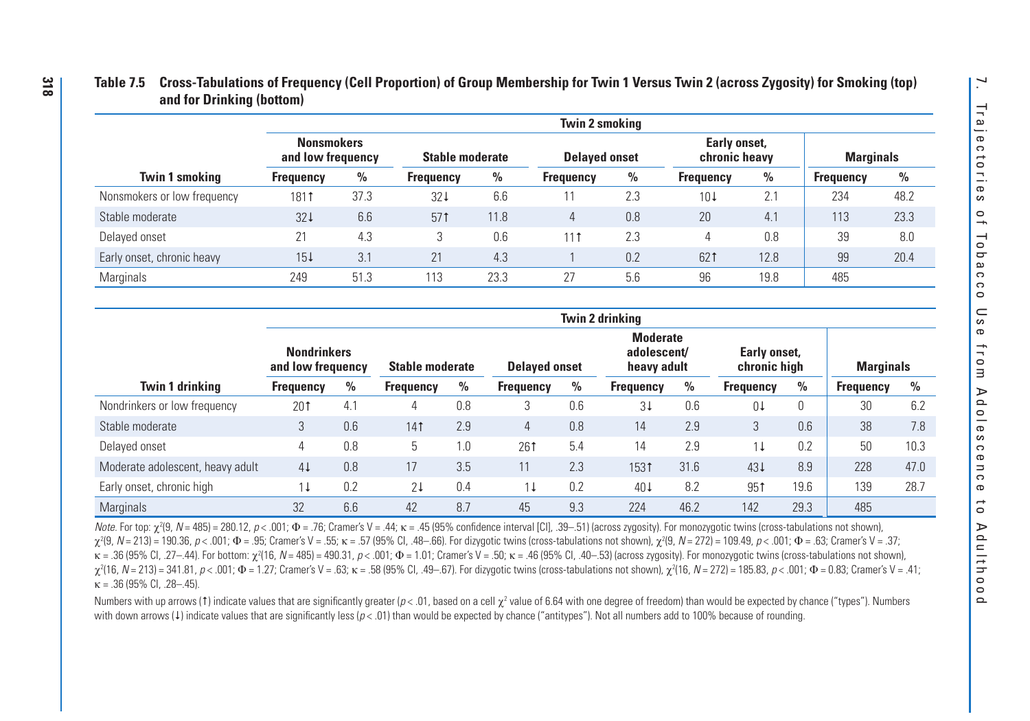**Table 7.5 Cross-Tabulations of Frequency (Cell Proportion) of Group Membership for Twin 1 Versus Twin 2 (across Zygosity) for Smoking (top) and for Drinking (bottom)**

| | Twin 2 smoking | | | | | | | | | |
|---|---|---|---|---|---|---|---|---|---|---|
| | Nonsmokers and low frequency | | Stable moderate | | Delayed onset | | Early onset, chronic heavy | | Marginals | |
| **Twin 1 smoking** | **Frequency** | **%** | **Frequency** | **%** | **Frequency** | **%** | **Frequency** | **%** | **Frequency** | **%** |
| Nonsmokers or low frequency | 181↑ | 37.3 | 32↓ | 6.6 | 11 | 2.3 | 10↓ | 2.1 | 234 | 48.2 |
| Stable moderate | 32↓ | 6.6 | 57↑ | 11.8 | 4 | 0.8 | 20 | 4.1 | 113 | 23.3 |
| Delayed onset | 21 | 4.3 | 3 | 0.6 | 11↑ | 2.3 | 4 | 0.8 | 39 | 8.0 |
| Early onset, chronic heavy | 15↓ | 3.1 | 21 | 4.3 | 1 | 0.2 | 62↑ | 12.8 | 99 | 20.4 |
| Marginals | 249 | 51.3 | 113 | 23.3 | 27 | 5.6 | 96 | 19.8 | 485 | |

| | Twin 2 drinking | | | | | | | | | | | |
|---|---|---|---|---|---|---|---|---|---|---|---|---|
| | Nondrinkers and low frequency | | Stable moderate | | Delayed onset | | Moderate adolescent/ heavy adult | | Early onset, chronic high | | Marginals | |
| **Twin 1 drinking** | **Frequency** | **%** | **Frequency** | **%** | **Frequency** | **%** | **Frequency** | **%** | **Frequency** | **%** | **Frequency** | **%** |
| Nondrinkers or low frequency | 20↑ | 4.1 | 4 | 0.8 | 3 | 0.6 | 3↓ | 0.6 | 0↓ | 0 | 30 | 6.2 |
| Stable moderate | 3 | 0.6 | 14↑ | 2.9 | 4 | 0.8 | 14 | 2.9 | 3 | 0.6 | 38 | 7.8 |
| Delayed onset | 4 | 0.8 | 5 | 1.0 | 26↑ | 5.4 | 14 | 2.9 | 1↓ | 0.2 | 50 | 10.3 |
| Moderate adolescent, heavy adult | 4↓ | 0.8 | 17 | 3.5 | 11 | 2.3 | 153↑ | 31.6 | 43↓ | 8.9 | 228 | 47.0 |
| Early onset, chronic high | 1↓ | 0.2 | 2↓ | 0.4 | 1↓ | 0.2 | 40↓ | 8.2 | 95↑ | 19.6 | 139 | 28.7 |
| Marginals | 32 | 6.6 | 42 | 8.7 | 45 | 9.3 | 224 | 46.2 | 142 | 29.3 | 485 | |

*Note.* For top: $\chi^2(9, N = 485) = 280.12$, $p < .001$; $\Phi = .76$; Cramer's V = .44; $\kappa = .45$ (95% confidence interval [CI], .39–.51) (across zygosity). For monozygotic twins (cross-tabulations not shown), $\chi^2(9, N = 213) = 190.36$, $p < .001$; $\Phi = .95$; Cramer's V = .55; $\kappa = .57$ (95% CI, .48–.66). For dizygotic twins (cross-tabulations not shown), $\chi^2(9, N = 272) = 109.49$, $p < .001$; $\Phi = .63$; Cramer's V = .37; $\kappa = .36$ (95% CI, .27–.44). For bottom: $\chi^2(16, N = 485) = 490.31$, $p < .001$; $\Phi = 1.01$; Cramer's V = .50; $\kappa = .46$ (95% CI, .40–.53) (across zygosity). For monozygotic twins (cross-tabulations not shown), $\chi^2(16, N = 213) = 341.81$, $p < .001$; $\Phi = 1.27$; Cramer's V = .63; $\kappa = .58$ (95% CI, .49–.67). For dizygotic twins (cross-tabulations not shown), $\chi^2(16, N = 272) = 185.83$, $p < .001$; $\Phi = 0.83$; Cramer's V = .41; $\kappa = .36$ (95% CI, .28–.45).

Numbers with up arrows (↑) indicate values that are significantly greater ($p < .01$, based on a cell $\chi^2$ value of 6.64 with one degree of freedom) than would be expected by chance ("types"). Numbers with down arrows (↓) indicate values that are significantly less ($p < .01$) than would be expected by chance ("antitypes"). Not all numbers add to 100% because of rounding.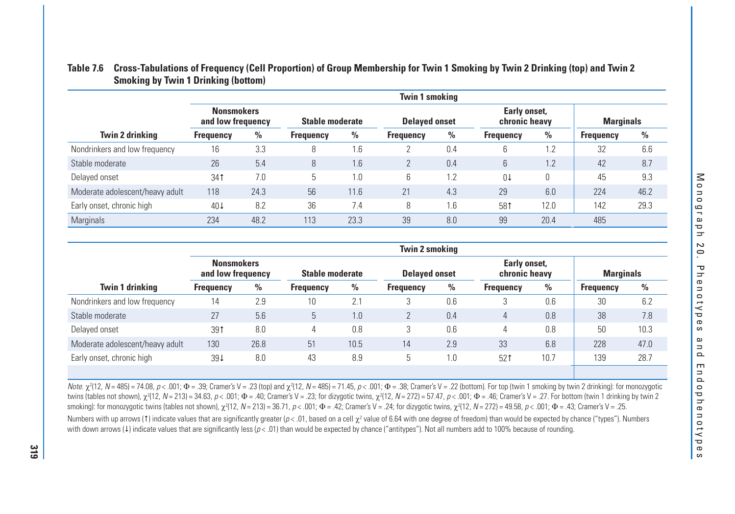**Table 7.6 Cross-Tabulations of Frequency (Cell Proportion) of Group Membership for Twin 1 Smoking by Twin 2 Drinking (top) and Twin 2 Smoking by Twin 1 Drinking (bottom)**

| | Twin 1 smoking | | | | | | | | | |
|---|---|---|---|---|---|---|---|---|---|---|
| | Nonsmokers and low frequency | | Stable moderate | | Delayed onset | | Early onset, chronic heavy | | Marginals | |
| **Twin 2 drinking** | **Frequency** | **%** | **Frequency** | **%** | **Frequency** | **%** | **Frequency** | **%** | **Frequency** | **%** |
| Nondrinkers and low frequency | 16 | 3.3 | 8 | 1.6 | 2 | 0.4 | 6 | 1.2 | 32 | 6.6 |
| Stable moderate | 26 | 5.4 | 8 | 1.6 | 2 | 0.4 | 6 | 1.2 | 42 | 8.7 |
| Delayed onset | 34↑ | 7.0 | 5 | 1.0 | 6 | 1.2 | 0↓ | 0 | 45 | 9.3 |
| Moderate adolescent/heavy adult | 118 | 24.3 | 56 | 11.6 | 21 | 4.3 | 29 | 6.0 | 224 | 46.2 |
| Early onset, chronic high | 40↓ | 8.2 | 36 | 7.4 | 8 | 1.6 | 58↑ | 12.0 | 142 | 29.3 |
| Marginals | 234 | 48.2 | 113 | 23.3 | 39 | 8.0 | 99 | 20.4 | 485 | |

| | Twin 2 smoking | | | | | | | | | |
|---|---|---|---|---|---|---|---|---|---|---|
| | Nonsmokers and low frequency | | Stable moderate | | Delayed onset | | Early onset, chronic heavy | | Marginals | |
| **Twin 1 drinking** | **Frequency** | **%** | **Frequency** | **%** | **Frequency** | **%** | **Frequency** | **%** | **Frequency** | **%** |
| Nondrinkers and low frequency | 14 | 2.9 | 10 | 2.1 | 3 | 0.6 | 3 | 0.6 | 30 | 6.2 |
| Stable moderate | 27 | 5.6 | 5 | 1.0 | 2 | 0.4 | 4 | 0.8 | 38 | 7.8 |
| Delayed onset | 39↑ | 8.0 | 4 | 0.8 | 3 | 0.6 | 4 | 0.8 | 50 | 10.3 |
| Moderate adolescent/heavy adult | 130 | 26.8 | 51 | 10.5 | 14 | 2.9 | 33 | 6.8 | 228 | 47.0 |
| Early onset, chronic high | 39↓ | 8.0 | 43 | 8.9 | 5 | 1.0 | 52↑ | 10.7 | 139 | 28.7 |

*Note.* $\chi^2(12, N = 485) = 74.08$, $p < .001$; $\Phi = .39$; Cramer's V = .23 (top) and $\chi^2(12, N = 485) = 71.45$, $p < .001$; $\Phi = .38$; Cramer's V = .22 (bottom). For top (twin 1 smoking by twin 2 drinking): for monozygotic twins (tables not shown), $\chi^2(12, N = 213) = 34.63$, $p < .001$; $\Phi = .40$; Cramer's V = .23; for dizygotic twins, $\chi^2(12, N = 272) = 57.47$, $p < .001$; $\Phi = .46$; Cramer's V = .27. For bottom (twin 1 drinking by twin 2 smoking): for monozygotic twins (tables not shown), $\chi^2(12, N = 213) = 36.71$, $p < .001$; $\Phi = .42$; Cramer's V = .24; for dizygotic twins, $\chi^2(12, N = 272) = 49.58$, $p < .001$; $\Phi = .43$; Cramer's V = .25.

Numbers with up arrows (↑) indicate values that are significantly greater ($p < .01$, based on a cell $\chi^2$ value of 6.64 with one degree of freedom) than would be expected by chance ("types"). Numbers with down arrows (↓) indicate values that are significantly less ($p < .01$) than would be expected by chance ("antitypes"). Not all numbers add to 100% because of rounding.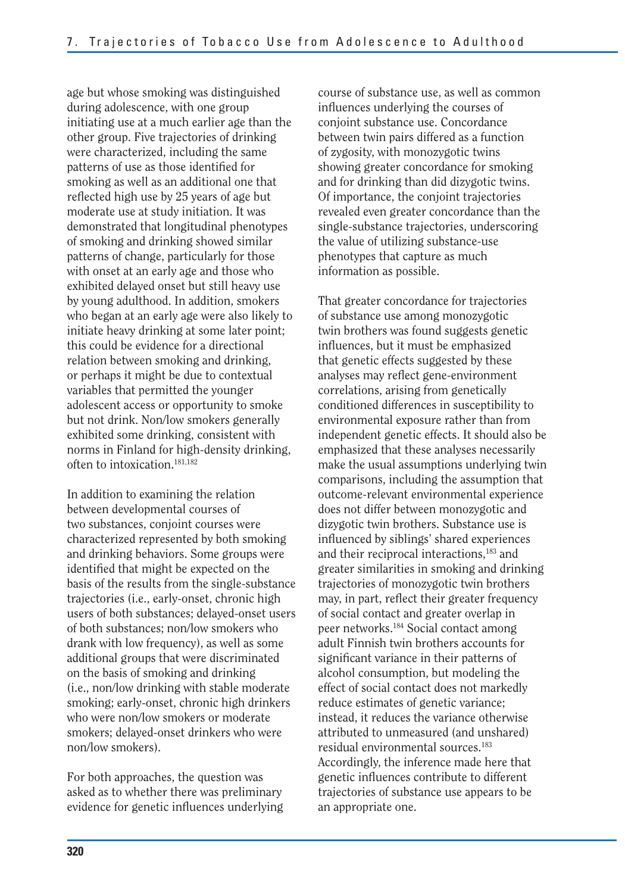age but whose smoking was distinguished during adolescence, with one group initiating use at a much earlier age than the other group. Five trajectories of drinking were characterized, including the same patterns of use as those identified for smoking as well as an additional one that reflected high use by 25 years of age but moderate use at study initiation. It was demonstrated that longitudinal phenotypes of smoking and drinking showed similar patterns of change, particularly for those with onset at an early age and those who exhibited delayed onset but still heavy use by young adulthood. In addition, smokers who began at an early age were also likely to initiate heavy drinking at some later point; this could be evidence for a directional relation between smoking and drinking, or perhaps it might be due to contextual variables that permitted the younger adolescent access or opportunity to smoke but not drink. Non/low smokers generally exhibited some drinking, consistent with norms in Finland for high-density drinking, often to intoxication.[181,182]

In addition to examining the relation between developmental courses of two substances, conjoint courses were characterized represented by both smoking and drinking behaviors. Some groups were identified that might be expected on the basis of the results from the single-substance trajectories (i.e., early-onset, chronic high users of both substances; delayed-onset users of both substances; non/low smokers who drank with low frequency), as well as some additional groups that were discriminated on the basis of smoking and drinking (i.e., non/low drinking with stable moderate smoking; early-onset, chronic high drinkers who were non/low smokers or moderate smokers; delayed-onset drinkers who were non/low smokers).

For both approaches, the question was asked as to whether there was preliminary evidence for genetic influences underlying course of substance use, as well as common influences underlying the courses of conjoint substance use. Concordance between twin pairs differed as a function of zygosity, with monozygotic twins showing greater concordance for smoking and for drinking than did dizygotic twins. Of importance, the conjoint trajectories revealed even greater concordance than the single-substance trajectories, underscoring the value of utilizing substance-use phenotypes that capture as much information as possible.

That greater concordance for trajectories of substance use among monozygotic twin brothers was found suggests genetic influences, but it must be emphasized that genetic effects suggested by these analyses may reflect gene-environment correlations, arising from genetically conditioned differences in susceptibility to environmental exposure rather than from independent genetic effects. It should also be emphasized that these analyses necessarily make the usual assumptions underlying twin comparisons, including the assumption that outcome-relevant environmental experience does not differ between monozygotic and dizygotic twin brothers. Substance use is influenced by siblings' shared experiences and their reciprocal interactions,[183] and greater similarities in smoking and drinking trajectories of monozygotic twin brothers may, in part, reflect their greater frequency of social contact and greater overlap in peer networks.[184] Social contact among adult Finnish twin brothers accounts for significant variance in their patterns of alcohol consumption, but modeling the effect of social contact does not markedly reduce estimates of genetic variance; instead, it reduces the variance otherwise attributed to unmeasured (and unshared) residual environmental sources.[183] Accordingly, the inference made here that genetic influences contribute to different trajectories of substance use appears to be an appropriate one.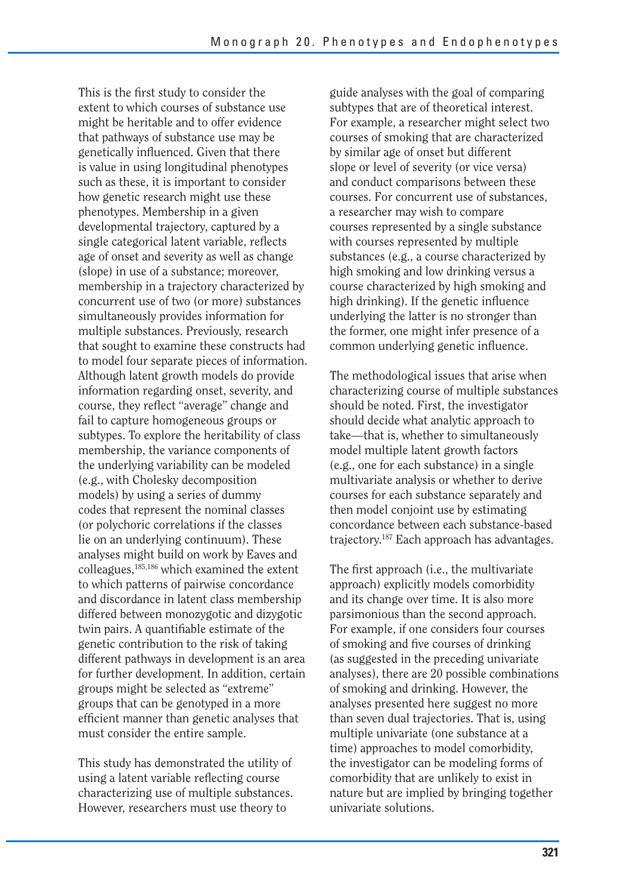This is the first study to consider the extent to which courses of substance use might be heritable and to offer evidence that pathways of substance use may be genetically influenced. Given that there is value in using longitudinal phenotypes such as these, it is important to consider how genetic research might use these phenotypes. Membership in a given developmental trajectory, captured by a single categorical latent variable, reflects age of onset and severity as well as change (slope) in use of a substance; moreover, membership in a trajectory characterized by concurrent use of two (or more) substances simultaneously provides information for multiple substances. Previously, research that sought to examine these constructs had to model four separate pieces of information. Although latent growth models do provide information regarding onset, severity, and course, they reflect "average" change and fail to capture homogeneous groups or subtypes. To explore the heritability of class membership, the variance components of the underlying variability can be modeled (e.g., with Cholesky decomposition models) by using a series of dummy codes that represent the nominal classes (or polychoric correlations if the classes lie on an underlying continuum). These analyses might build on work by Eaves and colleagues,[185,186] which examined the extent to which patterns of pairwise concordance and discordance in latent class membership differed between monozygotic and dizygotic twin pairs. A quantifiable estimate of the genetic contribution to the risk of taking different pathways in development is an area for further development. In addition, certain groups might be selected as "extreme" groups that can be genotyped in a more efficient manner than genetic analyses that must consider the entire sample.

This study has demonstrated the utility of using a latent variable reflecting course characterizing use of multiple substances. However, researchers must use theory to guide analyses with the goal of comparing subtypes that are of theoretical interest. For example, a researcher might select two courses of smoking that are characterized by similar age of onset but different slope or level of severity (or vice versa) and conduct comparisons between these courses. For concurrent use of substances, a researcher may wish to compare courses represented by a single substance with courses represented by multiple substances (e.g., a course characterized by high smoking and low drinking versus a course characterized by high smoking and high drinking). If the genetic influence underlying the latter is no stronger than the former, one might infer presence of a common underlying genetic influence.

The methodological issues that arise when characterizing course of multiple substances should be noted. First, the investigator should decide what analytic approach to take—that is, whether to simultaneously model multiple latent growth factors (e.g., one for each substance) in a single multivariate analysis or whether to derive courses for each substance separately and then model conjoint use by estimating concordance between each substance-based trajectory.[187] Each approach has advantages.

The first approach (i.e., the multivariate approach) explicitly models comorbidity and its change over time. It is also more parsimonious than the second approach. For example, if one considers four courses of smoking and five courses of drinking (as suggested in the preceding univariate analyses), there are 20 possible combinations of smoking and drinking. However, the analyses presented here suggest no more than seven dual trajectories. That is, using multiple univariate (one substance at a time) approaches to model comorbidity, the investigator can be modeling forms of comorbidity that are unlikely to exist in nature but are implied by bringing together univariate solutions.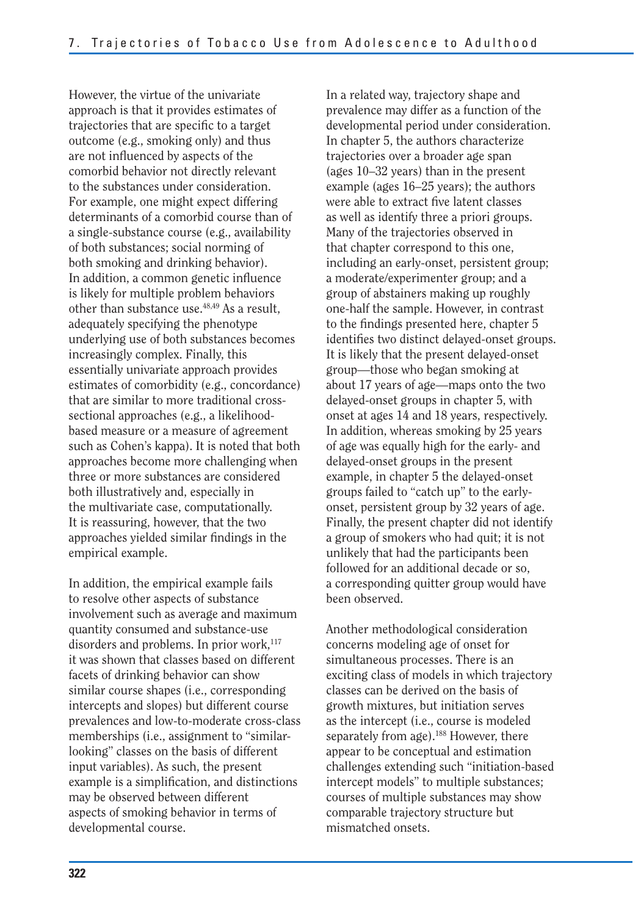However, the virtue of the univariate approach is that it provides estimates of trajectories that are specific to a target outcome (e.g., smoking only) and thus are not influenced by aspects of the comorbid behavior not directly relevant to the substances under consideration. For example, one might expect differing determinants of a comorbid course than of a single-substance course (e.g., availability of both substances; social norming of both smoking and drinking behavior). In addition, a common genetic influence is likely for multiple problem behaviors other than substance use.[48,49] As a result, adequately specifying the phenotype underlying use of both substances becomes increasingly complex. Finally, this essentially univariate approach provides estimates of comorbidity (e.g., concordance) that are similar to more traditional cross-sectional approaches (e.g., a likelihood-based measure or a measure of agreement such as Cohen's kappa). It is noted that both approaches become more challenging when three or more substances are considered both illustratively and, especially in the multivariate case, computationally. It is reassuring, however, that the two approaches yielded similar findings in the empirical example.

In addition, the empirical example fails to resolve other aspects of substance involvement such as average and maximum quantity consumed and substance-use disorders and problems. In prior work,[117] it was shown that classes based on different facets of drinking behavior can show similar course shapes (i.e., corresponding intercepts and slopes) but different course prevalences and low-to-moderate cross-class memberships (i.e., assignment to "similar-looking" classes on the basis of different input variables). As such, the present example is a simplification, and distinctions may be observed between different aspects of smoking behavior in terms of developmental course.

In a related way, trajectory shape and prevalence may differ as a function of the developmental period under consideration. In chapter 5, the authors characterize trajectories over a broader age span (ages 10–32 years) than in the present example (ages 16–25 years); the authors were able to extract five latent classes as well as identify three a priori groups. Many of the trajectories observed in that chapter correspond to this one, including an early-onset, persistent group; a moderate/experimenter group; and a group of abstainers making up roughly one-half the sample. However, in contrast to the findings presented here, chapter 5 identifies two distinct delayed-onset groups. It is likely that the present delayed-onset group—those who began smoking at about 17 years of age—maps onto the two delayed-onset groups in chapter 5, with onset at ages 14 and 18 years, respectively. In addition, whereas smoking by 25 years of age was equally high for the early- and delayed-onset groups in the present example, in chapter 5 the delayed-onset groups failed to "catch up" to the early-onset, persistent group by 32 years of age. Finally, the present chapter did not identify a group of smokers who had quit; it is not unlikely that had the participants been followed for an additional decade or so, a corresponding quitter group would have been observed.

Another methodological consideration concerns modeling age of onset for simultaneous processes. There is an exciting class of models in which trajectory classes can be derived on the basis of growth mixtures, but initiation serves as the intercept (i.e., course is modeled separately from age).[188] However, there appear to be conceptual and estimation challenges extending such "initiation-based intercept models" to multiple substances; courses of multiple substances may show comparable trajectory structure but mismatched onsets.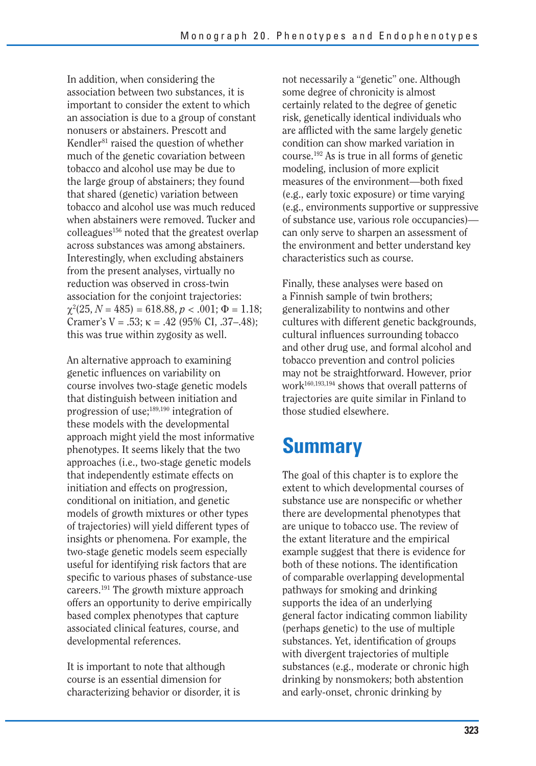In addition, when considering the association between two substances, it is important to consider the extent to which an association is due to a group of constant nonusers or abstainers. Prescott and Kendler[81] raised the question of whether much of the genetic covariation between tobacco and alcohol use may be due to the large group of abstainers; they found that shared (genetic) variation between tobacco and alcohol use was much reduced when abstainers were removed. Tucker and colleagues[156] noted that the greatest overlap across substances was among abstainers. Interestingly, when excluding abstainers from the present analyses, virtually no reduction was observed in cross-twin association for the conjoint trajectories: $\chi^2(25, N = 485) = 618.88$, $p < .001$; $\Phi = 1.18$; Cramer's V = .53; $\kappa = .42$ (95% CI, .37–.48); this was true within zygosity as well.

An alternative approach to examining genetic influences on variability on course involves two-stage genetic models that distinguish between initiation and progression of use;[189,190] integration of these models with the developmental approach might yield the most informative phenotypes. It seems likely that the two approaches (i.e., two-stage genetic models that independently estimate effects on initiation and effects on progression, conditional on initiation, and genetic models of growth mixtures or other types of trajectories) will yield different types of insights or phenomena. For example, the two-stage genetic models seem especially useful for identifying risk factors that are specific to various phases of substance-use careers.[191] The growth mixture approach offers an opportunity to derive empirically based complex phenotypes that capture associated clinical features, course, and developmental references.

It is important to note that although course is an essential dimension for characterizing behavior or disorder, it is not necessarily a "genetic" one. Although some degree of chronicity is almost certainly related to the degree of genetic risk, genetically identical individuals who are afflicted with the same largely genetic condition can show marked variation in course.[192] As is true in all forms of genetic modeling, inclusion of more explicit measures of the environment—both fixed (e.g., early toxic exposure) or time varying (e.g., environments supportive or suppressive of substance use, various role occupancies)—can only serve to sharpen an assessment of the environment and better understand key characteristics such as course.

Finally, these analyses were based on a Finnish sample of twin brothers; generalizability to nontwins and other cultures with different genetic backgrounds, cultural influences surrounding tobacco and other drug use, and formal alcohol and tobacco prevention and control policies may not be straightforward. However, prior work[160,193,194] shows that overall patterns of trajectories are quite similar in Finland to those studied elsewhere.

## Summary

The goal of this chapter is to explore the extent to which developmental courses of substance use are nonspecific or whether there are developmental phenotypes that are unique to tobacco use. The review of the extant literature and the empirical example suggest that there is evidence for both of these notions. The identification of comparable overlapping developmental pathways for smoking and drinking supports the idea of an underlying general factor indicating common liability (perhaps genetic) to the use of multiple substances. Yet, identification of groups with divergent trajectories of multiple substances (e.g., moderate or chronic high drinking by nonsmokers; both abstention and early-onset, chronic drinking by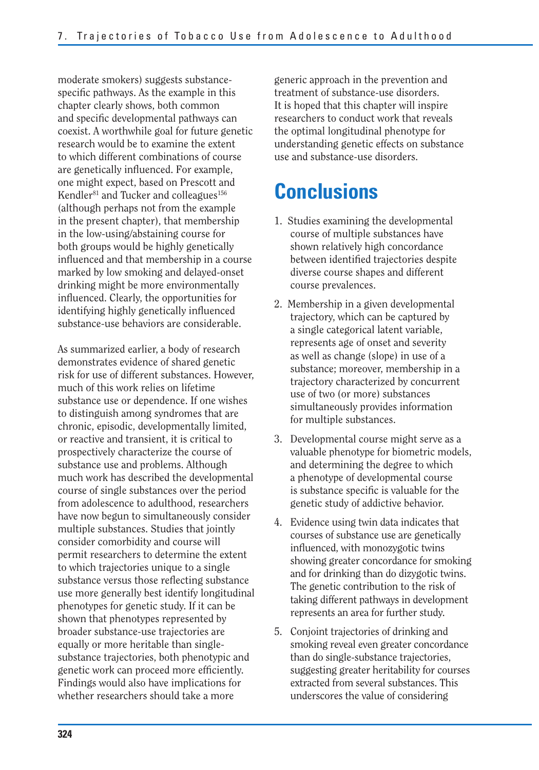moderate smokers) suggests substance-specific pathways. As the example in this chapter clearly shows, both common and specific developmental pathways can coexist. A worthwhile goal for future genetic research would be to examine the extent to which different combinations of course are genetically influenced. For example, one might expect, based on Prescott and Kendler[81] and Tucker and colleagues[156] (although perhaps not from the example in the present chapter), that membership in the low-using/abstaining course for both groups would be highly genetically influenced and that membership in a course marked by low smoking and delayed-onset drinking might be more environmentally influenced. Clearly, the opportunities for identifying highly genetically influenced substance-use behaviors are considerable.

As summarized earlier, a body of research demonstrates evidence of shared genetic risk for use of different substances. However, much of this work relies on lifetime substance use or dependence. If one wishes to distinguish among syndromes that are chronic, episodic, developmentally limited, or reactive and transient, it is critical to prospectively characterize the course of substance use and problems. Although much work has described the developmental course of single substances over the period from adolescence to adulthood, researchers have now begun to simultaneously consider multiple substances. Studies that jointly consider comorbidity and course will permit researchers to determine the extent to which trajectories unique to a single substance versus those reflecting substance use more generally best identify longitudinal phenotypes for genetic study. If it can be shown that phenotypes represented by broader substance-use trajectories are equally or more heritable than single-substance trajectories, both phenotypic and genetic work can proceed more efficiently. Findings would also have implications for whether researchers should take a more generic approach in the prevention and treatment of substance-use disorders. It is hoped that this chapter will inspire researchers to conduct work that reveals the optimal longitudinal phenotype for understanding genetic effects on substance use and substance-use disorders.

# Conclusions

1. Studies examining the developmental course of multiple substances have shown relatively high concordance between identified trajectories despite diverse course shapes and different course prevalences.

2. Membership in a given developmental trajectory, which can be captured by a single categorical latent variable, represents age of onset and severity as well as change (slope) in use of a substance; moreover, membership in a trajectory characterized by concurrent use of two (or more) substances simultaneously provides information for multiple substances.

3. Developmental course might serve as a valuable phenotype for biometric models, and determining the degree to which a phenotype of developmental course is substance specific is valuable for the genetic study of addictive behavior.

4. Evidence using twin data indicates that courses of substance use are genetically influenced, with monozygotic twins showing greater concordance for smoking and for drinking than do dizygotic twins. The genetic contribution to the risk of taking different pathways in development represents an area for further study.

5. Conjoint trajectories of drinking and smoking reveal even greater concordance than do single-substance trajectories, suggesting greater heritability for courses extracted from several substances. This underscores the value of considering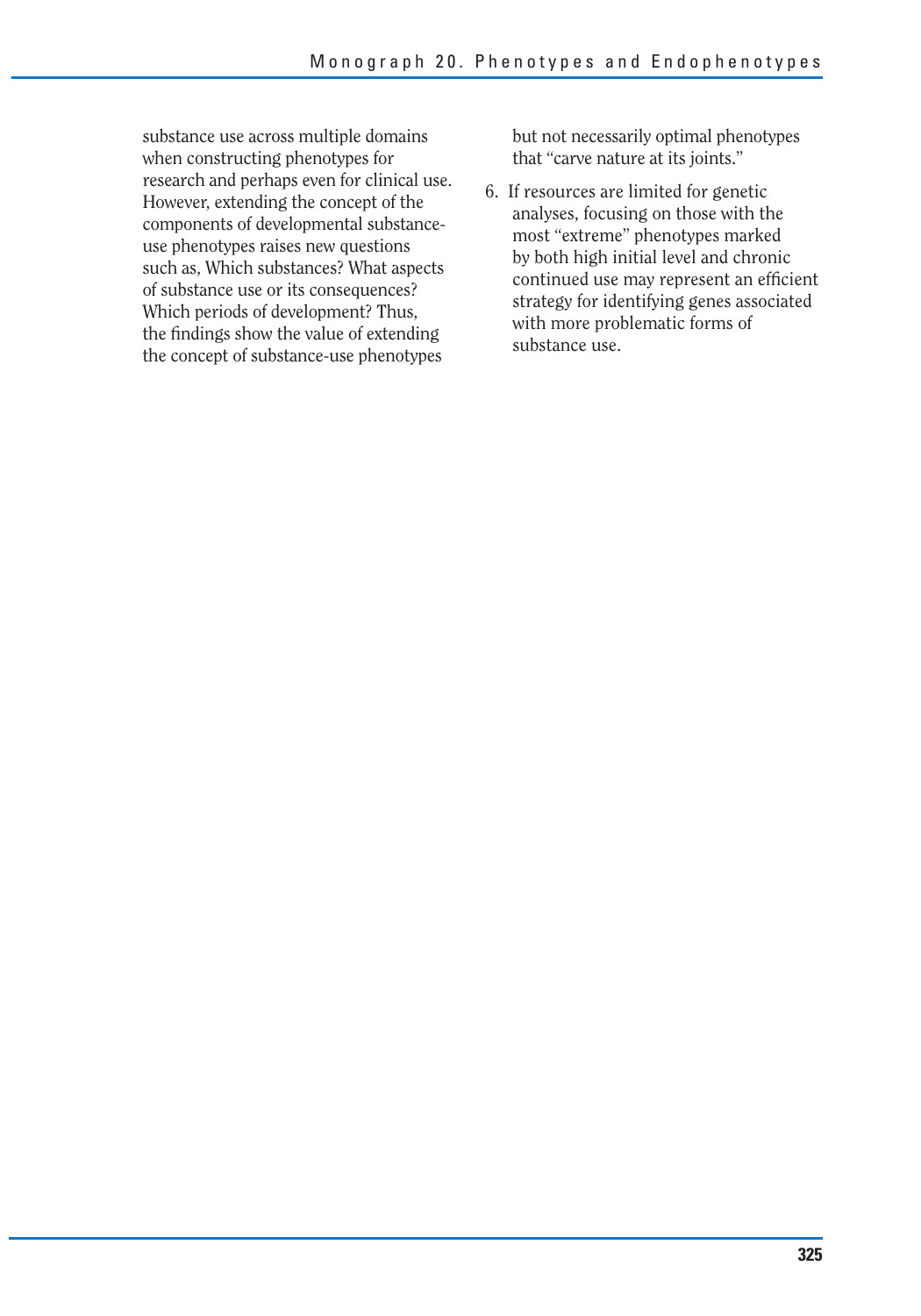substance use across multiple domains when constructing phenotypes for research and perhaps even for clinical use. However, extending the concept of the components of developmental substance-use phenotypes raises new questions such as, Which substances? What aspects of substance use or its consequences? Which periods of development? Thus, the findings show the value of extending the concept of substance-use phenotypes but not necessarily optimal phenotypes that "carve nature at its joints."

6. If resources are limited for genetic analyses, focusing on those with the most "extreme" phenotypes marked by both high initial level and chronic continued use may represent an efficient strategy for identifying genes associated with more problematic forms of substance use.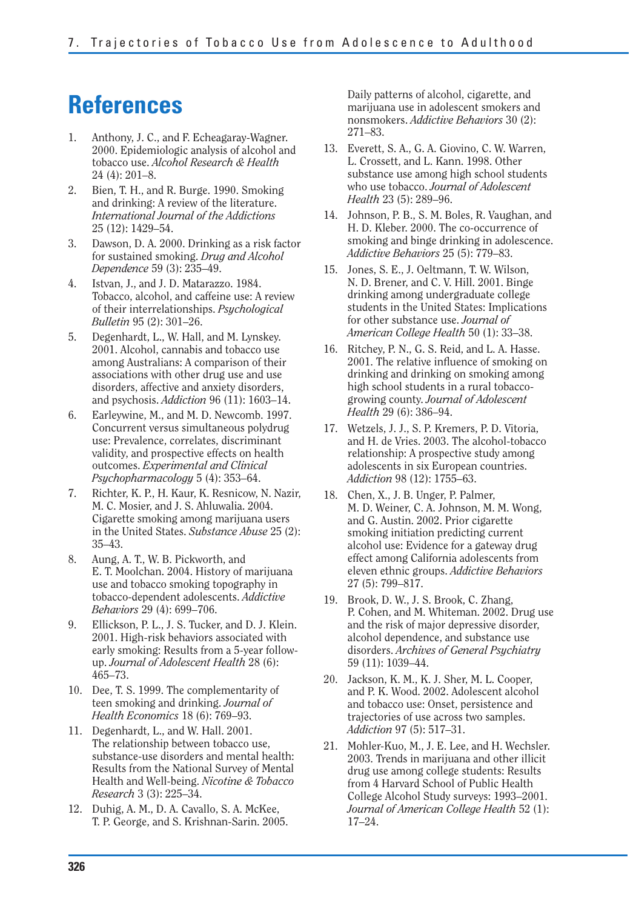# References

1. Anthony, J. C., and F. Echeagaray-Wagner. 2000. Epidemiologic analysis of alcohol and tobacco use. *Alcohol Research & Health* 24 (4): 201–8.
2. Bien, T. H., and R. Burge. 1990. Smoking and drinking: A review of the literature. *International Journal of the Addictions* 25 (12): 1429–54.
3. Dawson, D. A. 2000. Drinking as a risk factor for sustained smoking. *Drug and Alcohol Dependence* 59 (3): 235–49.
4. Istvan, J., and J. D. Matarazzo. 1984. Tobacco, alcohol, and caffeine use: A review of their interrelationships. *Psychological Bulletin* 95 (2): 301–26.
5. Degenhardt, L., W. Hall, and M. Lynskey. 2001. Alcohol, cannabis and tobacco use among Australians: A comparison of their associations with other drug use and use disorders, affective and anxiety disorders, and psychosis. *Addiction* 96 (11): 1603–14.
6. Earleywine, M., and M. D. Newcomb. 1997. Concurrent versus simultaneous polydrug use: Prevalence, correlates, discriminant validity, and prospective effects on health outcomes. *Experimental and Clinical Psychopharmacology* 5 (4): 353–64.
7. Richter, K. P., H. Kaur, K. Resnicow, N. Nazir, M. C. Mosier, and J. S. Ahluwalia. 2004. Cigarette smoking among marijuana users in the United States. *Substance Abuse* 25 (2): 35–43.
8. Aung, A. T., W. B. Pickworth, and E. T. Moolchan. 2004. History of marijuana use and tobacco smoking topography in tobacco-dependent adolescents. *Addictive Behaviors* 29 (4): 699–706.
9. Ellickson, P. L., J. S. Tucker, and D. J. Klein. 2001. High-risk behaviors associated with early smoking: Results from a 5-year follow-up. *Journal of Adolescent Health* 28 (6): 465–73.
10. Dee, T. S. 1999. The complementarity of teen smoking and drinking. *Journal of Health Economics* 18 (6): 769–93.
11. Degenhardt, L., and W. Hall. 2001. The relationship between tobacco use, substance-use disorders and mental health: Results from the National Survey of Mental Health and Well-being. *Nicotine & Tobacco Research* 3 (3): 225–34.
12. Duhig, A. M., D. A. Cavallo, S. A. McKee, T. P. George, and S. Krishnan-Sarin. 2005. Daily patterns of alcohol, cigarette, and marijuana use in adolescent smokers and nonsmokers. *Addictive Behaviors* 30 (2): 271–83.
13. Everett, S. A., G. A. Giovino, C. W. Warren, L. Crossett, and L. Kann. 1998. Other substance use among high school students who use tobacco. *Journal of Adolescent Health* 23 (5): 289–96.
14. Johnson, P. B., S. M. Boles, R. Vaughan, and H. D. Kleber. 2000. The co-occurrence of smoking and binge drinking in adolescence. *Addictive Behaviors* 25 (5): 779–83.
15. Jones, S. E., J. Oeltmann, T. W. Wilson, N. D. Brener, and C. V. Hill. 2001. Binge drinking among undergraduate college students in the United States: Implications for other substance use. *Journal of American College Health* 50 (1): 33–38.
16. Ritchey, P. N., G. S. Reid, and L. A. Hasse. 2001. The relative influence of smoking on drinking and drinking on smoking among high school students in a rural tobacco-growing county. *Journal of Adolescent Health* 29 (6): 386–94.
17. Wetzels, J. J., S. P. Kremers, P. D. Vitoria, and H. de Vries. 2003. The alcohol-tobacco relationship: A prospective study among adolescents in six European countries. *Addiction* 98 (12): 1755–63.
18. Chen, X., J. B. Unger, P. Palmer, M. D. Weiner, C. A. Johnson, M. M. Wong, and G. Austin. 2002. Prior cigarette smoking initiation predicting current alcohol use: Evidence for a gateway drug effect among California adolescents from eleven ethnic groups. *Addictive Behaviors* 27 (5): 799–817.
19. Brook, D. W., J. S. Brook, C. Zhang, P. Cohen, and M. Whiteman. 2002. Drug use and the risk of major depressive disorder, alcohol dependence, and substance use disorders. *Archives of General Psychiatry* 59 (11): 1039–44.
20. Jackson, K. M., K. J. Sher, M. L. Cooper, and P. K. Wood. 2002. Adolescent alcohol and tobacco use: Onset, persistence and trajectories of use across two samples. *Addiction* 97 (5): 517–31.
21. Mohler-Kuo, M., J. E. Lee, and H. Wechsler. 2003. Trends in marijuana and other illicit drug use among college students: Results from 4 Harvard School of Public Health College Alcohol Study surveys: 1993–2001. *Journal of American College Health* 52 (1): 17–24.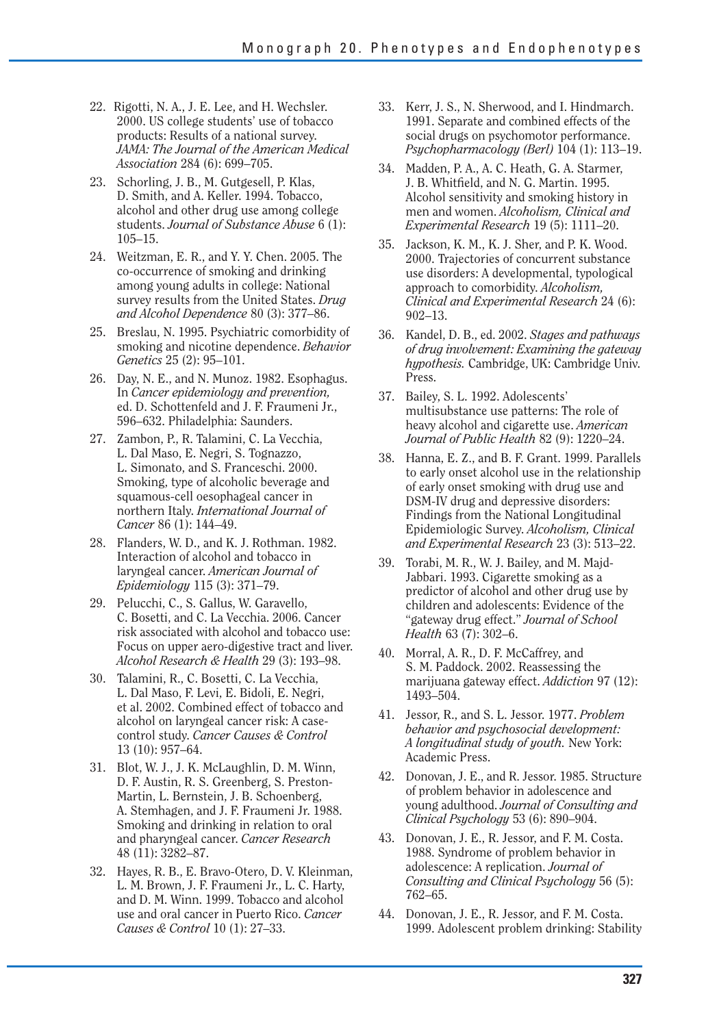22. Rigotti, N. A., J. E. Lee, and H. Wechsler. 2000. US college students' use of tobacco products: Results of a national survey. *JAMA: The Journal of the American Medical Association* 284 (6): 699–705.

23. Schorling, J. B., M. Gutgesell, P. Klas, D. Smith, and A. Keller. 1994. Tobacco, alcohol and other drug use among college students. *Journal of Substance Abuse* 6 (1): 105–15.

24. Weitzman, E. R., and Y. Y. Chen. 2005. The co-occurrence of smoking and drinking among young adults in college: National survey results from the United States. *Drug and Alcohol Dependence* 80 (3): 377–86.

25. Breslau, N. 1995. Psychiatric comorbidity of smoking and nicotine dependence. *Behavior Genetics* 25 (2): 95–101.

26. Day, N. E., and N. Munoz. 1982. Esophagus. In *Cancer epidemiology and prevention,* ed. D. Schottenfeld and J. F. Fraumeni Jr., 596–632. Philadelphia: Saunders.

27. Zambon, P., R. Talamini, C. La Vecchia, L. Dal Maso, E. Negri, S. Tognazzo, L. Simonato, and S. Franceschi. 2000. Smoking, type of alcoholic beverage and squamous-cell oesophageal cancer in northern Italy. *International Journal of Cancer* 86 (1): 144–49.

28. Flanders, W. D., and K. J. Rothman. 1982. Interaction of alcohol and tobacco in laryngeal cancer. *American Journal of Epidemiology* 115 (3): 371–79.

29. Pelucchi, C., S. Gallus, W. Garavello, C. Bosetti, and C. La Vecchia. 2006. Cancer risk associated with alcohol and tobacco use: Focus on upper aero-digestive tract and liver. *Alcohol Research & Health* 29 (3): 193–98.

30. Talamini, R., C. Bosetti, C. La Vecchia, L. Dal Maso, F. Levi, E. Bidoli, E. Negri, et al. 2002. Combined effect of tobacco and alcohol on laryngeal cancer risk: A case-control study. *Cancer Causes & Control* 13 (10): 957–64.

31. Blot, W. J., J. K. McLaughlin, D. M. Winn, D. F. Austin, R. S. Greenberg, S. Preston-Martin, L. Bernstein, J. B. Schoenberg, A. Stemhagen, and J. F. Fraumeni Jr. 1988. Smoking and drinking in relation to oral and pharyngeal cancer. *Cancer Research* 48 (11): 3282–87.

32. Hayes, R. B., E. Bravo-Otero, D. V. Kleinman, L. M. Brown, J. F. Fraumeni Jr., L. C. Harty, and D. M. Winn. 1999. Tobacco and alcohol use and oral cancer in Puerto Rico. *Cancer Causes & Control* 10 (1): 27–33.

33. Kerr, J. S., N. Sherwood, and I. Hindmarch. 1991. Separate and combined effects of the social drugs on psychomotor performance. *Psychopharmacology (Berl)* 104 (1): 113–19.

34. Madden, P. A., A. C. Heath, G. A. Starmer, J. B. Whitfield, and N. G. Martin. 1995. Alcohol sensitivity and smoking history in men and women. *Alcoholism, Clinical and Experimental Research* 19 (5): 1111–20.

35. Jackson, K. M., K. J. Sher, and P. K. Wood. 2000. Trajectories of concurrent substance use disorders: A developmental, typological approach to comorbidity. *Alcoholism, Clinical and Experimental Research* 24 (6): 902–13.

36. Kandel, D. B., ed. 2002. *Stages and pathways of drug involvement: Examining the gateway hypothesis.* Cambridge, UK: Cambridge Univ. Press.

37. Bailey, S. L. 1992. Adolescents' multisubstance use patterns: The role of heavy alcohol and cigarette use. *American Journal of Public Health* 82 (9): 1220–24.

38. Hanna, E. Z., and B. F. Grant. 1999. Parallels to early onset alcohol use in the relationship of early onset smoking with drug use and DSM-IV drug and depressive disorders: Findings from the National Longitudinal Epidemiologic Survey. *Alcoholism, Clinical and Experimental Research* 23 (3): 513–22.

39. Torabi, M. R., W. J. Bailey, and M. Majd-Jabbari. 1993. Cigarette smoking as a predictor of alcohol and other drug use by children and adolescents: Evidence of the "gateway drug effect." *Journal of School Health* 63 (7): 302–6.

40. Morral, A. R., D. F. McCaffrey, and S. M. Paddock. 2002. Reassessing the marijuana gateway effect. *Addiction* 97 (12): 1493–504.

41. Jessor, R., and S. L. Jessor. 1977. *Problem behavior and psychosocial development: A longitudinal study of youth.* New York: Academic Press.

42. Donovan, J. E., and R. Jessor. 1985. Structure of problem behavior in adolescence and young adulthood. *Journal of Consulting and Clinical Psychology* 53 (6): 890–904.

43. Donovan, J. E., R. Jessor, and F. M. Costa. 1988. Syndrome of problem behavior in adolescence: A replication. *Journal of Consulting and Clinical Psychology* 56 (5): 762–65.

44. Donovan, J. E., R. Jessor, and F. M. Costa. 1999. Adolescent problem drinking: Stability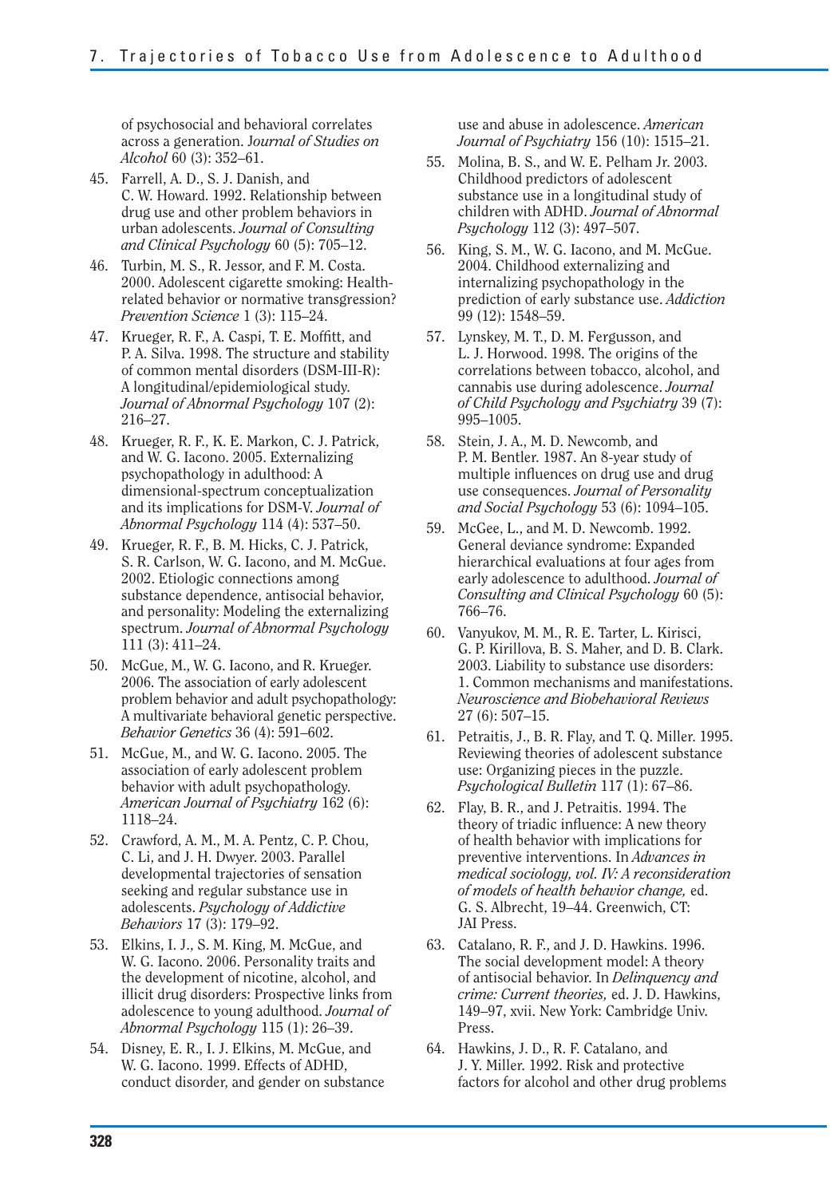of psychosocial and behavioral correlates across a generation. *Journal of Studies on Alcohol* 60 (3): 352–61.

45. Farrell, A. D., S. J. Danish, and C. W. Howard. 1992. Relationship between drug use and other problem behaviors in urban adolescents. *Journal of Consulting and Clinical Psychology* 60 (5): 705–12.
46. Turbin, M. S., R. Jessor, and F. M. Costa. 2000. Adolescent cigarette smoking: Health-related behavior or normative transgression? *Prevention Science* 1 (3): 115–24.
47. Krueger, R. F., A. Caspi, T. E. Moffitt, and P. A. Silva. 1998. The structure and stability of common mental disorders (DSM-III-R): A longitudinal/epidemiological study. *Journal of Abnormal Psychology* 107 (2): 216–27.
48. Krueger, R. F., K. E. Markon, C. J. Patrick, and W. G. Iacono. 2005. Externalizing psychopathology in adulthood: A dimensional-spectrum conceptualization and its implications for DSM-V. *Journal of Abnormal Psychology* 114 (4): 537–50.
49. Krueger, R. F., B. M. Hicks, C. J. Patrick, S. R. Carlson, W. G. Iacono, and M. McGue. 2002. Etiologic connections among substance dependence, antisocial behavior, and personality: Modeling the externalizing spectrum. *Journal of Abnormal Psychology* 111 (3): 411–24.
50. McGue, M., W. G. Iacono, and R. Krueger. 2006. The association of early adolescent problem behavior and adult psychopathology: A multivariate behavioral genetic perspective. *Behavior Genetics* 36 (4): 591–602.
51. McGue, M., and W. G. Iacono. 2005. The association of early adolescent problem behavior with adult psychopathology. *American Journal of Psychiatry* 162 (6): 1118–24.
52. Crawford, A. M., M. A. Pentz, C. P. Chou, C. Li, and J. H. Dwyer. 2003. Parallel developmental trajectories of sensation seeking and regular substance use in adolescents. *Psychology of Addictive Behaviors* 17 (3): 179–92.
53. Elkins, I. J., S. M. King, M. McGue, and W. G. Iacono. 2006. Personality traits and the development of nicotine, alcohol, and illicit drug disorders: Prospective links from adolescence to young adulthood. *Journal of Abnormal Psychology* 115 (1): 26–39.
54. Disney, E. R., I. J. Elkins, M. McGue, and W. G. Iacono. 1999. Effects of ADHD, conduct disorder, and gender on substance use and abuse in adolescence. *American Journal of Psychiatry* 156 (10): 1515–21.
55. Molina, B. S., and W. E. Pelham Jr. 2003. Childhood predictors of adolescent substance use in a longitudinal study of children with ADHD. *Journal of Abnormal Psychology* 112 (3): 497–507.
56. King, S. M., W. G. Iacono, and M. McGue. 2004. Childhood externalizing and internalizing psychopathology in the prediction of early substance use. *Addiction* 99 (12): 1548–59.
57. Lynskey, M. T., D. M. Fergusson, and L. J. Horwood. 1998. The origins of the correlations between tobacco, alcohol, and cannabis use during adolescence. *Journal of Child Psychology and Psychiatry* 39 (7): 995–1005.
58. Stein, J. A., M. D. Newcomb, and P. M. Bentler. 1987. An 8-year study of multiple influences on drug use and drug use consequences. *Journal of Personality and Social Psychology* 53 (6): 1094–105.
59. McGee, L., and M. D. Newcomb. 1992. General deviance syndrome: Expanded hierarchical evaluations at four ages from early adolescence to adulthood. *Journal of Consulting and Clinical Psychology* 60 (5): 766–76.
60. Vanyukov, M. M., R. E. Tarter, L. Kirisci, G. P. Kirillova, B. S. Maher, and D. B. Clark. 2003. Liability to substance use disorders: 1. Common mechanisms and manifestations. *Neuroscience and Biobehavioral Reviews* 27 (6): 507–15.
61. Petraitis, J., B. R. Flay, and T. Q. Miller. 1995. Reviewing theories of adolescent substance use: Organizing pieces in the puzzle. *Psychological Bulletin* 117 (1): 67–86.
62. Flay, B. R., and J. Petraitis. 1994. The theory of triadic influence: A new theory of health behavior with implications for preventive interventions. In *Advances in medical sociology, vol. IV: A reconsideration of models of health behavior change,* ed. G. S. Albrecht, 19–44. Greenwich, CT: JAI Press.
63. Catalano, R. F., and J. D. Hawkins. 1996. The social development model: A theory of antisocial behavior. In *Delinquency and crime: Current theories,* ed. J. D. Hawkins, 149–97, xvii. New York: Cambridge Univ. Press.
64. Hawkins, J. D., R. F. Catalano, and J. Y. Miller. 1992. Risk and protective factors for alcohol and other drug problems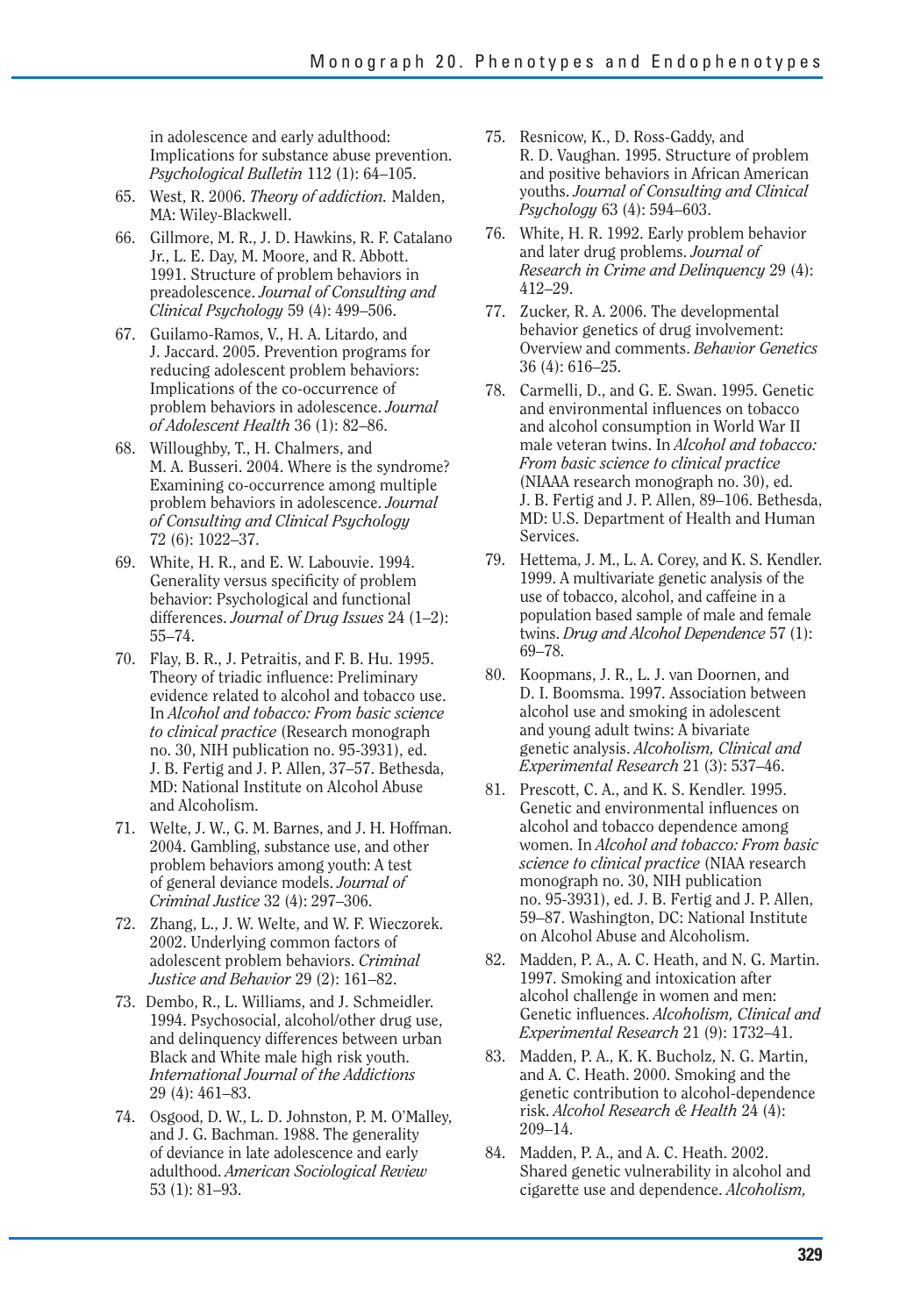in adolescence and early adulthood: Implications for substance abuse prevention. *Psychological Bulletin* 112 (1): 64–105.

65. West, R. 2006. *Theory of addiction.* Malden, MA: Wiley-Blackwell.
66. Gillmore, M. R., J. D. Hawkins, R. F. Catalano Jr., L. E. Day, M. Moore, and R. Abbott. 1991. Structure of problem behaviors in preadolescence. *Journal of Consulting and Clinical Psychology* 59 (4): 499–506.
67. Guilamo-Ramos, V., H. A. Litardo, and J. Jaccard. 2005. Prevention programs for reducing adolescent problem behaviors: Implications of the co-occurrence of problem behaviors in adolescence. *Journal of Adolescent Health* 36 (1): 82–86.
68. Willoughby, T., H. Chalmers, and M. A. Busseri. 2004. Where is the syndrome? Examining co-occurrence among multiple problem behaviors in adolescence. *Journal of Consulting and Clinical Psychology* 72 (6): 1022–37.
69. White, H. R., and E. W. Labouvie. 1994. Generality versus specificity of problem behavior: Psychological and functional differences. *Journal of Drug Issues* 24 (1–2): 55–74.
70. Flay, B. R., J. Petraitis, and F. B. Hu. 1995. Theory of triadic influence: Preliminary evidence related to alcohol and tobacco use. In *Alcohol and tobacco: From basic science to clinical practice* (Research monograph no. 30, NIH publication no. 95-3931), ed. J. B. Fertig and J. P. Allen, 37–57. Bethesda, MD: National Institute on Alcohol Abuse and Alcoholism.
71. Welte, J. W., G. M. Barnes, and J. H. Hoffman. 2004. Gambling, substance use, and other problem behaviors among youth: A test of general deviance models. *Journal of Criminal Justice* 32 (4): 297–306.
72. Zhang, L., J. W. Welte, and W. F. Wieczorek. 2002. Underlying common factors of adolescent problem behaviors. *Criminal Justice and Behavior* 29 (2): 161–82.
73. Dembo, R., L. Williams, and J. Schmeidler. 1994. Psychosocial, alcohol/other drug use, and delinquency differences between urban Black and White male high risk youth. *International Journal of the Addictions* 29 (4): 461–83.
74. Osgood, D. W., L. D. Johnston, P. M. O'Malley, and J. G. Bachman. 1988. The generality of deviance in late adolescence and early adulthood. *American Sociological Review* 53 (1): 81–93.
75. Resnicow, K., D. Ross-Gaddy, and R. D. Vaughan. 1995. Structure of problem and positive behaviors in African American youths. *Journal of Consulting and Clinical Psychology* 63 (4): 594–603.
76. White, H. R. 1992. Early problem behavior and later drug problems. *Journal of Research in Crime and Delinquency* 29 (4): 412–29.
77. Zucker, R. A. 2006. The developmental behavior genetics of drug involvement: Overview and comments. *Behavior Genetics* 36 (4): 616–25.
78. Carmelli, D., and G. E. Swan. 1995. Genetic and environmental influences on tobacco and alcohol consumption in World War II male veteran twins. In *Alcohol and tobacco: From basic science to clinical practice* (NIAAA research monograph no. 30), ed. J. B. Fertig and J. P. Allen, 89–106. Bethesda, MD: U.S. Department of Health and Human Services.
79. Hettema, J. M., L. A. Corey, and K. S. Kendler. 1999. A multivariate genetic analysis of the use of tobacco, alcohol, and caffeine in a population based sample of male and female twins. *Drug and Alcohol Dependence* 57 (1): 69–78.
80. Koopmans, J. R., L. J. van Doornen, and D. I. Boomsma. 1997. Association between alcohol use and smoking in adolescent and young adult twins: A bivariate genetic analysis. *Alcoholism, Clinical and Experimental Research* 21 (3): 537–46.
81. Prescott, C. A., and K. S. Kendler. 1995. Genetic and environmental influences on alcohol and tobacco dependence among women. In *Alcohol and tobacco: From basic science to clinical practice* (NIAAA research monograph no. 30, NIH publication no. 95-3931), ed. J. B. Fertig and J. P. Allen, 59–87. Washington, DC: National Institute on Alcohol Abuse and Alcoholism.
82. Madden, P. A., A. C. Heath, and N. G. Martin. 1997. Smoking and intoxication after alcohol challenge in women and men: Genetic influences. *Alcoholism, Clinical and Experimental Research* 21 (9): 1732–41.
83. Madden, P. A., K. K. Bucholz, N. G. Martin, and A. C. Heath. 2000. Smoking and the genetic contribution to alcohol-dependence risk. *Alcohol Research & Health* 24 (4): 209–14.
84. Madden, P. A., and A. C. Heath. 2002. Shared genetic vulnerability in alcohol and cigarette use and dependence. *Alcoholism,*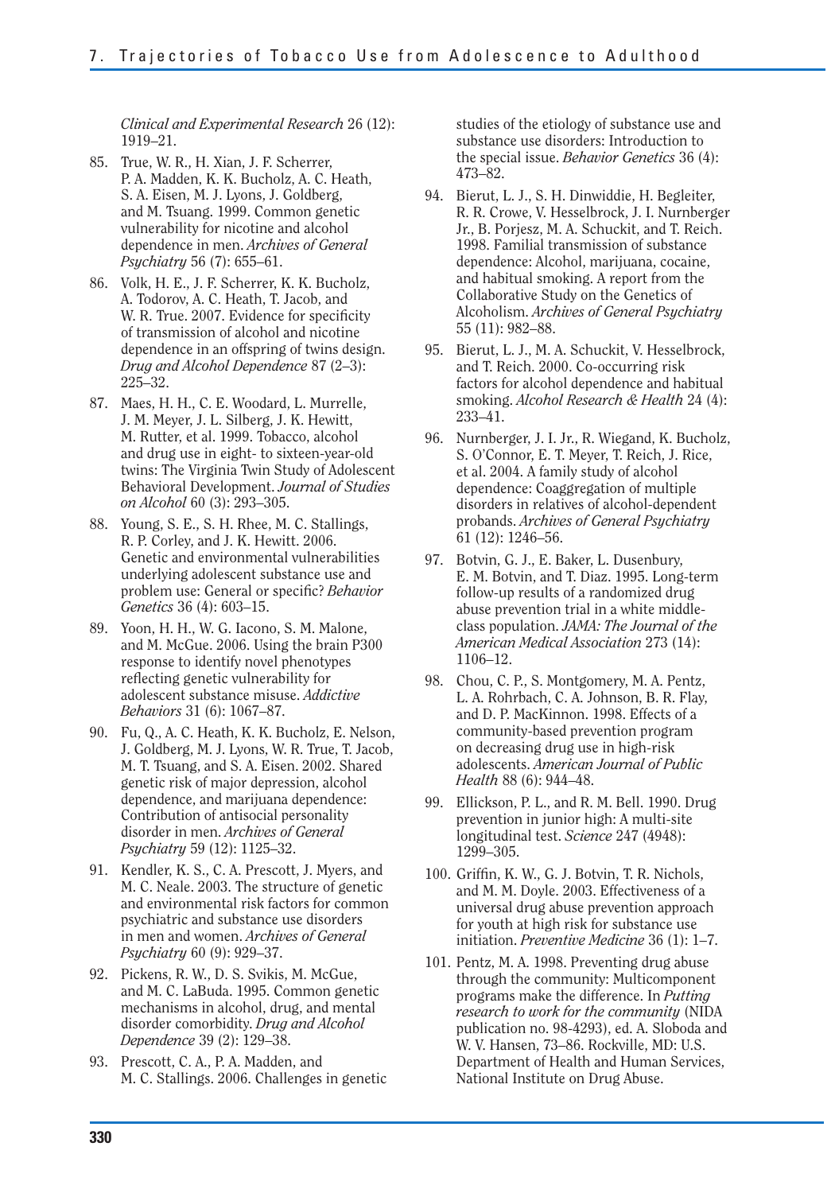*Clinical and Experimental Research* 26 (12): 1919–21.

85. True, W. R., H. Xian, J. F. Scherrer, P. A. Madden, K. K. Bucholz, A. C. Heath, S. A. Eisen, M. J. Lyons, J. Goldberg, and M. Tsuang. 1999. Common genetic vulnerability for nicotine and alcohol dependence in men. *Archives of General Psychiatry* 56 (7): 655–61.

86. Volk, H. E., J. F. Scherrer, K. K. Bucholz, A. Todorov, A. C. Heath, T. Jacob, and W. R. True. 2007. Evidence for specificity of transmission of alcohol and nicotine dependence in an offspring of twins design. *Drug and Alcohol Dependence* 87 (2–3): 225–32.

87. Maes, H. H., C. E. Woodard, L. Murrelle, J. M. Meyer, J. L. Silberg, J. K. Hewitt, M. Rutter, et al. 1999. Tobacco, alcohol and drug use in eight- to sixteen-year-old twins: The Virginia Twin Study of Adolescent Behavioral Development. *Journal of Studies on Alcohol* 60 (3): 293–305.

88. Young, S. E., S. H. Rhee, M. C. Stallings, R. P. Corley, and J. K. Hewitt. 2006. Genetic and environmental vulnerabilities underlying adolescent substance use and problem use: General or specific? *Behavior Genetics* 36 (4): 603–15.

89. Yoon, H. H., W. G. Iacono, S. M. Malone, and M. McGue. 2006. Using the brain P300 response to identify novel phenotypes reflecting genetic vulnerability for adolescent substance misuse. *Addictive Behaviors* 31 (6): 1067–87.

90. Fu, Q., A. C. Heath, K. K. Bucholz, E. Nelson, J. Goldberg, M. J. Lyons, W. R. True, T. Jacob, M. T. Tsuang, and S. A. Eisen. 2002. Shared genetic risk of major depression, alcohol dependence, and marijuana dependence: Contribution of antisocial personality disorder in men. *Archives of General Psychiatry* 59 (12): 1125–32.

91. Kendler, K. S., C. A. Prescott, J. Myers, and M. C. Neale. 2003. The structure of genetic and environmental risk factors for common psychiatric and substance use disorders in men and women. *Archives of General Psychiatry* 60 (9): 929–37.

92. Pickens, R. W., D. S. Svikis, M. McGue, and M. C. LaBuda. 1995. Common genetic mechanisms in alcohol, drug, and mental disorder comorbidity. *Drug and Alcohol Dependence* 39 (2): 129–38.

93. Prescott, C. A., P. A. Madden, and M. C. Stallings. 2006. Challenges in genetic studies of the etiology of substance use and substance use disorders: Introduction to the special issue. *Behavior Genetics* 36 (4): 473–82.

94. Bierut, L. J., S. H. Dinwiddie, H. Begleiter, R. R. Crowe, V. Hesselbrock, J. I. Nurnberger Jr., B. Porjesz, M. A. Schuckit, and T. Reich. 1998. Familial transmission of substance dependence: Alcohol, marijuana, cocaine, and habitual smoking. A report from the Collaborative Study on the Genetics of Alcoholism. *Archives of General Psychiatry* 55 (11): 982–88.

95. Bierut, L. J., M. A. Schuckit, V. Hesselbrock, and T. Reich. 2000. Co-occurring risk factors for alcohol dependence and habitual smoking. *Alcohol Research & Health* 24 (4): 233–41.

96. Nurnberger, J. I. Jr., R. Wiegand, K. Bucholz, S. O'Connor, E. T. Meyer, T. Reich, J. Rice, et al. 2004. A family study of alcohol dependence: Coaggregation of multiple disorders in relatives of alcohol-dependent probands. *Archives of General Psychiatry* 61 (12): 1246–56.

97. Botvin, G. J., E. Baker, L. Dusenbury, E. M. Botvin, and T. Diaz. 1995. Long-term follow-up results of a randomized drug abuse prevention trial in a white middle-class population. *JAMA: The Journal of the American Medical Association* 273 (14): 1106–12.

98. Chou, C. P., S. Montgomery, M. A. Pentz, L. A. Rohrbach, C. A. Johnson, B. R. Flay, and D. P. MacKinnon. 1998. Effects of a community-based prevention program on decreasing drug use in high-risk adolescents. *American Journal of Public Health* 88 (6): 944–48.

99. Ellickson, P. L., and R. M. Bell. 1990. Drug prevention in junior high: A multi-site longitudinal test. *Science* 247 (4948): 1299–305.

100. Griffin, K. W., G. J. Botvin, T. R. Nichols, and M. M. Doyle. 2003. Effectiveness of a universal drug abuse prevention approach for youth at high risk for substance use initiation. *Preventive Medicine* 36 (1): 1–7.

101. Pentz, M. A. 1998. Preventing drug abuse through the community: Multicomponent programs make the difference. In *Putting research to work for the community* (NIDA publication no. 98-4293), ed. A. Sloboda and W. V. Hansen, 73–86. Rockville, MD: U.S. Department of Health and Human Services, National Institute on Drug Abuse.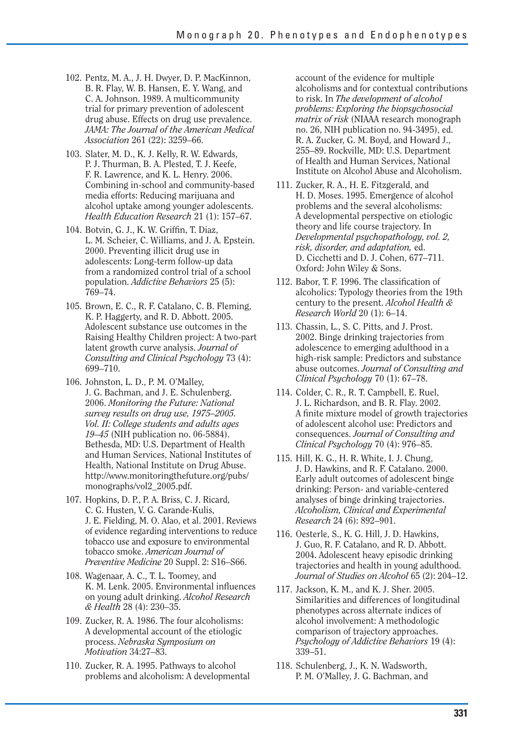102. Pentz, M. A., J. H. Dwyer, D. P. MacKinnon, B. R. Flay, W. B. Hansen, E. Y. Wang, and C. A. Johnson. 1989. A multicommunity trial for primary prevention of adolescent drug abuse. Effects on drug use prevalence. *JAMA: The Journal of the American Medical Association* 261 (22): 3259–66.

103. Slater, M. D., K. J. Kelly, R. W. Edwards, P. J. Thurman, B. A. Plested, T. J. Keefe, F. R. Lawrence, and K. L. Henry. 2006. Combining in-school and community-based media efforts: Reducing marijuana and alcohol uptake among younger adolescents. *Health Education Research* 21 (1): 157–67.

104. Botvin, G. J., K. W. Griffin, T. Diaz, L. M. Scheier, C. Williams, and J. A. Epstein. 2000. Preventing illicit drug use in adolescents: Long-term follow-up data from a randomized control trial of a school population. *Addictive Behaviors* 25 (5): 769–74.

105. Brown, E. C., R. F. Catalano, C. B. Fleming, K. P. Haggerty, and R. D. Abbott. 2005. Adolescent substance use outcomes in the Raising Healthy Children project: A two-part latent growth curve analysis. *Journal of Consulting and Clinical Psychology* 73 (4): 699–710.

106. Johnston, L. D., P. M. O'Malley, J. G. Bachman, and J. E. Schulenberg. 2006. *Monitoring the Future: National survey results on drug use, 1975–2005. Vol. II: College students and adults ages 19–45* (NIH publication no. 06-5884). Bethesda, MD: U.S. Department of Health and Human Services, National Institutes of Health, National Institute on Drug Abuse. http://www.monitoringthefuture.org/pubs/monographs/vol2_2005.pdf.

107. Hopkins, D. P., P. A. Briss, C. J. Ricard, C. G. Husten, V. G. Carande-Kulis, J. E. Fielding, M. O. Alao, et al. 2001. Reviews of evidence regarding interventions to reduce tobacco use and exposure to environmental tobacco smoke. *American Journal of Preventive Medicine* 20 Suppl. 2: S16–S66.

108. Wagenaar, A. C., T. L. Toomey, and K. M. Lenk. 2005. Environmental influences on young adult drinking. *Alcohol Research & Health* 28 (4): 230–35.

109. Zucker, R. A. 1986. The four alcoholisms: A developmental account of the etiologic process. *Nebraska Symposium on Motivation* 34:27–83.

110. Zucker, R. A. 1995. Pathways to alcohol problems and alcoholism: A developmental account of the evidence for multiple alcoholisms and for contextual contributions to risk. In *The development of alcohol problems: Exploring the biopsychosocial matrix of risk* (NIAAA research monograph no. 26, NIH publication no. 94-3495), ed. R. A. Zucker, G. M. Boyd, and Howard J., 255–89. Rockville, MD: U.S. Department of Health and Human Services, National Institute on Alcohol Abuse and Alcoholism.

111. Zucker, R. A., H. E. Fitzgerald, and H. D. Moses. 1995. Emergence of alcohol problems and the several alcoholisms: A developmental perspective on etiologic theory and life course trajectory. In *Developmental psychopathology, vol. 2, risk, disorder, and adaptation,* ed. D. Cicchetti and D. J. Cohen, 677–711. Oxford: John Wiley & Sons.

112. Babor, T. F. 1996. The classification of alcoholics: Typology theories from the 19th century to the present. *Alcohol Health & Research World* 20 (1): 6–14.

113. Chassin, L., S. C. Pitts, and J. Prost. 2002. Binge drinking trajectories from adolescence to emerging adulthood in a high-risk sample: Predictors and substance abuse outcomes. *Journal of Consulting and Clinical Psychology* 70 (1): 67–78.

114. Colder, C. R., R. T. Campbell, E. Ruel, J. L. Richardson, and B. R. Flay. 2002. A finite mixture model of growth trajectories of adolescent alcohol use: Predictors and consequences. *Journal of Consulting and Clinical Psychology* 70 (4): 976–85.

115. Hill, K. G., H. R. White, I. J. Chung, J. D. Hawkins, and R. F. Catalano. 2000. Early adult outcomes of adolescent binge drinking: Person- and variable-centered analyses of binge drinking trajectories. *Alcoholism, Clinical and Experimental Research* 24 (6): 892–901.

116. Oesterle, S., K. G. Hill, J. D. Hawkins, J. Guo, R. F. Catalano, and R. D. Abbott. 2004. Adolescent heavy episodic drinking trajectories and health in young adulthood. *Journal of Studies on Alcohol* 65 (2): 204–12.

117. Jackson, K. M., and K. J. Sher. 2005. Similarities and differences of longitudinal phenotypes across alternate indices of alcohol involvement: A methodologic comparison of trajectory approaches. *Psychology of Addictive Behaviors* 19 (4): 339–51.

118. Schulenberg, J., K. N. Wadsworth, P. M. O'Malley, J. G. Bachman, and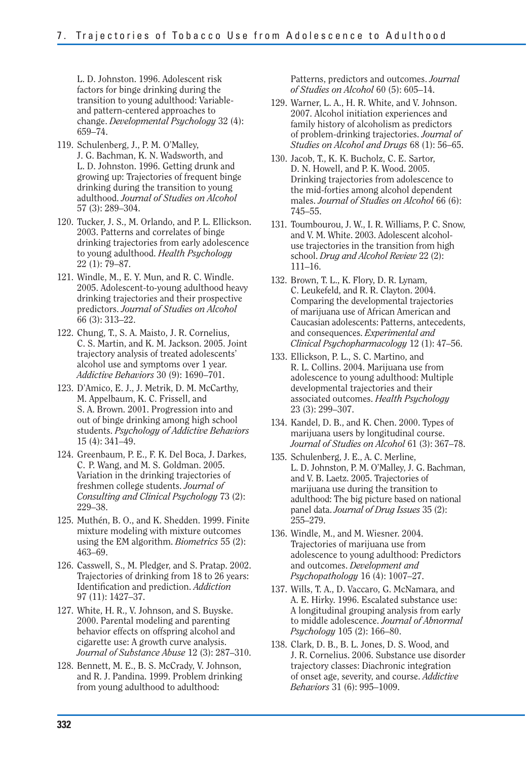L. D. Johnston. 1996. Adolescent risk factors for binge drinking during the transition to young adulthood: Variable- and pattern-centered approaches to change. *Developmental Psychology* 32 (4): 659–74.

119. Schulenberg, J., P. M. O'Malley, J. G. Bachman, K. N. Wadsworth, and L. D. Johnston. 1996. Getting drunk and growing up: Trajectories of frequent binge drinking during the transition to young adulthood. *Journal of Studies on Alcohol* 57 (3): 289–304.

120. Tucker, J. S., M. Orlando, and P. L. Ellickson. 2003. Patterns and correlates of binge drinking trajectories from early adolescence to young adulthood. *Health Psychology* 22 (1): 79–87.

121. Windle, M., E. Y. Mun, and R. C. Windle. 2005. Adolescent-to-young adulthood heavy drinking trajectories and their prospective predictors. *Journal of Studies on Alcohol* 66 (3): 313–22.

122. Chung, T., S. A. Maisto, J. R. Cornelius, C. S. Martin, and K. M. Jackson. 2005. Joint trajectory analysis of treated adolescents' alcohol use and symptoms over 1 year. *Addictive Behaviors* 30 (9): 1690–701.

123. D'Amico, E. J., J. Metrik, D. M. McCarthy, M. Appelbaum, K. C. Frissell, and S. A. Brown. 2001. Progression into and out of binge drinking among high school students. *Psychology of Addictive Behaviors* 15 (4): 341–49.

124. Greenbaum, P. E., F. K. Del Boca, J. Darkes, C. P. Wang, and M. S. Goldman. 2005. Variation in the drinking trajectories of freshmen college students. *Journal of Consulting and Clinical Psychology* 73 (2): 229–38.

125. Muthén, B. O., and K. Shedden. 1999. Finite mixture modeling with mixture outcomes using the EM algorithm. *Biometrics* 55 (2): 463–69.

126. Casswell, S., M. Pledger, and S. Pratap. 2002. Trajectories of drinking from 18 to 26 years: Identification and prediction. *Addiction* 97 (11): 1427–37.

127. White, H. R., V. Johnson, and S. Buyske. 2000. Parental modeling and parenting behavior effects on offspring alcohol and cigarette use: A growth curve analysis. *Journal of Substance Abuse* 12 (3): 287–310.

128. Bennett, M. E., B. S. McCrady, V. Johnson, and R. J. Pandina. 1999. Problem drinking from young adulthood to adulthood: Patterns, predictors and outcomes. *Journal of Studies on Alcohol* 60 (5): 605–14.

129. Warner, L. A., H. R. White, and V. Johnson. 2007. Alcohol initiation experiences and family history of alcoholism as predictors of problem-drinking trajectories. *Journal of Studies on Alcohol and Drugs* 68 (1): 56–65.

130. Jacob, T., K. K. Bucholz, C. E. Sartor, D. N. Howell, and P. K. Wood. 2005. Drinking trajectories from adolescence to the mid-forties among alcohol dependent males. *Journal of Studies on Alcohol* 66 (6): 745–55.

131. Toumbourou, J. W., I. R. Williams, P. C. Snow, and V. M. White. 2003. Adolescent alcohol-use trajectories in the transition from high school. *Drug and Alcohol Review* 22 (2): 111–16.

132. Brown, T. L., K. Flory, D. R. Lynam, C. Leukefeld, and R. R. Clayton. 2004. Comparing the developmental trajectories of marijuana use of African American and Caucasian adolescents: Patterns, antecedents, and consequences. *Experimental and Clinical Psychopharmacology* 12 (1): 47–56.

133. Ellickson, P. L., S. C. Martino, and R. L. Collins. 2004. Marijuana use from adolescence to young adulthood: Multiple developmental trajectories and their associated outcomes. *Health Psychology* 23 (3): 299–307.

134. Kandel, D. B., and K. Chen. 2000. Types of marijuana users by longitudinal course. *Journal of Studies on Alcohol* 61 (3): 367–78.

135. Schulenberg, J. E., A. C. Merline, L. D. Johnston, P. M. O'Malley, J. G. Bachman, and V. B. Laetz. 2005. Trajectories of marijuana use during the transition to adulthood: The big picture based on national panel data. *Journal of Drug Issues* 35 (2): 255–279.

136. Windle, M., and M. Wiesner. 2004. Trajectories of marijuana use from adolescence to young adulthood: Predictors and outcomes. *Development and Psychopathology* 16 (4): 1007–27.

137. Wills, T. A., D. Vaccaro, G. McNamara, and A. E. Hirky. 1996. Escalated substance use: A longitudinal grouping analysis from early to middle adolescence. *Journal of Abnormal Psychology* 105 (2): 166–80.

138. Clark, D. B., B. L. Jones, D. S. Wood, and J. R. Cornelius. 2006. Substance use disorder trajectory classes: Diachronic integration of onset age, severity, and course. *Addictive Behaviors* 31 (6): 995–1009.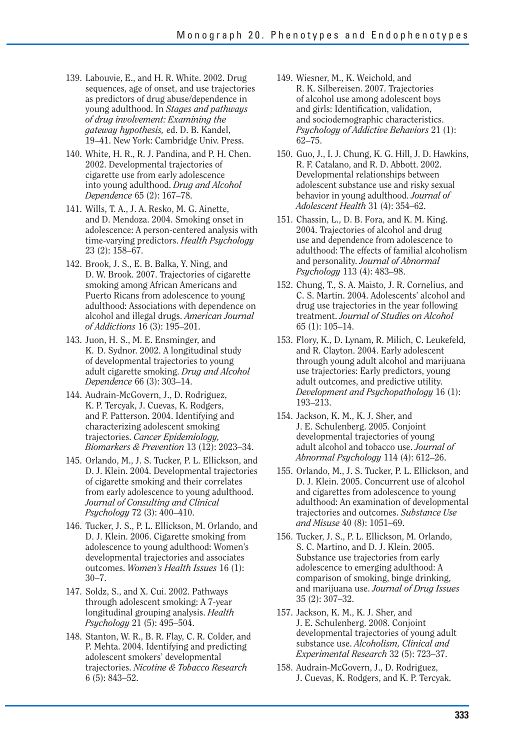139. Labouvie, E., and H. R. White. 2002. Drug sequences, age of onset, and use trajectories as predictors of drug abuse/dependence in young adulthood. In *Stages and pathways of drug involvement: Examining the gateway hypothesis,* ed. D. B. Kandel, 19–41. New York: Cambridge Univ. Press.

140. White, H. R., R. J. Pandina, and P. H. Chen. 2002. Developmental trajectories of cigarette use from early adolescence into young adulthood. *Drug and Alcohol Dependence* 65 (2): 167–78.

141. Wills, T. A., J. A. Resko, M. G. Ainette, and D. Mendoza. 2004. Smoking onset in adolescence: A person-centered analysis with time-varying predictors. *Health Psychology* 23 (2): 158–67.

142. Brook, J. S., E. B. Balka, Y. Ning, and D. W. Brook. 2007. Trajectories of cigarette smoking among African Americans and Puerto Ricans from adolescence to young adulthood: Associations with dependence on alcohol and illegal drugs. *American Journal of Addictions* 16 (3): 195–201.

143. Juon, H. S., M. E. Ensminger, and K. D. Sydnor. 2002. A longitudinal study of developmental trajectories to young adult cigarette smoking. *Drug and Alcohol Dependence* 66 (3): 303–14.

144. Audrain-McGovern, J., D. Rodriguez, K. P. Tercyak, J. Cuevas, K. Rodgers, and F. Patterson. 2004. Identifying and characterizing adolescent smoking trajectories. *Cancer Epidemiology, Biomarkers & Prevention* 13 (12): 2023–34.

145. Orlando, M., J. S. Tucker, P. L. Ellickson, and D. J. Klein. 2004. Developmental trajectories of cigarette smoking and their correlates from early adolescence to young adulthood. *Journal of Consulting and Clinical Psychology* 72 (3): 400–410.

146. Tucker, J. S., P. L. Ellickson, M. Orlando, and D. J. Klein. 2006. Cigarette smoking from adolescence to young adulthood: Women's developmental trajectories and associates outcomes. *Women's Health Issues* 16 (1): 30–7.

147. Soldz, S., and X. Cui. 2002. Pathways through adolescent smoking: A 7-year longitudinal grouping analysis. *Health Psychology* 21 (5): 495–504.

148. Stanton, W. R., B. R. Flay, C. R. Colder, and P. Mehta. 2004. Identifying and predicting adolescent smokers' developmental trajectories. *Nicotine & Tobacco Research* 6 (5): 843–52.

149. Wiesner, M., K. Weichold, and R. K. Silbereisen. 2007. Trajectories of alcohol use among adolescent boys and girls: Identification, validation, and sociodemographic characteristics. *Psychology of Addictive Behaviors* 21 (1): 62–75.

150. Guo, J., I. J. Chung, K. G. Hill, J. D. Hawkins, R. F. Catalano, and R. D. Abbott. 2002. Developmental relationships between adolescent substance use and risky sexual behavior in young adulthood. *Journal of Adolescent Health* 31 (4): 354–62.

151. Chassin, L., D. B. Fora, and K. M. King. 2004. Trajectories of alcohol and drug use and dependence from adolescence to adulthood: The effects of familial alcoholism and personality. *Journal of Abnormal Psychology* 113 (4): 483–98.

152. Chung, T., S. A. Maisto, J. R. Cornelius, and C. S. Martin. 2004. Adolescents' alcohol and drug use trajectories in the year following treatment. *Journal of Studies on Alcohol* 65 (1): 105–14.

153. Flory, K., D. Lynam, R. Milich, C. Leukefeld, and R. Clayton. 2004. Early adolescent through young adult alcohol and marijuana use trajectories: Early predictors, young adult outcomes, and predictive utility. *Development and Psychopathology* 16 (1): 193–213.

154. Jackson, K. M., K. J. Sher, and J. E. Schulenberg. 2005. Conjoint developmental trajectories of young adult alcohol and tobacco use. *Journal of Abnormal Psychology* 114 (4): 612–26.

155. Orlando, M., J. S. Tucker, P. L. Ellickson, and D. J. Klein. 2005. Concurrent use of alcohol and cigarettes from adolescence to young adulthood: An examination of developmental trajectories and outcomes. *Substance Use and Misuse* 40 (8): 1051–69.

156. Tucker, J. S., P. L. Ellickson, M. Orlando, S. C. Martino, and D. J. Klein. 2005. Substance use trajectories from early adolescence to emerging adulthood: A comparison of smoking, binge drinking, and marijuana use. *Journal of Drug Issues* 35 (2): 307–32.

157. Jackson, K. M., K. J. Sher, and J. E. Schulenberg. 2008. Conjoint developmental trajectories of young adult substance use. *Alcoholism, Clinical and Experimental Research* 32 (5): 723–37.

158. Audrain-McGovern, J., D. Rodriguez, J. Cuevas, K. Rodgers, and K. P. Tercyak.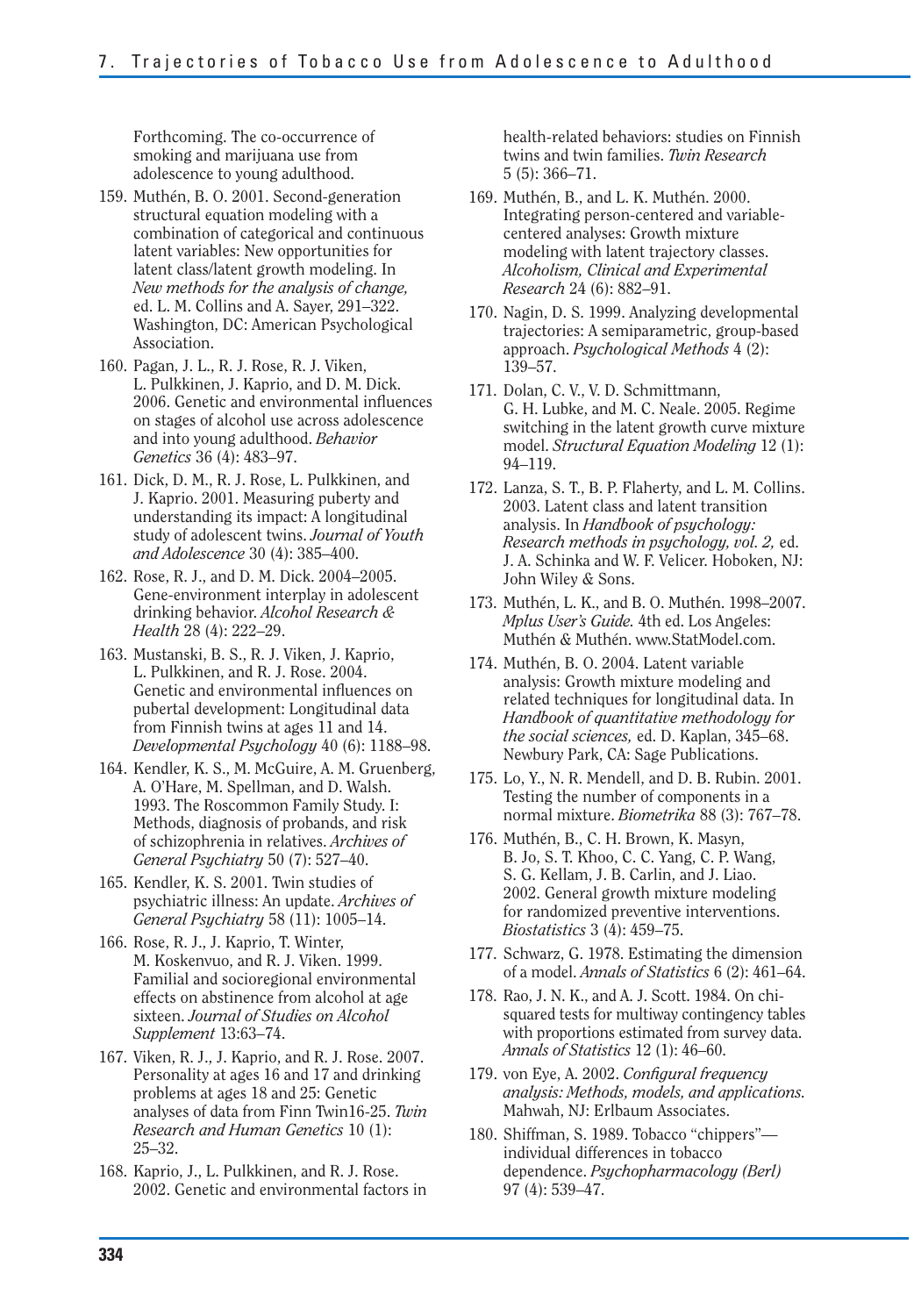Forthcoming. The co-occurrence of smoking and marijuana use from adolescence to young adulthood.

159. Muthén, B. O. 2001. Second-generation structural equation modeling with a combination of categorical and continuous latent variables: New opportunities for latent class/latent growth modeling. In *New methods for the analysis of change,* ed. L. M. Collins and A. Sayer, 291–322. Washington, DC: American Psychological Association.

160. Pagan, J. L., R. J. Rose, R. J. Viken, L. Pulkkinen, J. Kaprio, and D. M. Dick. 2006. Genetic and environmental influences on stages of alcohol use across adolescence and into young adulthood. *Behavior Genetics* 36 (4): 483–97.

161. Dick, D. M., R. J. Rose, L. Pulkkinen, and J. Kaprio. 2001. Measuring puberty and understanding its impact: A longitudinal study of adolescent twins. *Journal of Youth and Adolescence* 30 (4): 385–400.

162. Rose, R. J., and D. M. Dick. 2004–2005. Gene-environment interplay in adolescent drinking behavior. *Alcohol Research & Health* 28 (4): 222–29.

163. Mustanski, B. S., R. J. Viken, J. Kaprio, L. Pulkkinen, and R. J. Rose. 2004. Genetic and environmental influences on pubertal development: Longitudinal data from Finnish twins at ages 11 and 14. *Developmental Psychology* 40 (6): 1188–98.

164. Kendler, K. S., M. McGuire, A. M. Gruenberg, A. O'Hare, M. Spellman, and D. Walsh. 1993. The Roscommon Family Study. I: Methods, diagnosis of probands, and risk of schizophrenia in relatives. *Archives of General Psychiatry* 50 (7): 527–40.

165. Kendler, K. S. 2001. Twin studies of psychiatric illness: An update. *Archives of General Psychiatry* 58 (11): 1005–14.

166. Rose, R. J., J. Kaprio, T. Winter, M. Koskenvuo, and R. J. Viken. 1999. Familial and socioregional environmental effects on abstinence from alcohol at age sixteen. *Journal of Studies on Alcohol Supplement* 13:63–74.

167. Viken, R. J., J. Kaprio, and R. J. Rose. 2007. Personality at ages 16 and 17 and drinking problems at ages 18 and 25: Genetic analyses of data from Finn Twin16-25. *Twin Research and Human Genetics* 10 (1): 25–32.

168. Kaprio, J., L. Pulkkinen, and R. J. Rose. 2002. Genetic and environmental factors in health-related behaviors: studies on Finnish twins and twin families. *Twin Research* 5 (5): 366–71.

169. Muthén, B., and L. K. Muthén. 2000. Integrating person-centered and variable-centered analyses: Growth mixture modeling with latent trajectory classes. *Alcoholism, Clinical and Experimental Research* 24 (6): 882–91.

170. Nagin, D. S. 1999. Analyzing developmental trajectories: A semiparametric, group-based approach. *Psychological Methods* 4 (2): 139–57.

171. Dolan, C. V., V. D. Schmittmann, G. H. Lubke, and M. C. Neale. 2005. Regime switching in the latent growth curve mixture model. *Structural Equation Modeling* 12 (1): 94–119.

172. Lanza, S. T., B. P. Flaherty, and L. M. Collins. 2003. Latent class and latent transition analysis. In *Handbook of psychology: Research methods in psychology, vol. 2,* ed. J. A. Schinka and W. F. Velicer. Hoboken, NJ: John Wiley & Sons.

173. Muthén, L. K., and B. O. Muthén. 1998–2007. *Mplus User's Guide.* 4th ed. Los Angeles: Muthén & Muthén. www.StatModel.com.

174. Muthén, B. O. 2004. Latent variable analysis: Growth mixture modeling and related techniques for longitudinal data. In *Handbook of quantitative methodology for the social sciences,* ed. D. Kaplan, 345–68. Newbury Park, CA: Sage Publications.

175. Lo, Y., N. R. Mendell, and D. B. Rubin. 2001. Testing the number of components in a normal mixture. *Biometrika* 88 (3): 767–78.

176. Muthén, B., C. H. Brown, K. Masyn, B. Jo, S. T. Khoo, C. C. Yang, C. P. Wang, S. G. Kellam, J. B. Carlin, and J. Liao. 2002. General growth mixture modeling for randomized preventive interventions. *Biostatistics* 3 (4): 459–75.

177. Schwarz, G. 1978. Estimating the dimension of a model. *Annals of Statistics* 6 (2): 461–64.

178. Rao, J. N. K., and A. J. Scott. 1984. On chi-squared tests for multiway contingency tables with proportions estimated from survey data. *Annals of Statistics* 12 (1): 46–60.

179. von Eye, A. 2002. *Configural frequency analysis: Methods, models, and applications.* Mahwah, NJ: Erlbaum Associates.

180. Shiffman, S. 1989. Tobacco "chippers"—individual differences in tobacco dependence. *Psychopharmacology (Berl)* 97 (4): 539–47.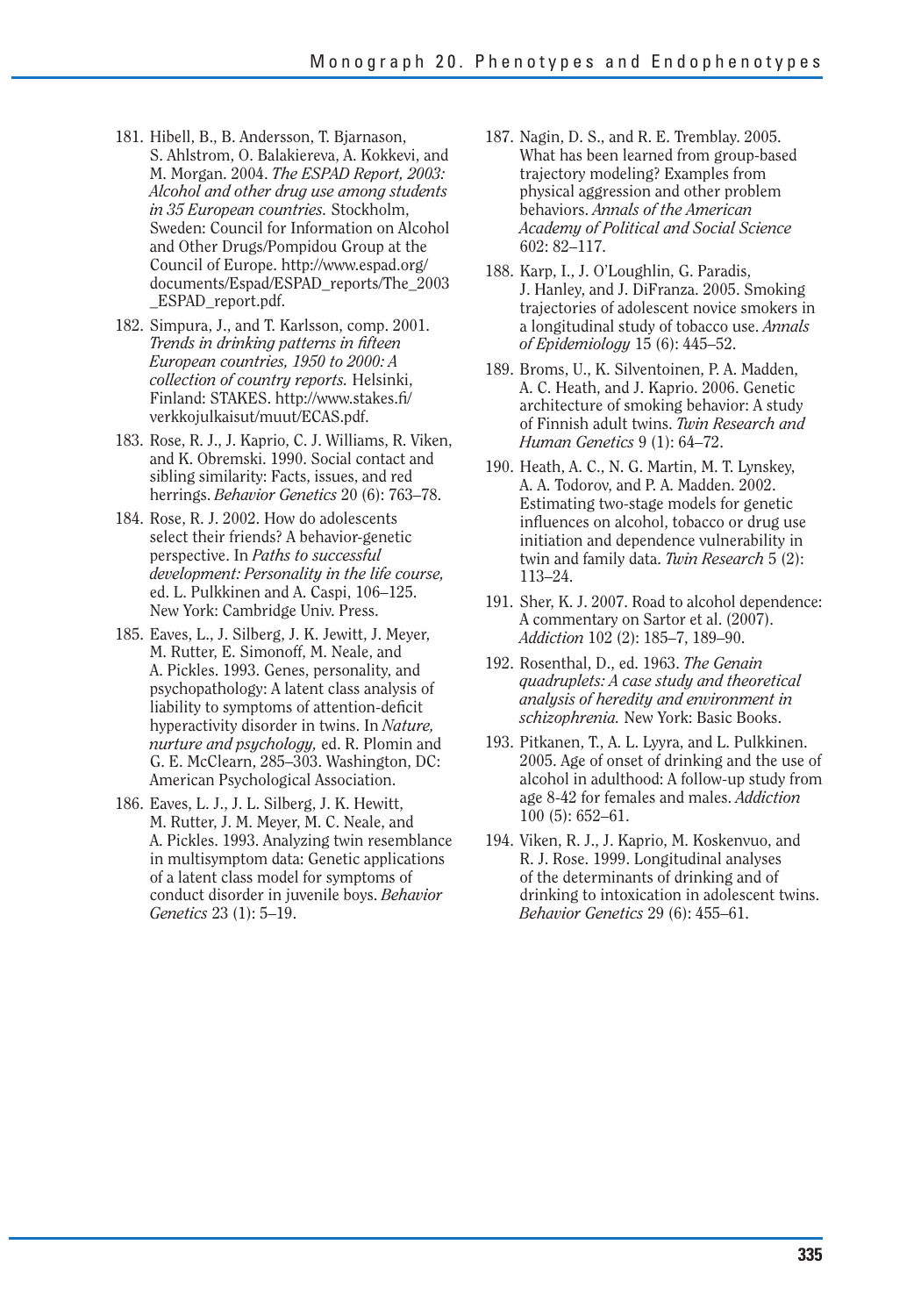181. Hibell, B., B. Andersson, T. Bjarnason, S. Ahlstrom, O. Balakiereva, A. Kokkevi, and M. Morgan. 2004. *The ESPAD Report, 2003: Alcohol and other drug use among students in 35 European countries.* Stockholm, Sweden: Council for Information on Alcohol and Other Drugs/Pompidou Group at the Council of Europe. http://www.espad.org/documents/Espad/ESPAD_reports/The_2003_ESPAD_report.pdf.

182. Simpura, J., and T. Karlsson, comp. 2001. *Trends in drinking patterns in fifteen European countries, 1950 to 2000: A collection of country reports.* Helsinki, Finland: STAKES. http://www.stakes.fi/verkkojulkaisut/muut/ECAS.pdf.

183. Rose, R. J., J. Kaprio, C. J. Williams, R. Viken, and K. Obremski. 1990. Social contact and sibling similarity: Facts, issues, and red herrings. *Behavior Genetics* 20 (6): 763–78.

184. Rose, R. J. 2002. How do adolescents select their friends? A behavior-genetic perspective. In *Paths to successful development: Personality in the life course,* ed. L. Pulkkinen and A. Caspi, 106–125. New York: Cambridge Univ. Press.

185. Eaves, L., J. Silberg, J. K. Jewitt, J. Meyer, M. Rutter, E. Simonoff, M. Neale, and A. Pickles. 1993. Genes, personality, and psychopathology: A latent class analysis of liability to symptoms of attention-deficit hyperactivity disorder in twins. In *Nature, nurture and psychology,* ed. R. Plomin and G. E. McClearn, 285–303. Washington, DC: American Psychological Association.

186. Eaves, L. J., J. L. Silberg, J. K. Hewitt, M. Rutter, J. M. Meyer, M. C. Neale, and A. Pickles. 1993. Analyzing twin resemblance in multisymptom data: Genetic applications of a latent class model for symptoms of conduct disorder in juvenile boys. *Behavior Genetics* 23 (1): 5–19.

187. Nagin, D. S., and R. E. Tremblay. 2005. What has been learned from group-based trajectory modeling? Examples from physical aggression and other problem behaviors. *Annals of the American Academy of Political and Social Science* 602: 82–117.

188. Karp, I., J. O'Loughlin, G. Paradis, J. Hanley, and J. DiFranza. 2005. Smoking trajectories of adolescent novice smokers in a longitudinal study of tobacco use. *Annals of Epidemiology* 15 (6): 445–52.

189. Broms, U., K. Silventoinen, P. A. Madden, A. C. Heath, and J. Kaprio. 2006. Genetic architecture of smoking behavior: A study of Finnish adult twins. *Twin Research and Human Genetics* 9 (1): 64–72.

190. Heath, A. C., N. G. Martin, M. T. Lynskey, A. A. Todorov, and P. A. Madden. 2002. Estimating two-stage models for genetic influences on alcohol, tobacco or drug use initiation and dependence vulnerability in twin and family data. *Twin Research* 5 (2): 113–24.

191. Sher, K. J. 2007. Road to alcohol dependence: A commentary on Sartor et al. (2007). *Addiction* 102 (2): 185–7, 189–90.

192. Rosenthal, D., ed. 1963. *The Genain quadruplets: A case study and theoretical analysis of heredity and environment in schizophrenia.* New York: Basic Books.

193. Pitkanen, T., A. L. Lyyra, and L. Pulkkinen. 2005. Age of onset of drinking and the use of alcohol in adulthood: A follow-up study from age 8-42 for females and males. *Addiction* 100 (5): 652–61.

194. Viken, R. J., J. Kaprio, M. Koskenvuo, and R. J. Rose. 1999. Longitudinal analyses of the determinants of drinking and of drinking to intoxication in adolescent twins. *Behavior Genetics* 29 (6): 455–61.